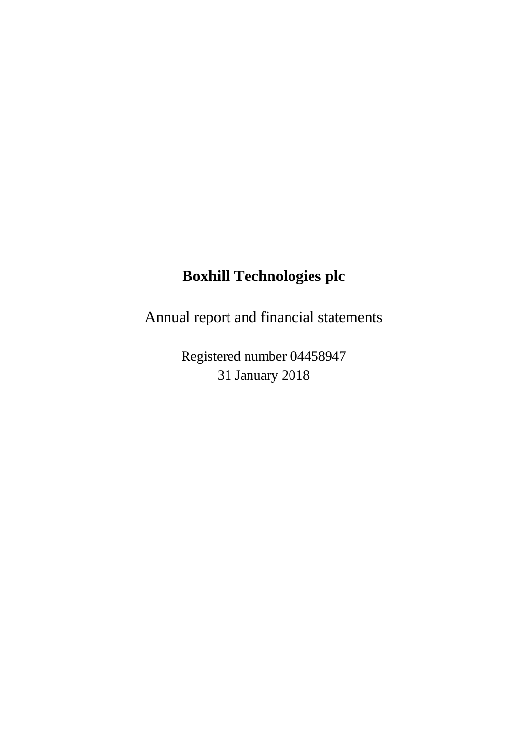# Boxhill Technologies plc

Annual report and financial statements

Registered number 04458947
31 January 2018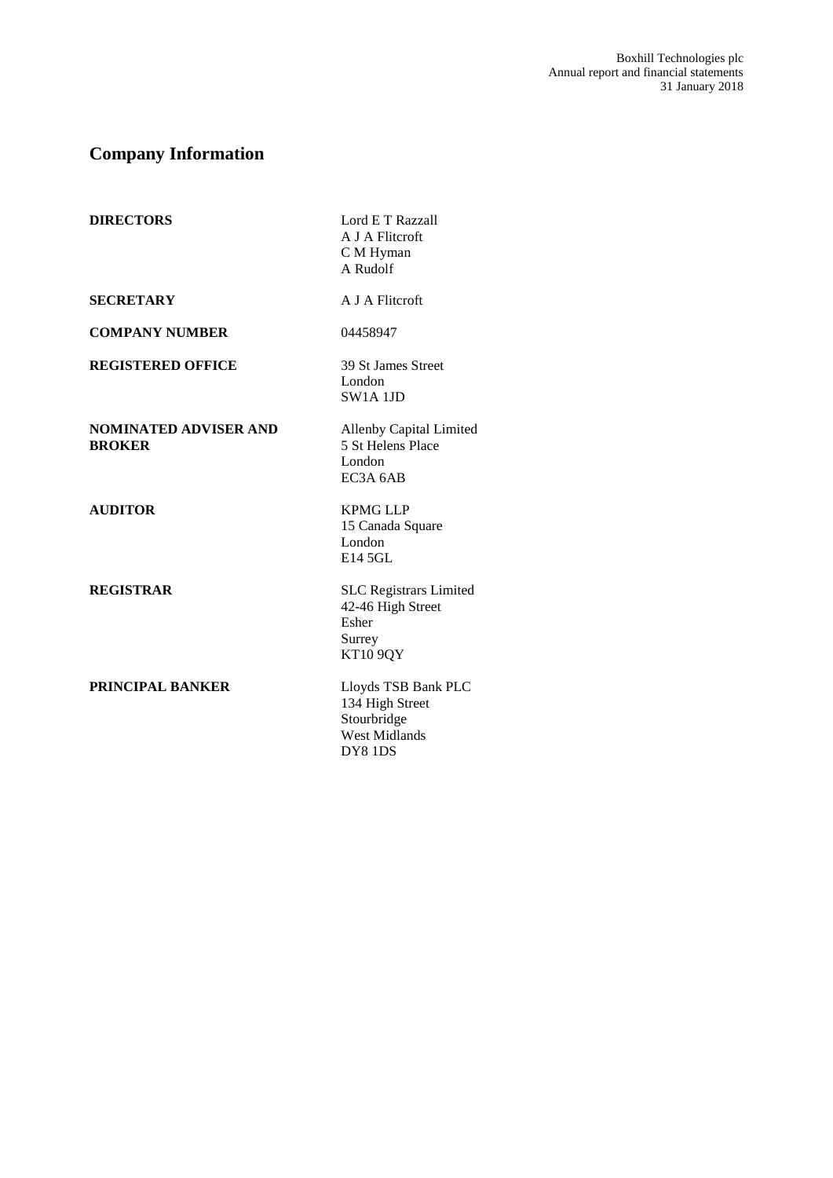# Company Information

| | |
|---|---|
| **DIRECTORS** | Lord E T Razzall<br>A J A Flitcroft<br>C M Hyman<br>A Rudolf |
| **SECRETARY** | A J A Flitcroft |
| **COMPANY NUMBER** | 04458947 |
| **REGISTERED OFFICE** | 39 St James Street<br>London<br>SW1A 1JD |
| **NOMINATED ADVISER AND BROKER** | Allenby Capital Limited<br>5 St Helens Place<br>London<br>EC3A 6AB |
| **AUDITOR** | KPMG LLP<br>15 Canada Square<br>London<br>E14 5GL |
| **REGISTRAR** | SLC Registrars Limited<br>42-46 High Street<br>Esher<br>Surrey<br>KT10 9QY |
| **PRINCIPAL BANKER** | Lloyds TSB Bank PLC<br>134 High Street<br>Stourbridge<br>West Midlands<br>DY8 1DS |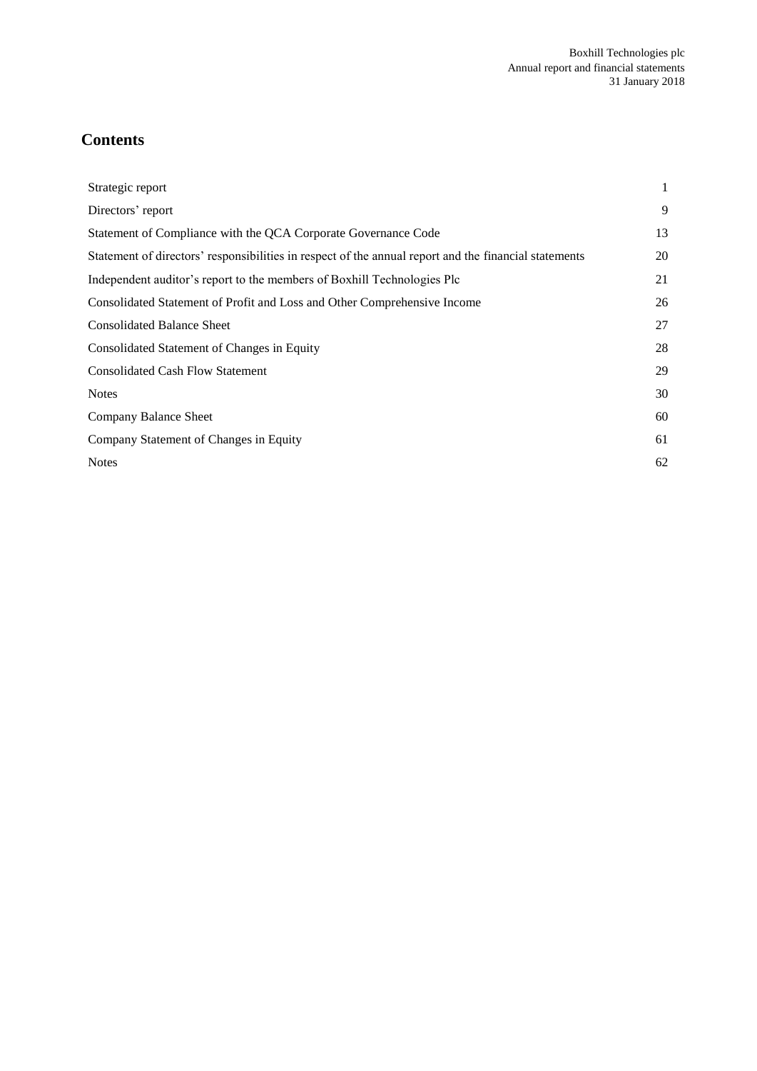## Contents

| | |
|---|---|
| Strategic report | 1 |
| Directors' report | 9 |
| Statement of Compliance with the QCA Corporate Governance Code | 13 |
| Statement of directors' responsibilities in respect of the annual report and the financial statements | 20 |
| Independent auditor's report to the members of Boxhill Technologies Plc | 21 |
| Consolidated Statement of Profit and Loss and Other Comprehensive Income | 26 |
| Consolidated Balance Sheet | 27 |
| Consolidated Statement of Changes in Equity | 28 |
| Consolidated Cash Flow Statement | 29 |
| Notes | 30 |
| Company Balance Sheet | 60 |
| Company Statement of Changes in Equity | 61 |
| Notes | 62 |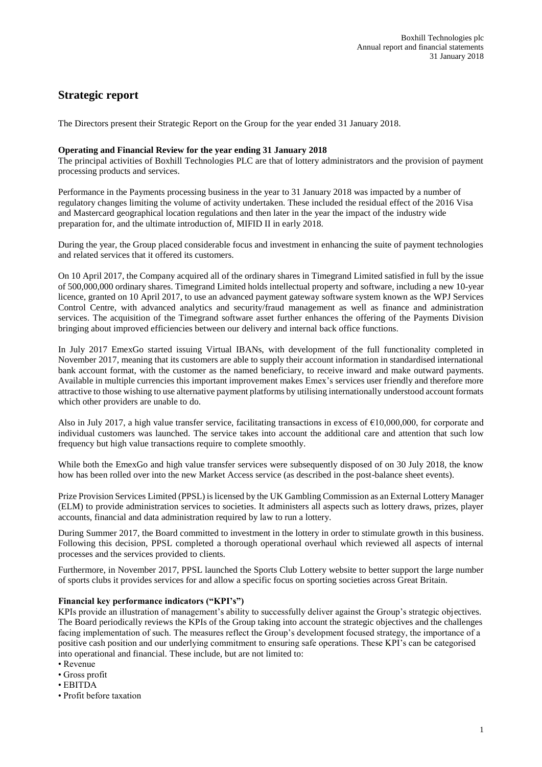# Strategic report

The Directors present their Strategic Report on the Group for the year ended 31 January 2018.

**Operating and Financial Review for the year ending 31 January 2018**

The principal activities of Boxhill Technologies PLC are that of lottery administrators and the provision of payment processing products and services.

Performance in the Payments processing business in the year to 31 January 2018 was impacted by a number of regulatory changes limiting the volume of activity undertaken. These included the residual effect of the 2016 Visa and Mastercard geographical location regulations and then later in the year the impact of the industry wide preparation for, and the ultimate introduction of, MIFID II in early 2018.

During the year, the Group placed considerable focus and investment in enhancing the suite of payment technologies and related services that it offered its customers.

On 10 April 2017, the Company acquired all of the ordinary shares in Timegrand Limited satisfied in full by the issue of 500,000,000 ordinary shares. Timegrand Limited holds intellectual property and software, including a new 10-year licence, granted on 10 April 2017, to use an advanced payment gateway software system known as the WPJ Services Control Centre, with advanced analytics and security/fraud management as well as finance and administration services. The acquisition of the Timegrand software asset further enhances the offering of the Payments Division bringing about improved efficiencies between our delivery and internal back office functions.

In July 2017 EmexGo started issuing Virtual IBANs, with development of the full functionality completed in November 2017, meaning that its customers are able to supply their account information in standardised international bank account format, with the customer as the named beneficiary, to receive inward and make outward payments. Available in multiple currencies this important improvement makes Emex's services user friendly and therefore more attractive to those wishing to use alternative payment platforms by utilising internationally understood account formats which other providers are unable to do.

Also in July 2017, a high value transfer service, facilitating transactions in excess of €10,000,000, for corporate and individual customers was launched. The service takes into account the additional care and attention that such low frequency but high value transactions require to complete smoothly.

While both the EmexGo and high value transfer services were subsequently disposed of on 30 July 2018, the know how has been rolled over into the new Market Access service (as described in the post-balance sheet events).

Prize Provision Services Limited (PPSL) is licensed by the UK Gambling Commission as an External Lottery Manager (ELM) to provide administration services to societies. It administers all aspects such as lottery draws, prizes, player accounts, financial and data administration required by law to run a lottery.

During Summer 2017, the Board committed to investment in the lottery in order to stimulate growth in this business. Following this decision, PPSL completed a thorough operational overhaul which reviewed all aspects of internal processes and the services provided to clients.

Furthermore, in November 2017, PPSL launched the Sports Club Lottery website to better support the large number of sports clubs it provides services for and allow a specific focus on sporting societies across Great Britain.

**Financial key performance indicators ("KPI's")**

KPIs provide an illustration of management's ability to successfully deliver against the Group's strategic objectives. The Board periodically reviews the KPIs of the Group taking into account the strategic objectives and the challenges facing implementation of such. The measures reflect the Group's development focused strategy, the importance of a positive cash position and our underlying commitment to ensuring safe operations. These KPI's can be categorised into operational and financial. These include, but are not limited to:

- Revenue
- Gross profit
- EBITDA
- Profit before taxation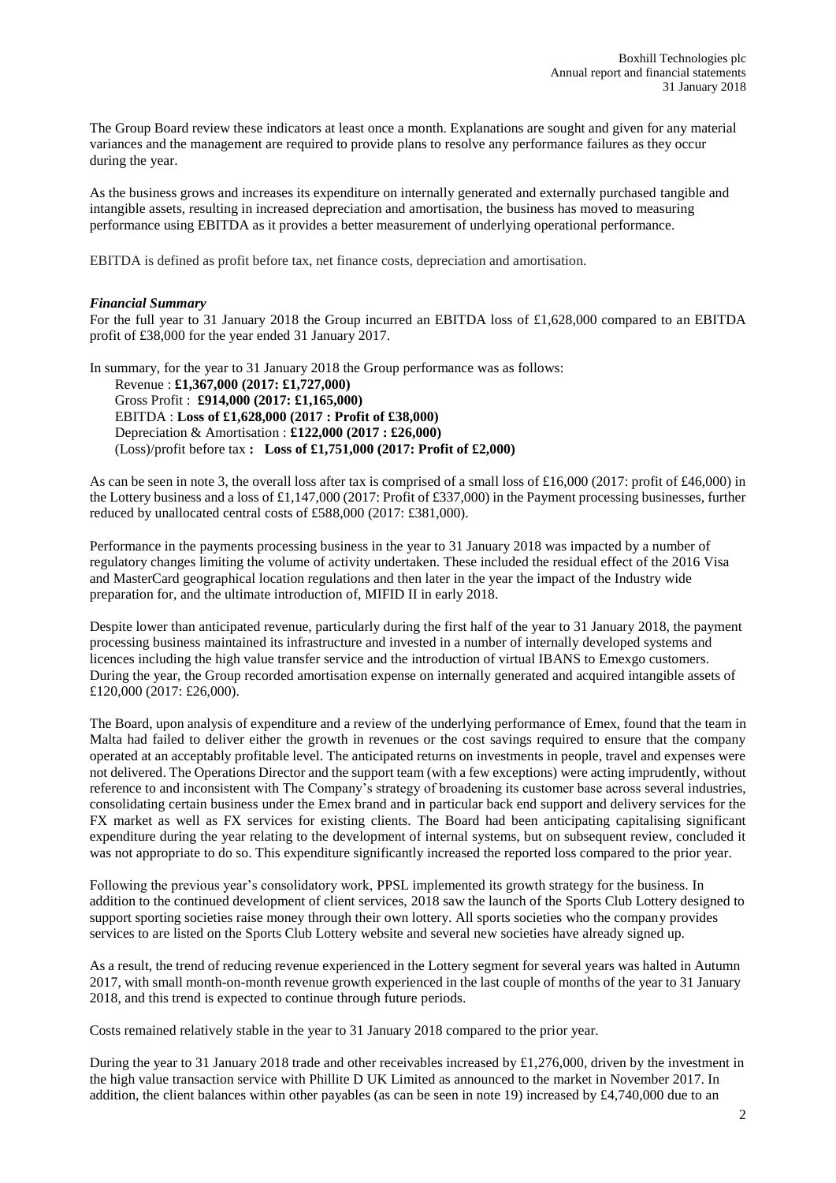The Group Board review these indicators at least once a month. Explanations are sought and given for any material variances and the management are required to provide plans to resolve any performance failures as they occur during the year.

As the business grows and increases its expenditure on internally generated and externally purchased tangible and intangible assets, resulting in increased depreciation and amortisation, the business has moved to measuring performance using EBITDA as it provides a better measurement of underlying operational performance.

EBITDA is defined as profit before tax, net finance costs, depreciation and amortisation.

***Financial Summary***

For the full year to 31 January 2018 the Group incurred an EBITDA loss of £1,628,000 compared to an EBITDA profit of £38,000 for the year ended 31 January 2017.

In summary, for the year to 31 January 2018 the Group performance was as follows:

Revenue : **£1,367,000 (2017: £1,727,000)**
Gross Profit : **£914,000 (2017: £1,165,000)**
EBITDA : **Loss of £1,628,000 (2017 : Profit of £38,000)**
Depreciation & Amortisation : **£122,000 (2017 : £26,000)**
(Loss)/profit before tax **: Loss of £1,751,000 (2017: Profit of £2,000)**

As can be seen in note 3, the overall loss after tax is comprised of a small loss of £16,000 (2017: profit of £46,000) in the Lottery business and a loss of £1,147,000 (2017: Profit of £337,000) in the Payment processing businesses, further reduced by unallocated central costs of £588,000 (2017: £381,000).

Performance in the payments processing business in the year to 31 January 2018 was impacted by a number of regulatory changes limiting the volume of activity undertaken. These included the residual effect of the 2016 Visa and MasterCard geographical location regulations and then later in the year the impact of the Industry wide preparation for, and the ultimate introduction of, MIFID II in early 2018.

Despite lower than anticipated revenue, particularly during the first half of the year to 31 January 2018, the payment processing business maintained its infrastructure and invested in a number of internally developed systems and licences including the high value transfer service and the introduction of virtual IBANS to Emexgo customers. During the year, the Group recorded amortisation expense on internally generated and acquired intangible assets of £120,000 (2017: £26,000).

The Board, upon analysis of expenditure and a review of the underlying performance of Emex, found that the team in Malta had failed to deliver either the growth in revenues or the cost savings required to ensure that the company operated at an acceptably profitable level. The anticipated returns on investments in people, travel and expenses were not delivered. The Operations Director and the support team (with a few exceptions) were acting imprudently, without reference to and inconsistent with The Company's strategy of broadening its customer base across several industries, consolidating certain business under the Emex brand and in particular back end support and delivery services for the FX market as well as FX services for existing clients. The Board had been anticipating capitalising significant expenditure during the year relating to the development of internal systems, but on subsequent review, concluded it was not appropriate to do so. This expenditure significantly increased the reported loss compared to the prior year.

Following the previous year's consolidatory work, PPSL implemented its growth strategy for the business. In addition to the continued development of client services, 2018 saw the launch of the Sports Club Lottery designed to support sporting societies raise money through their own lottery. All sports societies who the company provides services to are listed on the Sports Club Lottery website and several new societies have already signed up.

As a result, the trend of reducing revenue experienced in the Lottery segment for several years was halted in Autumn 2017, with small month-on-month revenue growth experienced in the last couple of months of the year to 31 January 2018, and this trend is expected to continue through future periods.

Costs remained relatively stable in the year to 31 January 2018 compared to the prior year.

During the year to 31 January 2018 trade and other receivables increased by £1,276,000, driven by the investment in the high value transaction service with Phillite D UK Limited as announced to the market in November 2017. In addition, the client balances within other payables (as can be seen in note 19) increased by £4,740,000 due to an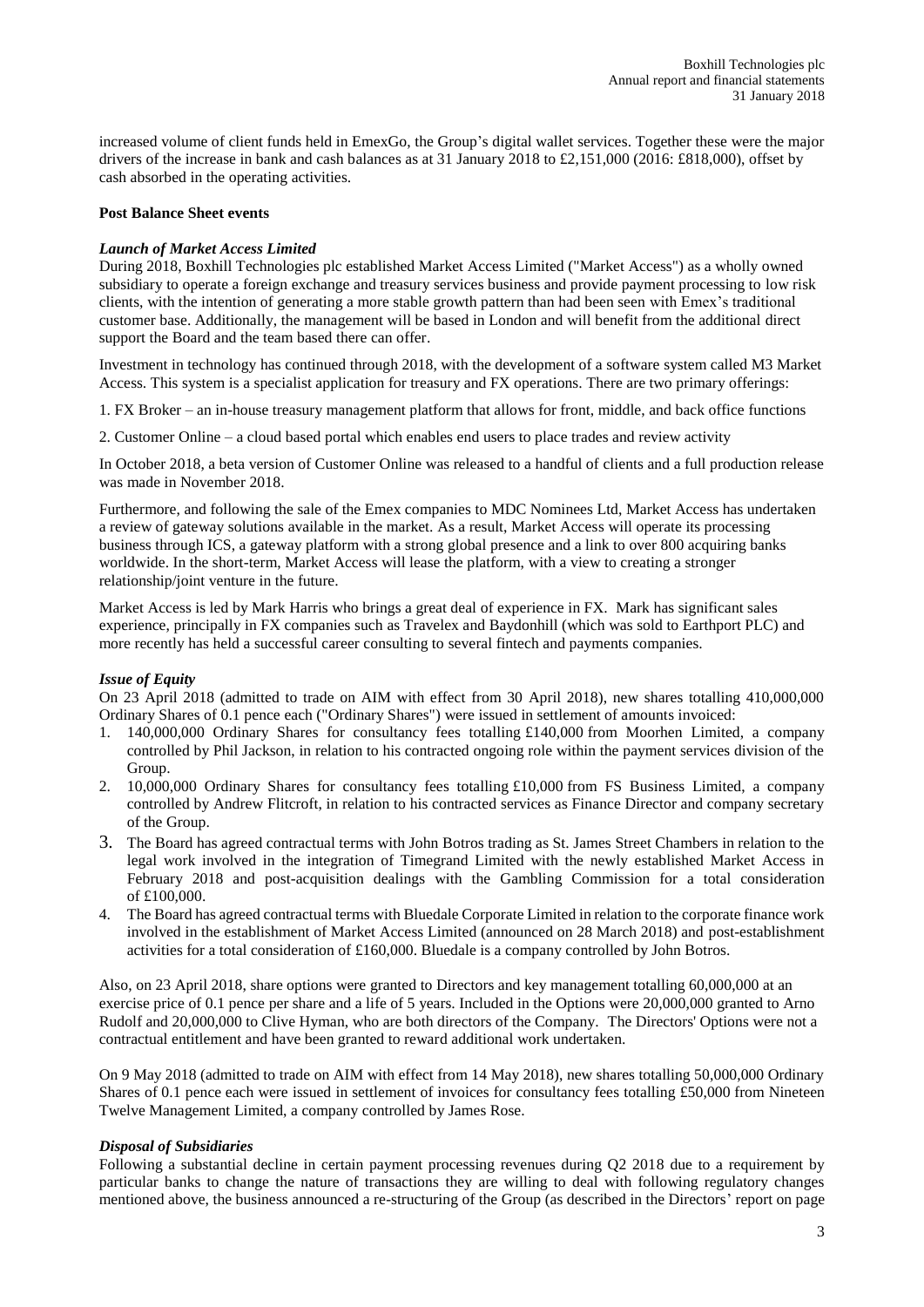increased volume of client funds held in EmexGo, the Group's digital wallet services. Together these were the major drivers of the increase in bank and cash balances as at 31 January 2018 to £2,151,000 (2016: £818,000), offset by cash absorbed in the operating activities.

**Post Balance Sheet events**

***Launch of Market Access Limited***

During 2018, Boxhill Technologies plc established Market Access Limited ("Market Access") as a wholly owned subsidiary to operate a foreign exchange and treasury services business and provide payment processing to low risk clients, with the intention of generating a more stable growth pattern than had been seen with Emex's traditional customer base. Additionally, the management will be based in London and will benefit from the additional direct support the Board and the team based there can offer.

Investment in technology has continued through 2018, with the development of a software system called M3 Market Access. This system is a specialist application for treasury and FX operations. There are two primary offerings:

1. FX Broker – an in-house treasury management platform that allows for front, middle, and back office functions

2. Customer Online – a cloud based portal which enables end users to place trades and review activity

In October 2018, a beta version of Customer Online was released to a handful of clients and a full production release was made in November 2018.

Furthermore, and following the sale of the Emex companies to MDC Nominees Ltd, Market Access has undertaken a review of gateway solutions available in the market. As a result, Market Access will operate its processing business through ICS, a gateway platform with a strong global presence and a link to over 800 acquiring banks worldwide. In the short-term, Market Access will lease the platform, with a view to creating a stronger relationship/joint venture in the future.

Market Access is led by Mark Harris who brings a great deal of experience in FX. Mark has significant sales experience, principally in FX companies such as Travelex and Baydonhill (which was sold to Earthport PLC) and more recently has held a successful career consulting to several fintech and payments companies.

***Issue of Equity***

On 23 April 2018 (admitted to trade on AIM with effect from 30 April 2018), new shares totalling 410,000,000 Ordinary Shares of 0.1 pence each ("Ordinary Shares") were issued in settlement of amounts invoiced:

1. 140,000,000 Ordinary Shares for consultancy fees totalling £140,000 from Moorhen Limited, a company controlled by Phil Jackson, in relation to his contracted ongoing role within the payment services division of the Group.
2. 10,000,000 Ordinary Shares for consultancy fees totalling £10,000 from FS Business Limited, a company controlled by Andrew Flitcroft, in relation to his contracted services as Finance Director and company secretary of the Group.
3. The Board has agreed contractual terms with John Botros trading as St. James Street Chambers in relation to the legal work involved in the integration of Timegrand Limited with the newly established Market Access in February 2018 and post-acquisition dealings with the Gambling Commission for a total consideration of £100,000.
4. The Board has agreed contractual terms with Bluedale Corporate Limited in relation to the corporate finance work involved in the establishment of Market Access Limited (announced on 28 March 2018) and post-establishment activities for a total consideration of £160,000. Bluedale is a company controlled by John Botros.

Also, on 23 April 2018, share options were granted to Directors and key management totalling 60,000,000 at an exercise price of 0.1 pence per share and a life of 5 years. Included in the Options were 20,000,000 granted to Arno Rudolf and 20,000,000 to Clive Hyman, who are both directors of the Company. The Directors' Options were not a contractual entitlement and have been granted to reward additional work undertaken.

On 9 May 2018 (admitted to trade on AIM with effect from 14 May 2018), new shares totalling 50,000,000 Ordinary Shares of 0.1 pence each were issued in settlement of invoices for consultancy fees totalling £50,000 from Nineteen Twelve Management Limited, a company controlled by James Rose.

***Disposal of Subsidiaries***

Following a substantial decline in certain payment processing revenues during Q2 2018 due to a requirement by particular banks to change the nature of transactions they are willing to deal with following regulatory changes mentioned above, the business announced a re-structuring of the Group (as described in the Directors' report on page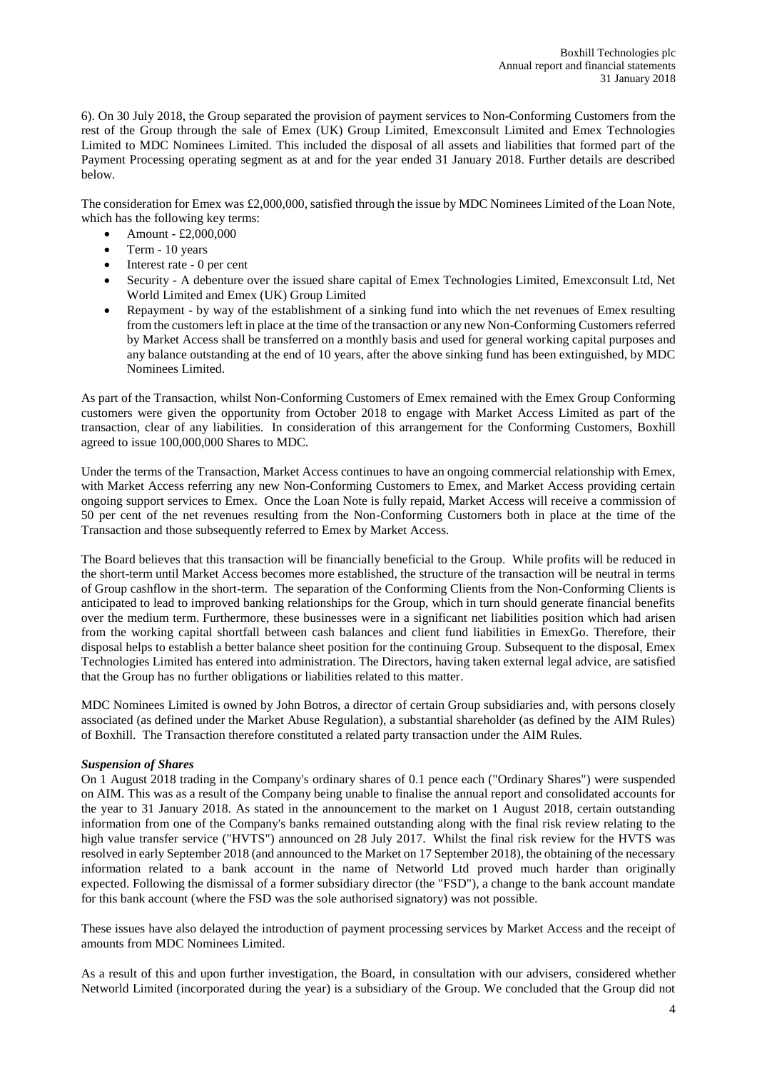6). On 30 July 2018, the Group separated the provision of payment services to Non-Conforming Customers from the rest of the Group through the sale of Emex (UK) Group Limited, Emexconsult Limited and Emex Technologies Limited to MDC Nominees Limited. This included the disposal of all assets and liabilities that formed part of the Payment Processing operating segment as at and for the year ended 31 January 2018. Further details are described below.

The consideration for Emex was £2,000,000, satisfied through the issue by MDC Nominees Limited of the Loan Note, which has the following key terms:

- Amount - £2,000,000
- Term - 10 years
- Interest rate - 0 per cent
- Security - A debenture over the issued share capital of Emex Technologies Limited, Emexconsult Ltd, Net World Limited and Emex (UK) Group Limited
- Repayment - by way of the establishment of a sinking fund into which the net revenues of Emex resulting from the customers left in place at the time of the transaction or any new Non-Conforming Customers referred by Market Access shall be transferred on a monthly basis and used for general working capital purposes and any balance outstanding at the end of 10 years, after the above sinking fund has been extinguished, by MDC Nominees Limited.

As part of the Transaction, whilst Non-Conforming Customers of Emex remained with the Emex Group Conforming customers were given the opportunity from October 2018 to engage with Market Access Limited as part of the transaction, clear of any liabilities. In consideration of this arrangement for the Conforming Customers, Boxhill agreed to issue 100,000,000 Shares to MDC.

Under the terms of the Transaction, Market Access continues to have an ongoing commercial relationship with Emex, with Market Access referring any new Non-Conforming Customers to Emex, and Market Access providing certain ongoing support services to Emex. Once the Loan Note is fully repaid, Market Access will receive a commission of 50 per cent of the net revenues resulting from the Non-Conforming Customers both in place at the time of the Transaction and those subsequently referred to Emex by Market Access.

The Board believes that this transaction will be financially beneficial to the Group. While profits will be reduced in the short-term until Market Access becomes more established, the structure of the transaction will be neutral in terms of Group cashflow in the short-term. The separation of the Conforming Clients from the Non-Conforming Clients is anticipated to lead to improved banking relationships for the Group, which in turn should generate financial benefits over the medium term. Furthermore, these businesses were in a significant net liabilities position which had arisen from the working capital shortfall between cash balances and client fund liabilities in EmexGo. Therefore, their disposal helps to establish a better balance sheet position for the continuing Group. Subsequent to the disposal, Emex Technologies Limited has entered into administration. The Directors, having taken external legal advice, are satisfied that the Group has no further obligations or liabilities related to this matter.

MDC Nominees Limited is owned by John Botros, a director of certain Group subsidiaries and, with persons closely associated (as defined under the Market Abuse Regulation), a substantial shareholder (as defined by the AIM Rules) of Boxhill. The Transaction therefore constituted a related party transaction under the AIM Rules.

***Suspension of Shares***

On 1 August 2018 trading in the Company's ordinary shares of 0.1 pence each ("Ordinary Shares") were suspended on AIM. This was as a result of the Company being unable to finalise the annual report and consolidated accounts for the year to 31 January 2018. As stated in the announcement to the market on 1 August 2018, certain outstanding information from one of the Company's banks remained outstanding along with the final risk review relating to the high value transfer service ("HVTS") announced on 28 July 2017. Whilst the final risk review for the HVTS was resolved in early September 2018 (and announced to the Market on 17 September 2018), the obtaining of the necessary information related to a bank account in the name of Networld Ltd proved much harder than originally expected. Following the dismissal of a former subsidiary director (the "FSD"), a change to the bank account mandate for this bank account (where the FSD was the sole authorised signatory) was not possible.

These issues have also delayed the introduction of payment processing services by Market Access and the receipt of amounts from MDC Nominees Limited.

As a result of this and upon further investigation, the Board, in consultation with our advisers, considered whether Networld Limited (incorporated during the year) is a subsidiary of the Group. We concluded that the Group did not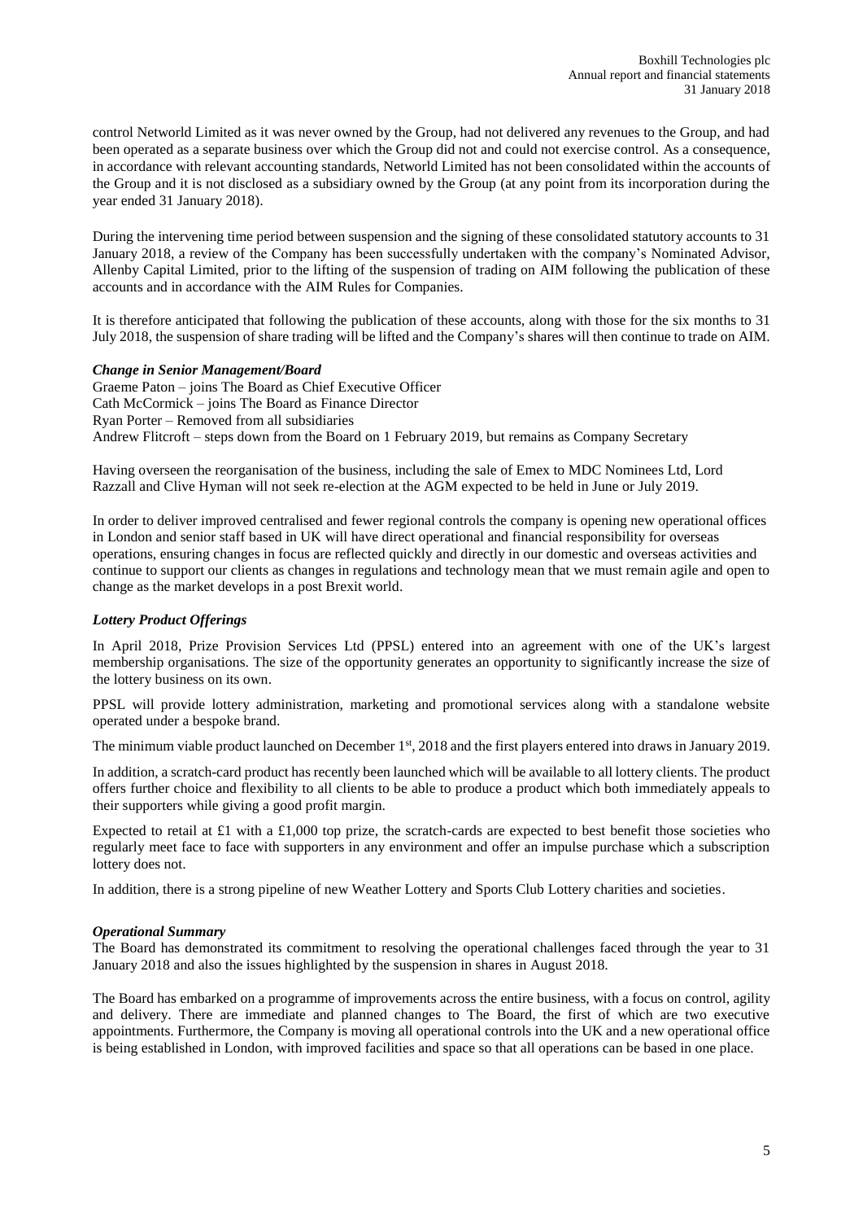control Networld Limited as it was never owned by the Group, had not delivered any revenues to the Group, and had been operated as a separate business over which the Group did not and could not exercise control. As a consequence, in accordance with relevant accounting standards, Networld Limited has not been consolidated within the accounts of the Group and it is not disclosed as a subsidiary owned by the Group (at any point from its incorporation during the year ended 31 January 2018).

During the intervening time period between suspension and the signing of these consolidated statutory accounts to 31 January 2018, a review of the Company has been successfully undertaken with the company's Nominated Advisor, Allenby Capital Limited, prior to the lifting of the suspension of trading on AIM following the publication of these accounts and in accordance with the AIM Rules for Companies.

It is therefore anticipated that following the publication of these accounts, along with those for the six months to 31 July 2018, the suspension of share trading will be lifted and the Company's shares will then continue to trade on AIM.

***Change in Senior Management/Board***

Graeme Paton – joins The Board as Chief Executive Officer
Cath McCormick – joins The Board as Finance Director
Ryan Porter – Removed from all subsidiaries
Andrew Flitcroft – steps down from the Board on 1 February 2019, but remains as Company Secretary

Having overseen the reorganisation of the business, including the sale of Emex to MDC Nominees Ltd, Lord Razzall and Clive Hyman will not seek re-election at the AGM expected to be held in June or July 2019.

In order to deliver improved centralised and fewer regional controls the company is opening new operational offices in London and senior staff based in UK will have direct operational and financial responsibility for overseas operations, ensuring changes in focus are reflected quickly and directly in our domestic and overseas activities and continue to support our clients as changes in regulations and technology mean that we must remain agile and open to change as the market develops in a post Brexit world.

***Lottery Product Offerings***

In April 2018, Prize Provision Services Ltd (PPSL) entered into an agreement with one of the UK's largest membership organisations. The size of the opportunity generates an opportunity to significantly increase the size of the lottery business on its own.

PPSL will provide lottery administration, marketing and promotional services along with a standalone website operated under a bespoke brand.

The minimum viable product launched on December 1st, 2018 and the first players entered into draws in January 2019.

In addition, a scratch-card product has recently been launched which will be available to all lottery clients. The product offers further choice and flexibility to all clients to be able to produce a product which both immediately appeals to their supporters while giving a good profit margin.

Expected to retail at £1 with a £1,000 top prize, the scratch-cards are expected to best benefit those societies who regularly meet face to face with supporters in any environment and offer an impulse purchase which a subscription lottery does not.

In addition, there is a strong pipeline of new Weather Lottery and Sports Club Lottery charities and societies.

***Operational Summary***

The Board has demonstrated its commitment to resolving the operational challenges faced through the year to 31 January 2018 and also the issues highlighted by the suspension in shares in August 2018.

The Board has embarked on a programme of improvements across the entire business, with a focus on control, agility and delivery. There are immediate and planned changes to The Board, the first of which are two executive appointments. Furthermore, the Company is moving all operational controls into the UK and a new operational office is being established in London, with improved facilities and space so that all operations can be based in one place.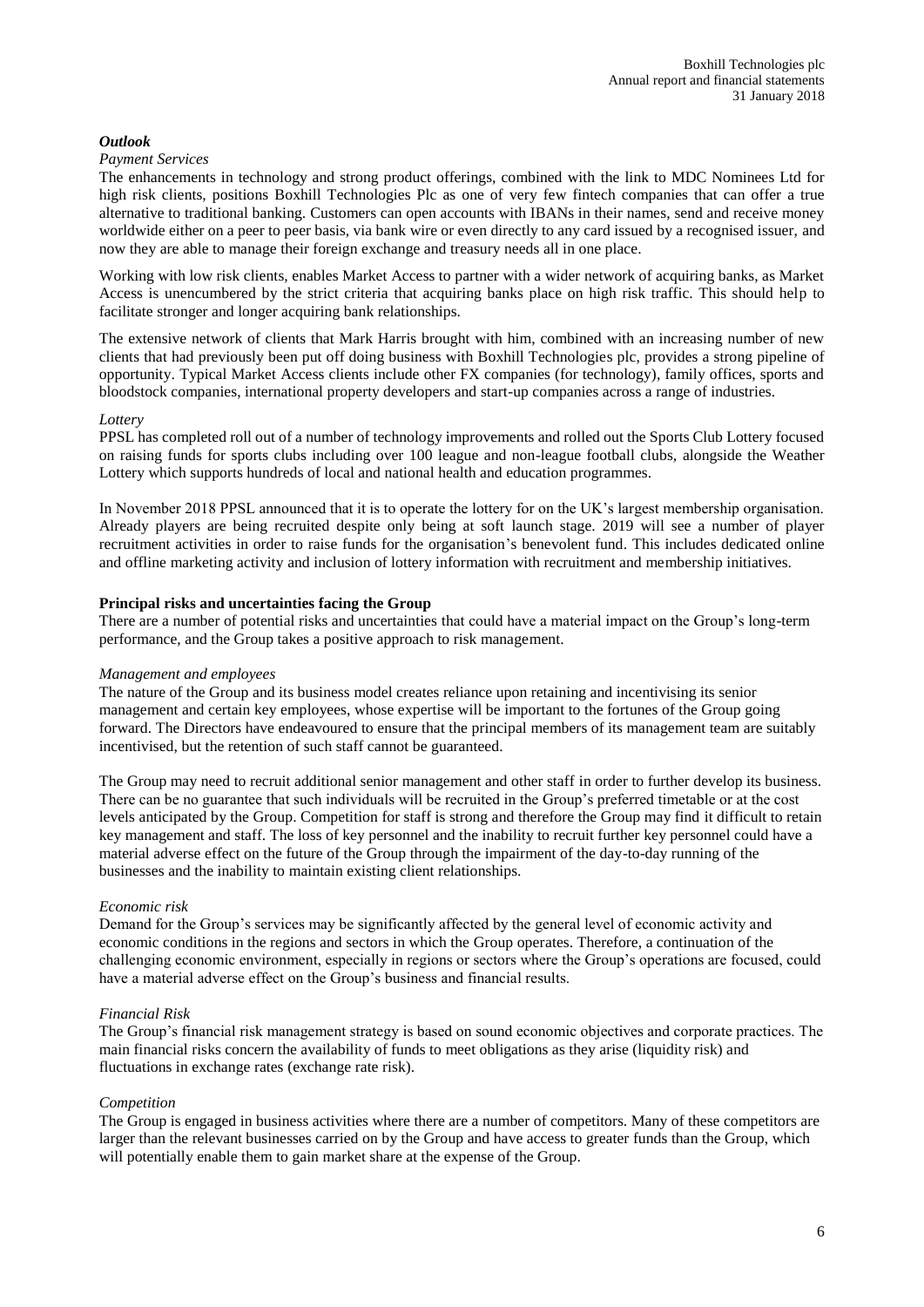### *Outlook*

*Payment Services*

The enhancements in technology and strong product offerings, combined with the link to MDC Nominees Ltd for high risk clients, positions Boxhill Technologies Plc as one of very few fintech companies that can offer a true alternative to traditional banking. Customers can open accounts with IBANs in their names, send and receive money worldwide either on a peer to peer basis, via bank wire or even directly to any card issued by a recognised issuer, and now they are able to manage their foreign exchange and treasury needs all in one place.

Working with low risk clients, enables Market Access to partner with a wider network of acquiring banks, as Market Access is unencumbered by the strict criteria that acquiring banks place on high risk traffic. This should help to facilitate stronger and longer acquiring bank relationships.

The extensive network of clients that Mark Harris brought with him, combined with an increasing number of new clients that had previously been put off doing business with Boxhill Technologies plc, provides a strong pipeline of opportunity. Typical Market Access clients include other FX companies (for technology), family offices, sports and bloodstock companies, international property developers and start-up companies across a range of industries.

*Lottery*

PPSL has completed roll out of a number of technology improvements and rolled out the Sports Club Lottery focused on raising funds for sports clubs including over 100 league and non-league football clubs, alongside the Weather Lottery which supports hundreds of local and national health and education programmes.

In November 2018 PPSL announced that it is to operate the lottery for on the UK's largest membership organisation. Already players are being recruited despite only being at soft launch stage. 2019 will see a number of player recruitment activities in order to raise funds for the organisation's benevolent fund. This includes dedicated online and offline marketing activity and inclusion of lottery information with recruitment and membership initiatives.

### **Principal risks and uncertainties facing the Group**

There are a number of potential risks and uncertainties that could have a material impact on the Group's long-term performance, and the Group takes a positive approach to risk management.

*Management and employees*

The nature of the Group and its business model creates reliance upon retaining and incentivising its senior management and certain key employees, whose expertise will be important to the fortunes of the Group going forward. The Directors have endeavoured to ensure that the principal members of its management team are suitably incentivised, but the retention of such staff cannot be guaranteed.

The Group may need to recruit additional senior management and other staff in order to further develop its business. There can be no guarantee that such individuals will be recruited in the Group's preferred timetable or at the cost levels anticipated by the Group. Competition for staff is strong and therefore the Group may find it difficult to retain key management and staff. The loss of key personnel and the inability to recruit further key personnel could have a material adverse effect on the future of the Group through the impairment of the day-to-day running of the businesses and the inability to maintain existing client relationships.

*Economic risk*

Demand for the Group's services may be significantly affected by the general level of economic activity and economic conditions in the regions and sectors in which the Group operates. Therefore, a continuation of the challenging economic environment, especially in regions or sectors where the Group's operations are focused, could have a material adverse effect on the Group's business and financial results.

*Financial Risk*

The Group's financial risk management strategy is based on sound economic objectives and corporate practices. The main financial risks concern the availability of funds to meet obligations as they arise (liquidity risk) and fluctuations in exchange rates (exchange rate risk).

*Competition*

The Group is engaged in business activities where there are a number of competitors. Many of these competitors are larger than the relevant businesses carried on by the Group and have access to greater funds than the Group, which will potentially enable them to gain market share at the expense of the Group.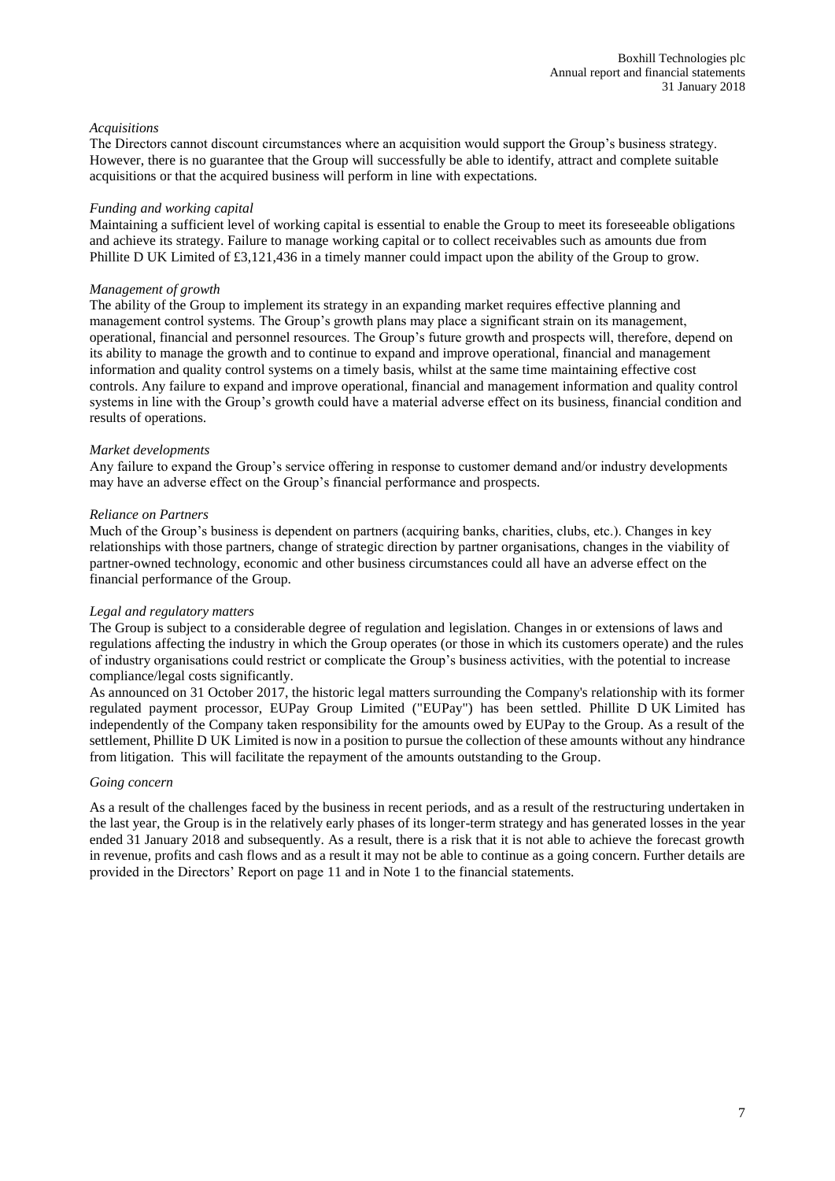*Acquisitions*

The Directors cannot discount circumstances where an acquisition would support the Group's business strategy. However, there is no guarantee that the Group will successfully be able to identify, attract and complete suitable acquisitions or that the acquired business will perform in line with expectations.

*Funding and working capital*

Maintaining a sufficient level of working capital is essential to enable the Group to meet its foreseeable obligations and achieve its strategy. Failure to manage working capital or to collect receivables such as amounts due from Phillite D UK Limited of £3,121,436 in a timely manner could impact upon the ability of the Group to grow.

*Management of growth*

The ability of the Group to implement its strategy in an expanding market requires effective planning and management control systems. The Group's growth plans may place a significant strain on its management, operational, financial and personnel resources. The Group's future growth and prospects will, therefore, depend on its ability to manage the growth and to continue to expand and improve operational, financial and management information and quality control systems on a timely basis, whilst at the same time maintaining effective cost controls. Any failure to expand and improve operational, financial and management information and quality control systems in line with the Group's growth could have a material adverse effect on its business, financial condition and results of operations.

*Market developments*

Any failure to expand the Group's service offering in response to customer demand and/or industry developments may have an adverse effect on the Group's financial performance and prospects.

*Reliance on Partners*

Much of the Group's business is dependent on partners (acquiring banks, charities, clubs, etc.). Changes in key relationships with those partners, change of strategic direction by partner organisations, changes in the viability of partner-owned technology, economic and other business circumstances could all have an adverse effect on the financial performance of the Group.

*Legal and regulatory matters*

The Group is subject to a considerable degree of regulation and legislation. Changes in or extensions of laws and regulations affecting the industry in which the Group operates (or those in which its customers operate) and the rules of industry organisations could restrict or complicate the Group's business activities, with the potential to increase compliance/legal costs significantly.

As announced on 31 October 2017, the historic legal matters surrounding the Company's relationship with its former regulated payment processor, EUPay Group Limited ("EUPay") has been settled. Phillite D UK Limited has independently of the Company taken responsibility for the amounts owed by EUPay to the Group. As a result of the settlement, Phillite D UK Limited is now in a position to pursue the collection of these amounts without any hindrance from litigation. This will facilitate the repayment of the amounts outstanding to the Group.

*Going concern*

As a result of the challenges faced by the business in recent periods, and as a result of the restructuring undertaken in the last year, the Group is in the relatively early phases of its longer-term strategy and has generated losses in the year ended 31 January 2018 and subsequently. As a result, there is a risk that it is not able to achieve the forecast growth in revenue, profits and cash flows and as a result it may not be able to continue as a going concern. Further details are provided in the Directors' Report on page 11 and in Note 1 to the financial statements.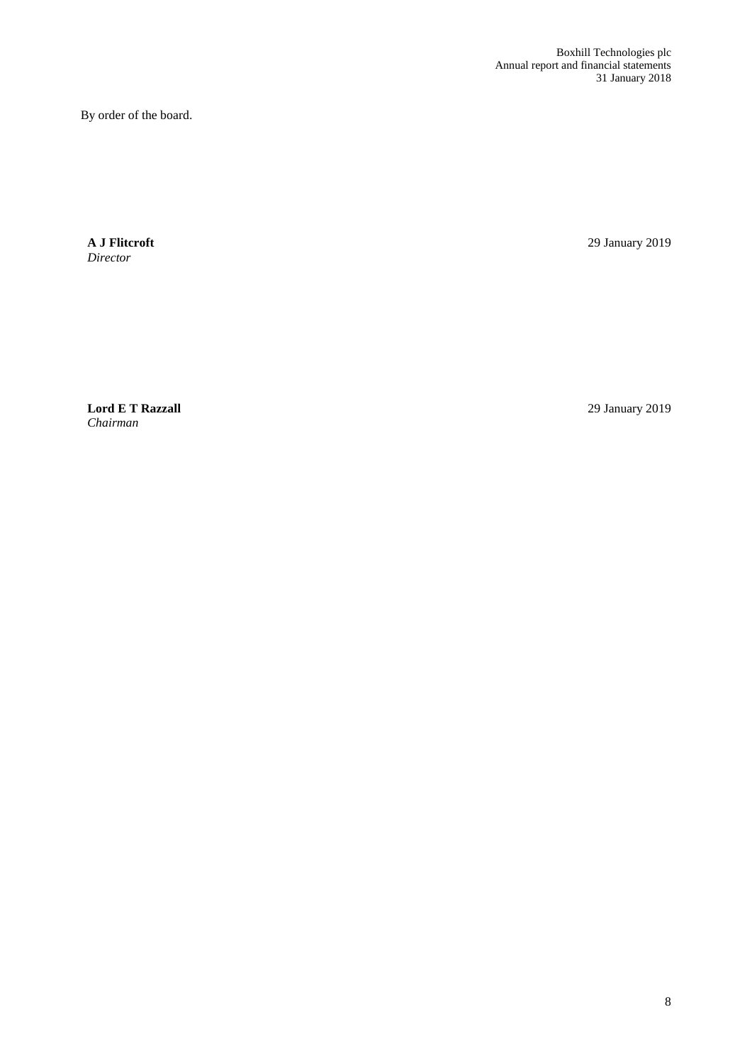By order of the board.

**A J Flitcroft**
*Director*

29 January 2019

**Lord E T Razzall**
*Chairman*

29 January 2019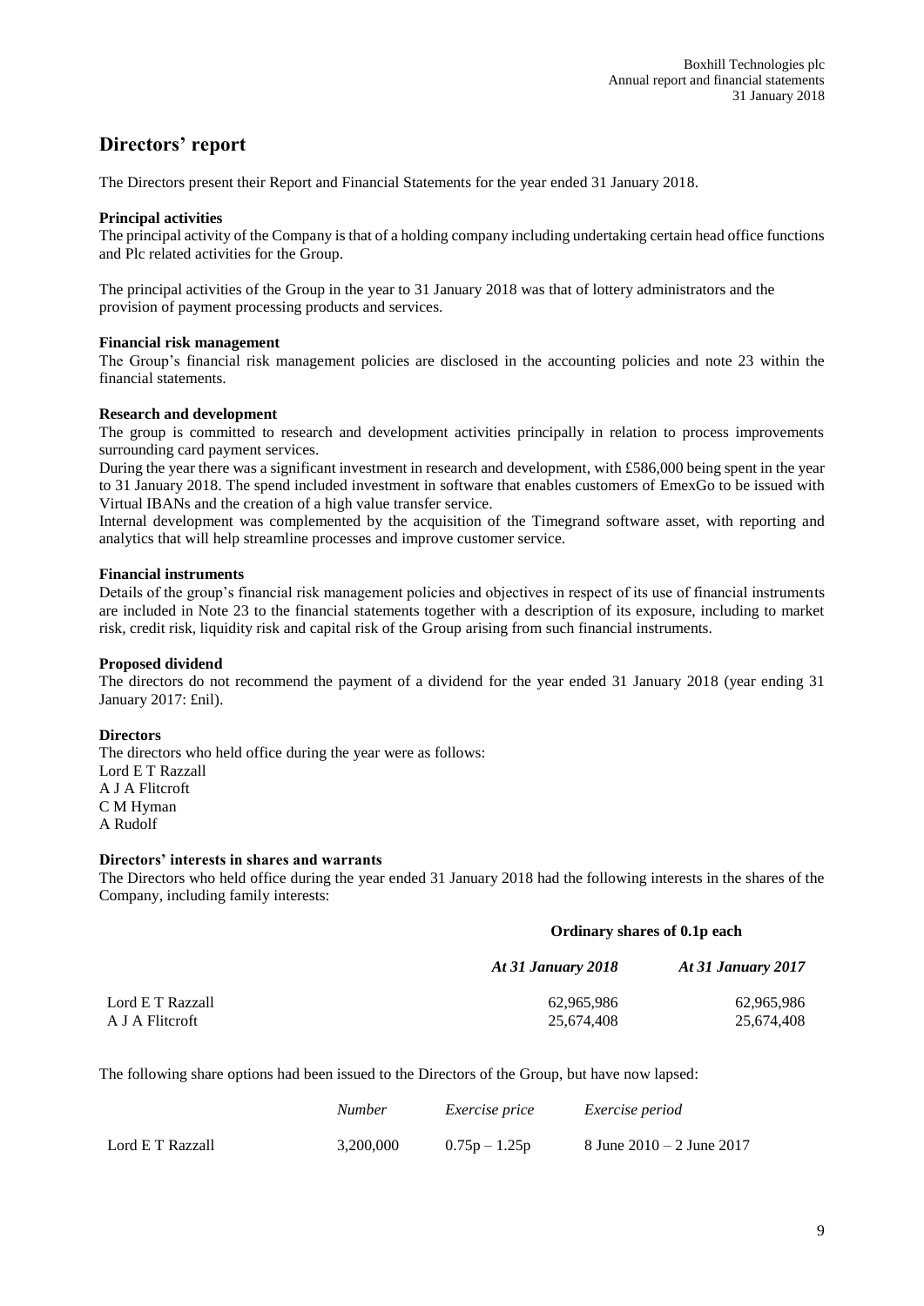# Directors' report

The Directors present their Report and Financial Statements for the year ended 31 January 2018.

**Principal activities**

The principal activity of the Company is that of a holding company including undertaking certain head office functions and Plc related activities for the Group.

The principal activities of the Group in the year to 31 January 2018 was that of lottery administrators and the provision of payment processing products and services.

**Financial risk management**

The Group's financial risk management policies are disclosed in the accounting policies and note 23 within the financial statements.

**Research and development**

The group is committed to research and development activities principally in relation to process improvements surrounding card payment services.

During the year there was a significant investment in research and development, with £586,000 being spent in the year to 31 January 2018. The spend included investment in software that enables customers of EmexGo to be issued with Virtual IBANs and the creation of a high value transfer service.

Internal development was complemented by the acquisition of the Timegrand software asset, with reporting and analytics that will help streamline processes and improve customer service.

**Financial instruments**

Details of the group's financial risk management policies and objectives in respect of its use of financial instruments are included in Note 23 to the financial statements together with a description of its exposure, including to market risk, credit risk, liquidity risk and capital risk of the Group arising from such financial instruments.

**Proposed dividend**

The directors do not recommend the payment of a dividend for the year ended 31 January 2018 (year ending 31 January 2017: £nil).

**Directors**

The directors who held office during the year were as follows:
Lord E T Razzall
A J A Flitcroft
C M Hyman
A Rudolf

**Directors' interests in shares and warrants**

The Directors who held office during the year ended 31 January 2018 had the following interests in the shares of the Company, including family interests:

| | Ordinary shares of 0.1p each | |
|---|---|---|
| | *At 31 January 2018* | *At 31 January 2017* |
| Lord E T Razzall | 62,965,986 | 62,965,986 |
| A J A Flitcroft | 25,674,408 | 25,674,408 |

The following share options had been issued to the Directors of the Group, but have now lapsed:

| | *Number* | *Exercise price* | *Exercise period* |
|---|---|---|---|
| Lord E T Razzall | 3,200,000 | 0.75p – 1.25p | 8 June 2010 – 2 June 2017 |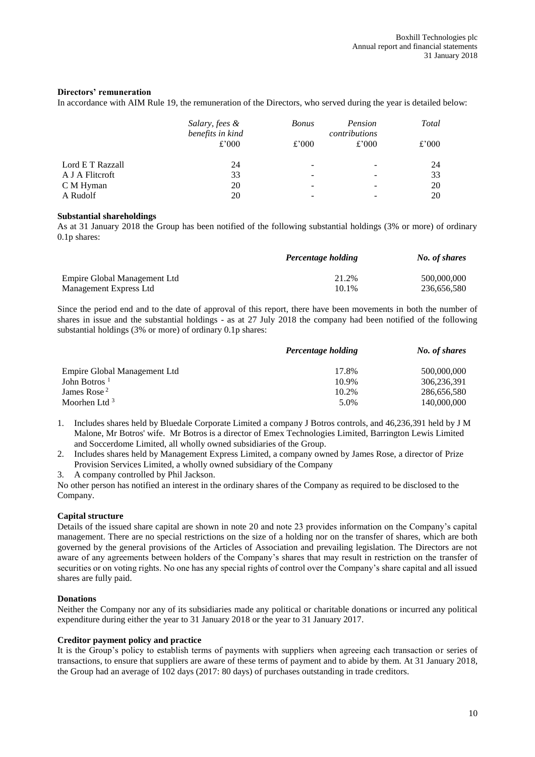### Directors' remuneration

In accordance with AIM Rule 19, the remuneration of the Directors, who served during the year is detailed below:

| | *Salary, fees & benefits in kind* | *Bonus* | *Pension contributions* | *Total* |
|---|---|---|---|---|
| | £'000 | £'000 | £'000 | £'000 |
| Lord E T Razzall | 24 | - | - | 24 |
| A J A Flitcroft | 33 | - | - | 33 |
| C M Hyman | 20 | - | - | 20 |
| A Rudolf | 20 | - | - | 20 |

### Substantial shareholdings

As at 31 January 2018 the Group has been notified of the following substantial holdings (3% or more) of ordinary 0.1p shares:

| | ***Percentage holding*** | ***No. of shares*** |
|---|---|---|
| Empire Global Management Ltd | 21.2% | 500,000,000 |
| Management Express Ltd | 10.1% | 236,656,580 |

Since the period end and to the date of approval of this report, there have been movements in both the number of shares in issue and the substantial holdings - as at 27 July 2018 the company had been notified of the following substantial holdings (3% or more) of ordinary 0.1p shares:

| | ***Percentage holding*** | ***No. of shares*** |
|---|---|---|
| Empire Global Management Ltd | 17.8% | 500,000,000 |
| John Botros [1] | 10.9% | 306,236,391 |
| James Rose [2] | 10.2% | 286,656,580 |
| Moorhen Ltd [3] | 5.0% | 140,000,000 |

1. Includes shares held by Bluedale Corporate Limited a company J Botros controls, and 46,236,391 held by J M Malone, Mr Botros' wife. Mr Botros is a director of Emex Technologies Limited, Barrington Lewis Limited and Soccerdome Limited, all wholly owned subsidiaries of the Group.
2. Includes shares held by Management Express Limited, a company owned by James Rose, a director of Prize Provision Services Limited, a wholly owned subsidiary of the Company
3. A company controlled by Phil Jackson.

No other person has notified an interest in the ordinary shares of the Company as required to be disclosed to the Company.

### Capital structure

Details of the issued share capital are shown in note 20 and note 23 provides information on the Company's capital management. There are no special restrictions on the size of a holding nor on the transfer of shares, which are both governed by the general provisions of the Articles of Association and prevailing legislation. The Directors are not aware of any agreements between holders of the Company's shares that may result in restriction on the transfer of securities or on voting rights. No one has any special rights of control over the Company's share capital and all issued shares are fully paid.

### Donations

Neither the Company nor any of its subsidiaries made any political or charitable donations or incurred any political expenditure during either the year to 31 January 2018 or the year to 31 January 2017.

### Creditor payment policy and practice

It is the Group's policy to establish terms of payments with suppliers when agreeing each transaction or series of transactions, to ensure that suppliers are aware of these terms of payment and to abide by them. At 31 January 2018, the Group had an average of 102 days (2017: 80 days) of purchases outstanding in trade creditors.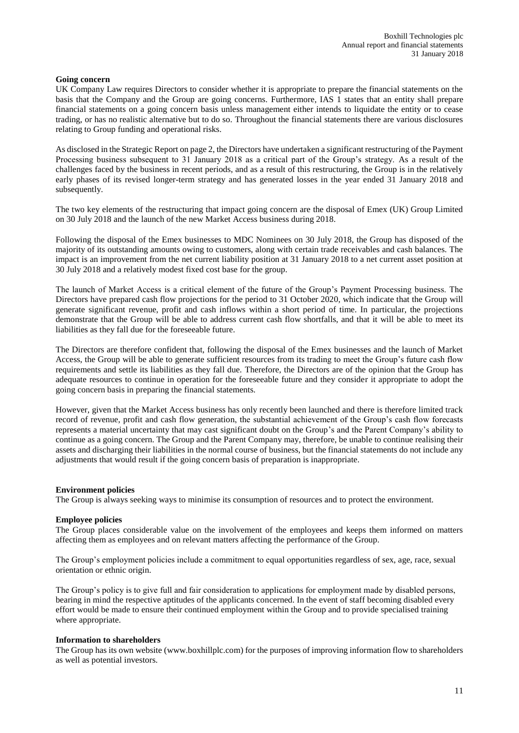### Going concern

UK Company Law requires Directors to consider whether it is appropriate to prepare the financial statements on the basis that the Company and the Group are going concerns. Furthermore, IAS 1 states that an entity shall prepare financial statements on a going concern basis unless management either intends to liquidate the entity or to cease trading, or has no realistic alternative but to do so. Throughout the financial statements there are various disclosures relating to Group funding and operational risks.

As disclosed in the Strategic Report on page 2, the Directors have undertaken a significant restructuring of the Payment Processing business subsequent to 31 January 2018 as a critical part of the Group's strategy. As a result of the challenges faced by the business in recent periods, and as a result of this restructuring, the Group is in the relatively early phases of its revised longer-term strategy and has generated losses in the year ended 31 January 2018 and subsequently.

The two key elements of the restructuring that impact going concern are the disposal of Emex (UK) Group Limited on 30 July 2018 and the launch of the new Market Access business during 2018.

Following the disposal of the Emex businesses to MDC Nominees on 30 July 2018, the Group has disposed of the majority of its outstanding amounts owing to customers, along with certain trade receivables and cash balances. The impact is an improvement from the net current liability position at 31 January 2018 to a net current asset position at 30 July 2018 and a relatively modest fixed cost base for the group.

The launch of Market Access is a critical element of the future of the Group's Payment Processing business. The Directors have prepared cash flow projections for the period to 31 October 2020, which indicate that the Group will generate significant revenue, profit and cash inflows within a short period of time. In particular, the projections demonstrate that the Group will be able to address current cash flow shortfalls, and that it will be able to meet its liabilities as they fall due for the foreseeable future.

The Directors are therefore confident that, following the disposal of the Emex businesses and the launch of Market Access, the Group will be able to generate sufficient resources from its trading to meet the Group's future cash flow requirements and settle its liabilities as they fall due. Therefore, the Directors are of the opinion that the Group has adequate resources to continue in operation for the foreseeable future and they consider it appropriate to adopt the going concern basis in preparing the financial statements.

However, given that the Market Access business has only recently been launched and there is therefore limited track record of revenue, profit and cash flow generation, the substantial achievement of the Group's cash flow forecasts represents a material uncertainty that may cast significant doubt on the Group's and the Parent Company's ability to continue as a going concern. The Group and the Parent Company may, therefore, be unable to continue realising their assets and discharging their liabilities in the normal course of business, but the financial statements do not include any adjustments that would result if the going concern basis of preparation is inappropriate.

### Environment policies

The Group is always seeking ways to minimise its consumption of resources and to protect the environment.

### Employee policies

The Group places considerable value on the involvement of the employees and keeps them informed on matters affecting them as employees and on relevant matters affecting the performance of the Group.

The Group's employment policies include a commitment to equal opportunities regardless of sex, age, race, sexual orientation or ethnic origin.

The Group's policy is to give full and fair consideration to applications for employment made by disabled persons, bearing in mind the respective aptitudes of the applicants concerned. In the event of staff becoming disabled every effort would be made to ensure their continued employment within the Group and to provide specialised training where appropriate.

### Information to shareholders

The Group has its own website (www.boxhillplc.com) for the purposes of improving information flow to shareholders as well as potential investors.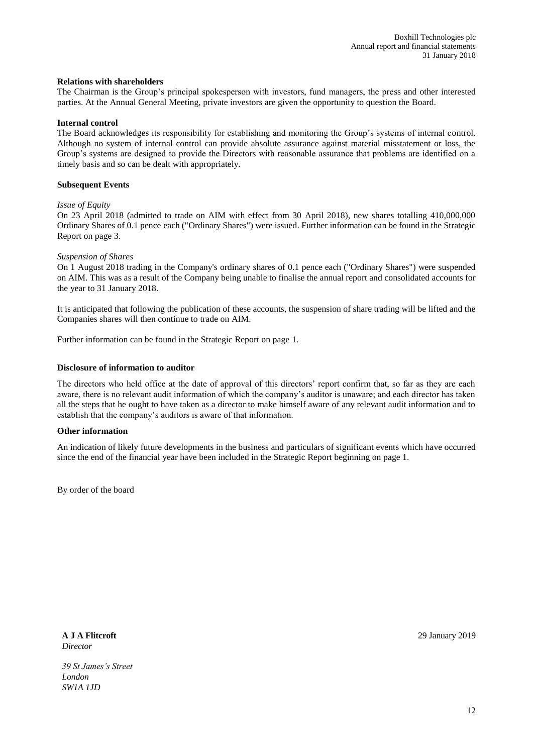**Relations with shareholders**

The Chairman is the Group's principal spokesperson with investors, fund managers, the press and other interested parties. At the Annual General Meeting, private investors are given the opportunity to question the Board.

**Internal control**

The Board acknowledges its responsibility for establishing and monitoring the Group's systems of internal control. Although no system of internal control can provide absolute assurance against material misstatement or loss, the Group's systems are designed to provide the Directors with reasonable assurance that problems are identified on a timely basis and so can be dealt with appropriately.

**Subsequent Events**

*Issue of Equity*

On 23 April 2018 (admitted to trade on AIM with effect from 30 April 2018), new shares totalling 410,000,000 Ordinary Shares of 0.1 pence each ("Ordinary Shares") were issued. Further information can be found in the Strategic Report on page 3.

*Suspension of Shares*

On 1 August 2018 trading in the Company's ordinary shares of 0.1 pence each ("Ordinary Shares") were suspended on AIM. This was as a result of the Company being unable to finalise the annual report and consolidated accounts for the year to 31 January 2018.

It is anticipated that following the publication of these accounts, the suspension of share trading will be lifted and the Companies shares will then continue to trade on AIM.

Further information can be found in the Strategic Report on page 1.

**Disclosure of information to auditor**

The directors who held office at the date of approval of this directors' report confirm that, so far as they are each aware, there is no relevant audit information of which the company's auditor is unaware; and each director has taken all the steps that he ought to have taken as a director to make himself aware of any relevant audit information and to establish that the company's auditors is aware of that information.

**Other information**

An indication of likely future developments in the business and particulars of significant events which have occurred since the end of the financial year have been included in the Strategic Report beginning on page 1.

By order of the board

**A J A Flitcroft**
*Director*

29 January 2019

*39 St James's Street*
*London*
*SW1A 1JD*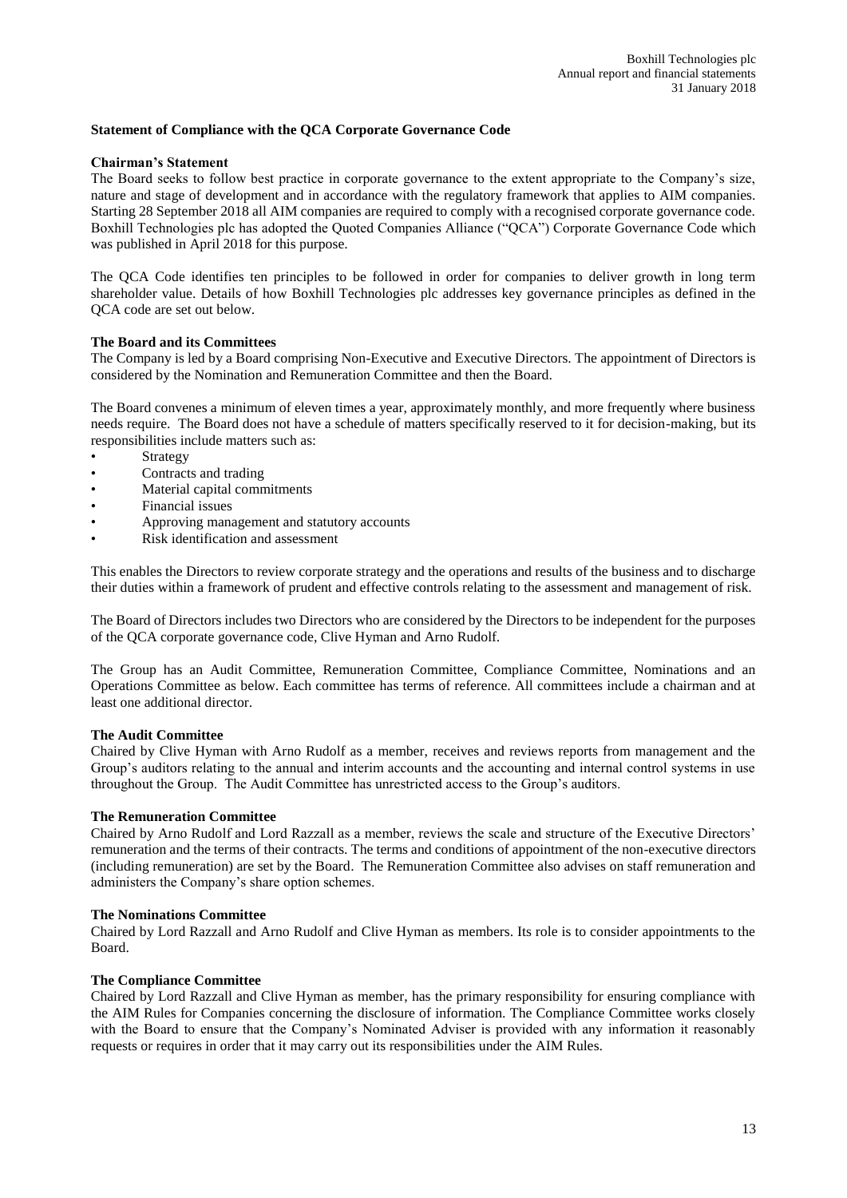## Statement of Compliance with the QCA Corporate Governance Code

### Chairman's Statement

The Board seeks to follow best practice in corporate governance to the extent appropriate to the Company's size, nature and stage of development and in accordance with the regulatory framework that applies to AIM companies. Starting 28 September 2018 all AIM companies are required to comply with a recognised corporate governance code. Boxhill Technologies plc has adopted the Quoted Companies Alliance ("QCA") Corporate Governance Code which was published in April 2018 for this purpose.

The QCA Code identifies ten principles to be followed in order for companies to deliver growth in long term shareholder value. Details of how Boxhill Technologies plc addresses key governance principles as defined in the QCA code are set out below.

### The Board and its Committees

The Company is led by a Board comprising Non-Executive and Executive Directors. The appointment of Directors is considered by the Nomination and Remuneration Committee and then the Board.

The Board convenes a minimum of eleven times a year, approximately monthly, and more frequently where business needs require. The Board does not have a schedule of matters specifically reserved to it for decision-making, but its responsibilities include matters such as:

- Strategy
- Contracts and trading
- Material capital commitments
- Financial issues
- Approving management and statutory accounts
- Risk identification and assessment

This enables the Directors to review corporate strategy and the operations and results of the business and to discharge their duties within a framework of prudent and effective controls relating to the assessment and management of risk.

The Board of Directors includes two Directors who are considered by the Directors to be independent for the purposes of the QCA corporate governance code, Clive Hyman and Arno Rudolf.

The Group has an Audit Committee, Remuneration Committee, Compliance Committee, Nominations and an Operations Committee as below. Each committee has terms of reference. All committees include a chairman and at least one additional director.

### The Audit Committee

Chaired by Clive Hyman with Arno Rudolf as a member, receives and reviews reports from management and the Group's auditors relating to the annual and interim accounts and the accounting and internal control systems in use throughout the Group. The Audit Committee has unrestricted access to the Group's auditors.

### The Remuneration Committee

Chaired by Arno Rudolf and Lord Razzall as a member, reviews the scale and structure of the Executive Directors' remuneration and the terms of their contracts. The terms and conditions of appointment of the non-executive directors (including remuneration) are set by the Board. The Remuneration Committee also advises on staff remuneration and administers the Company's share option schemes.

### The Nominations Committee

Chaired by Lord Razzall and Arno Rudolf and Clive Hyman as members. Its role is to consider appointments to the Board.

### The Compliance Committee

Chaired by Lord Razzall and Clive Hyman as member, has the primary responsibility for ensuring compliance with the AIM Rules for Companies concerning the disclosure of information. The Compliance Committee works closely with the Board to ensure that the Company's Nominated Adviser is provided with any information it reasonably requests or requires in order that it may carry out its responsibilities under the AIM Rules.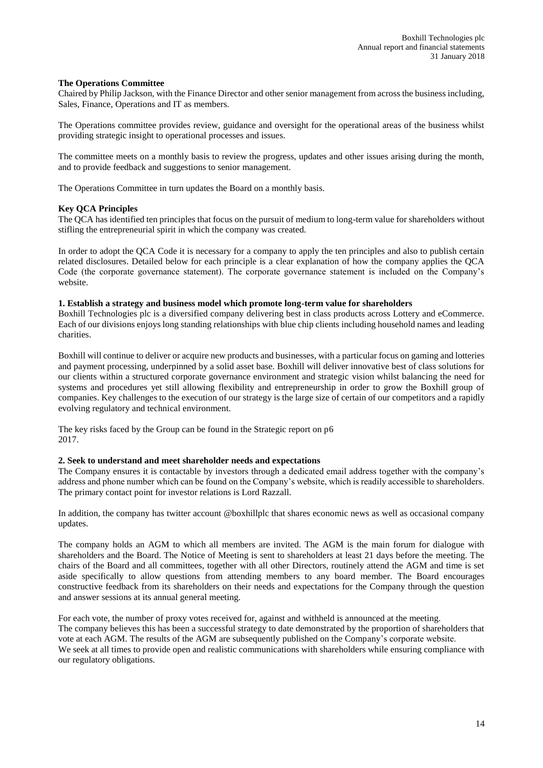**The Operations Committee**

Chaired by Philip Jackson, with the Finance Director and other senior management from across the business including, Sales, Finance, Operations and IT as members.

The Operations committee provides review, guidance and oversight for the operational areas of the business whilst providing strategic insight to operational processes and issues.

The committee meets on a monthly basis to review the progress, updates and other issues arising during the month, and to provide feedback and suggestions to senior management.

The Operations Committee in turn updates the Board on a monthly basis.

**Key QCA Principles**

The QCA has identified ten principles that focus on the pursuit of medium to long-term value for shareholders without stifling the entrepreneurial spirit in which the company was created.

In order to adopt the QCA Code it is necessary for a company to apply the ten principles and also to publish certain related disclosures. Detailed below for each principle is a clear explanation of how the company applies the QCA Code (the corporate governance statement). The corporate governance statement is included on the Company's website.

**1. Establish a strategy and business model which promote long-term value for shareholders**

Boxhill Technologies plc is a diversified company delivering best in class products across Lottery and eCommerce. Each of our divisions enjoys long standing relationships with blue chip clients including household names and leading charities.

Boxhill will continue to deliver or acquire new products and businesses, with a particular focus on gaming and lotteries and payment processing, underpinned by a solid asset base. Boxhill will deliver innovative best of class solutions for our clients within a structured corporate governance environment and strategic vision whilst balancing the need for systems and procedures yet still allowing flexibility and entrepreneurship in order to grow the Boxhill group of companies. Key challenges to the execution of our strategy is the large size of certain of our competitors and a rapidly evolving regulatory and technical environment.

The key risks faced by the Group can be found in the Strategic report on p6
2017.

**2. Seek to understand and meet shareholder needs and expectations**

The Company ensures it is contactable by investors through a dedicated email address together with the company's address and phone number which can be found on the Company's website, which is readily accessible to shareholders. The primary contact point for investor relations is Lord Razzall.

In addition, the company has twitter account @boxhillplc that shares economic news as well as occasional company updates.

The company holds an AGM to which all members are invited. The AGM is the main forum for dialogue with shareholders and the Board. The Notice of Meeting is sent to shareholders at least 21 days before the meeting. The chairs of the Board and all committees, together with all other Directors, routinely attend the AGM and time is set aside specifically to allow questions from attending members to any board member. The Board encourages constructive feedback from its shareholders on their needs and expectations for the Company through the question and answer sessions at its annual general meeting.

For each vote, the number of proxy votes received for, against and withheld is announced at the meeting.
The company believes this has been a successful strategy to date demonstrated by the proportion of shareholders that vote at each AGM. The results of the AGM are subsequently published on the Company's corporate website.
We seek at all times to provide open and realistic communications with shareholders while ensuring compliance with our regulatory obligations.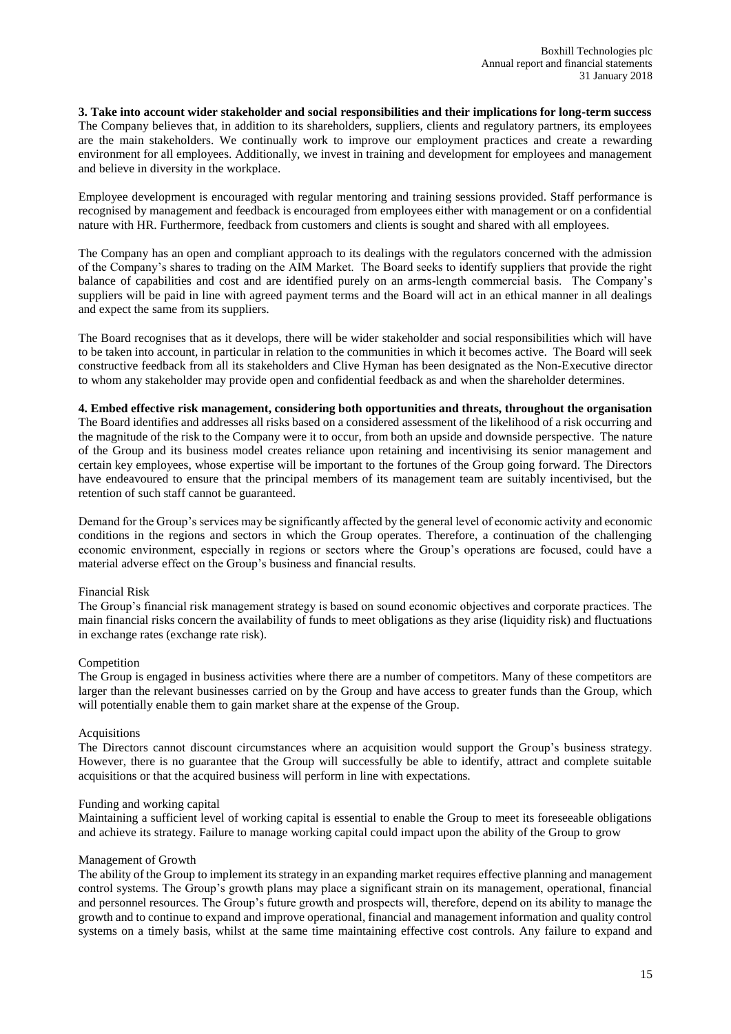**3. Take into account wider stakeholder and social responsibilities and their implications for long-term success**
The Company believes that, in addition to its shareholders, suppliers, clients and regulatory partners, its employees are the main stakeholders. We continually work to improve our employment practices and create a rewarding environment for all employees. Additionally, we invest in training and development for employees and management and believe in diversity in the workplace.

Employee development is encouraged with regular mentoring and training sessions provided. Staff performance is recognised by management and feedback is encouraged from employees either with management or on a confidential nature with HR. Furthermore, feedback from customers and clients is sought and shared with all employees.

The Company has an open and compliant approach to its dealings with the regulators concerned with the admission of the Company's shares to trading on the AIM Market. The Board seeks to identify suppliers that provide the right balance of capabilities and cost and are identified purely on an arms-length commercial basis. The Company's suppliers will be paid in line with agreed payment terms and the Board will act in an ethical manner in all dealings and expect the same from its suppliers.

The Board recognises that as it develops, there will be wider stakeholder and social responsibilities which will have to be taken into account, in particular in relation to the communities in which it becomes active. The Board will seek constructive feedback from all its stakeholders and Clive Hyman has been designated as the Non-Executive director to whom any stakeholder may provide open and confidential feedback as and when the shareholder determines.

**4. Embed effective risk management, considering both opportunities and threats, throughout the organisation**
The Board identifies and addresses all risks based on a considered assessment of the likelihood of a risk occurring and the magnitude of the risk to the Company were it to occur, from both an upside and downside perspective. The nature of the Group and its business model creates reliance upon retaining and incentivising its senior management and certain key employees, whose expertise will be important to the fortunes of the Group going forward. The Directors have endeavoured to ensure that the principal members of its management team are suitably incentivised, but the retention of such staff cannot be guaranteed.

Demand for the Group's services may be significantly affected by the general level of economic activity and economic conditions in the regions and sectors in which the Group operates. Therefore, a continuation of the challenging economic environment, especially in regions or sectors where the Group's operations are focused, could have a material adverse effect on the Group's business and financial results.

Financial Risk
The Group's financial risk management strategy is based on sound economic objectives and corporate practices. The main financial risks concern the availability of funds to meet obligations as they arise (liquidity risk) and fluctuations in exchange rates (exchange rate risk).

Competition
The Group is engaged in business activities where there are a number of competitors. Many of these competitors are larger than the relevant businesses carried on by the Group and have access to greater funds than the Group, which will potentially enable them to gain market share at the expense of the Group.

Acquisitions
The Directors cannot discount circumstances where an acquisition would support the Group's business strategy. However, there is no guarantee that the Group will successfully be able to identify, attract and complete suitable acquisitions or that the acquired business will perform in line with expectations.

Funding and working capital
Maintaining a sufficient level of working capital is essential to enable the Group to meet its foreseeable obligations and achieve its strategy. Failure to manage working capital could impact upon the ability of the Group to grow

Management of Growth
The ability of the Group to implement its strategy in an expanding market requires effective planning and management control systems. The Group's growth plans may place a significant strain on its management, operational, financial and personnel resources. The Group's future growth and prospects will, therefore, depend on its ability to manage the growth and to continue to expand and improve operational, financial and management information and quality control systems on a timely basis, whilst at the same time maintaining effective cost controls. Any failure to expand and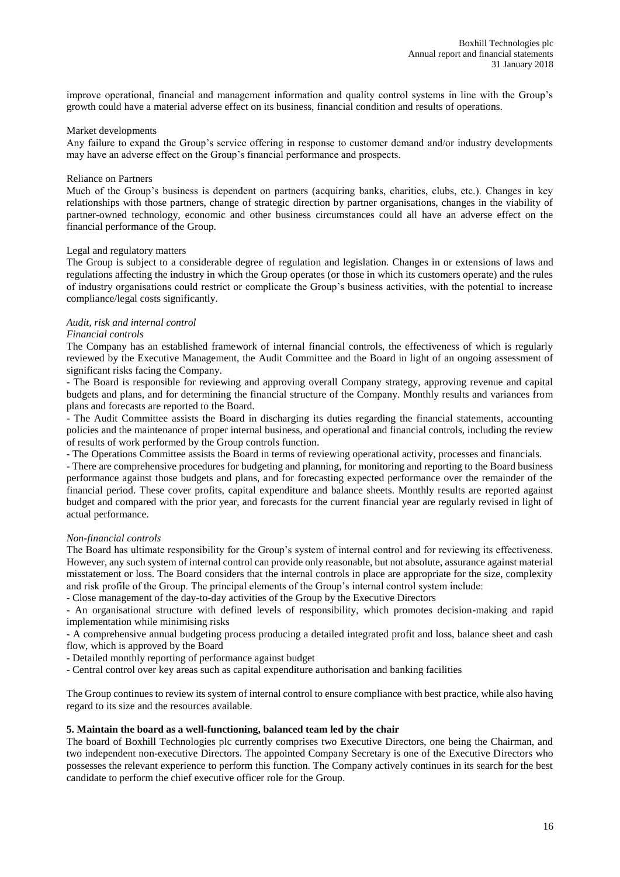improve operational, financial and management information and quality control systems in line with the Group's growth could have a material adverse effect on its business, financial condition and results of operations.

Market developments

Any failure to expand the Group's service offering in response to customer demand and/or industry developments may have an adverse effect on the Group's financial performance and prospects.

Reliance on Partners

Much of the Group's business is dependent on partners (acquiring banks, charities, clubs, etc.). Changes in key relationships with those partners, change of strategic direction by partner organisations, changes in the viability of partner-owned technology, economic and other business circumstances could all have an adverse effect on the financial performance of the Group.

Legal and regulatory matters

The Group is subject to a considerable degree of regulation and legislation. Changes in or extensions of laws and regulations affecting the industry in which the Group operates (or those in which its customers operate) and the rules of industry organisations could restrict or complicate the Group's business activities, with the potential to increase compliance/legal costs significantly.

*Audit, risk and internal control*

*Financial controls*

The Company has an established framework of internal financial controls, the effectiveness of which is regularly reviewed by the Executive Management, the Audit Committee and the Board in light of an ongoing assessment of significant risks facing the Company.

- The Board is responsible for reviewing and approving overall Company strategy, approving revenue and capital budgets and plans, and for determining the financial structure of the Company. Monthly results and variances from plans and forecasts are reported to the Board.
- The Audit Committee assists the Board in discharging its duties regarding the financial statements, accounting policies and the maintenance of proper internal business, and operational and financial controls, including the review of results of work performed by the Group controls function.
- The Operations Committee assists the Board in terms of reviewing operational activity, processes and financials.
- There are comprehensive procedures for budgeting and planning, for monitoring and reporting to the Board business performance against those budgets and plans, and for forecasting expected performance over the remainder of the financial period. These cover profits, capital expenditure and balance sheets. Monthly results are reported against budget and compared with the prior year, and forecasts for the current financial year are regularly revised in light of actual performance.

*Non-financial controls*

The Board has ultimate responsibility for the Group's system of internal control and for reviewing its effectiveness. However, any such system of internal control can provide only reasonable, but not absolute, assurance against material misstatement or loss. The Board considers that the internal controls in place are appropriate for the size, complexity and risk profile of the Group. The principal elements of the Group's internal control system include:

- Close management of the day-to-day activities of the Group by the Executive Directors
- An organisational structure with defined levels of responsibility, which promotes decision-making and rapid implementation while minimising risks
- A comprehensive annual budgeting process producing a detailed integrated profit and loss, balance sheet and cash flow, which is approved by the Board
- Detailed monthly reporting of performance against budget
- Central control over key areas such as capital expenditure authorisation and banking facilities

The Group continues to review its system of internal control to ensure compliance with best practice, while also having regard to its size and the resources available.

**5. Maintain the board as a well-functioning, balanced team led by the chair**

The board of Boxhill Technologies plc currently comprises two Executive Directors, one being the Chairman, and two independent non-executive Directors. The appointed Company Secretary is one of the Executive Directors who possesses the relevant experience to perform this function. The Company actively continues in its search for the best candidate to perform the chief executive officer role for the Group.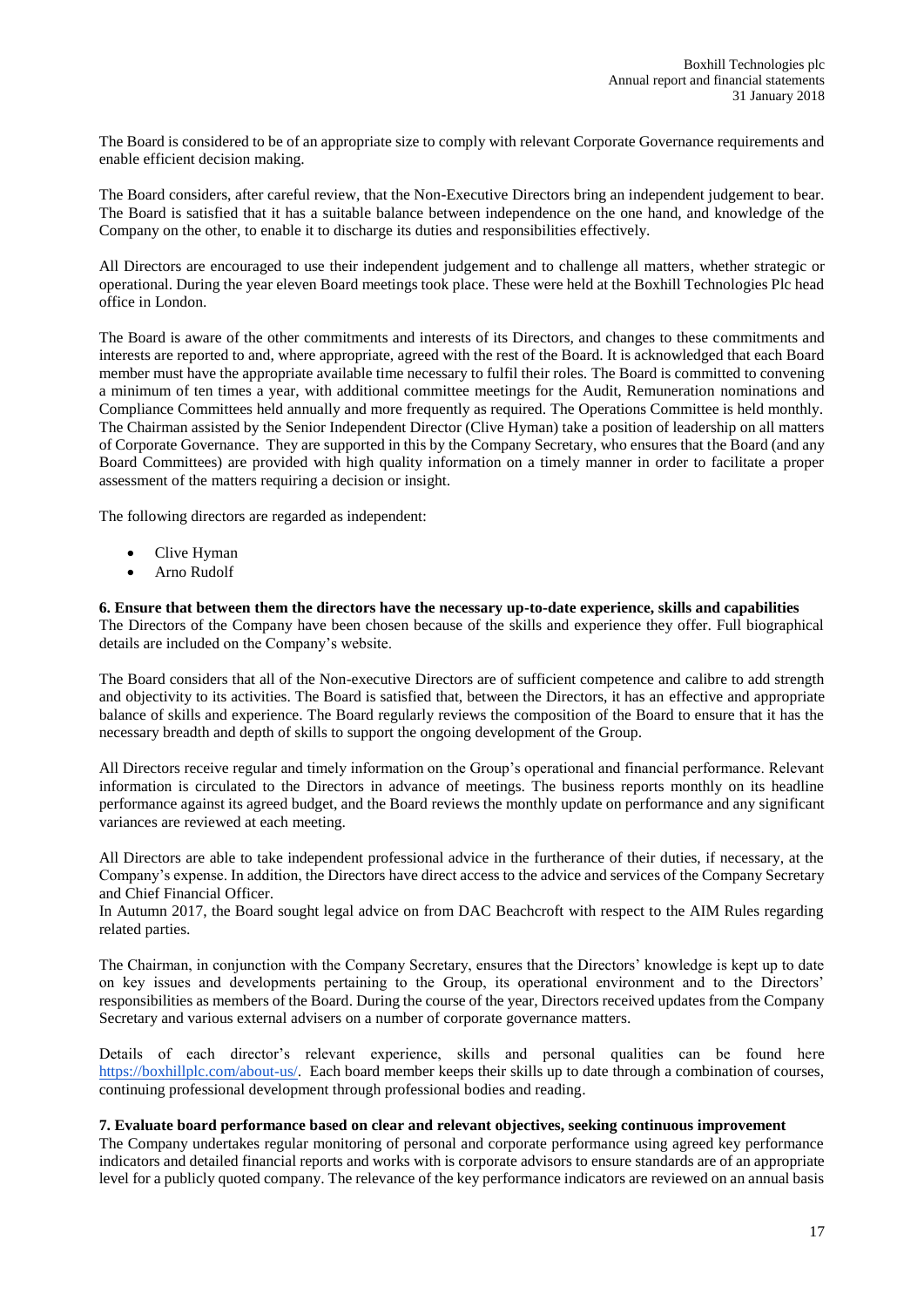The Board is considered to be of an appropriate size to comply with relevant Corporate Governance requirements and enable efficient decision making.

The Board considers, after careful review, that the Non-Executive Directors bring an independent judgement to bear. The Board is satisfied that it has a suitable balance between independence on the one hand, and knowledge of the Company on the other, to enable it to discharge its duties and responsibilities effectively.

All Directors are encouraged to use their independent judgement and to challenge all matters, whether strategic or operational. During the year eleven Board meetings took place. These were held at the Boxhill Technologies Plc head office in London.

The Board is aware of the other commitments and interests of its Directors, and changes to these commitments and interests are reported to and, where appropriate, agreed with the rest of the Board. It is acknowledged that each Board member must have the appropriate available time necessary to fulfil their roles. The Board is committed to convening a minimum of ten times a year, with additional committee meetings for the Audit, Remuneration nominations and Compliance Committees held annually and more frequently as required. The Operations Committee is held monthly. The Chairman assisted by the Senior Independent Director (Clive Hyman) take a position of leadership on all matters of Corporate Governance. They are supported in this by the Company Secretary, who ensures that the Board (and any Board Committees) are provided with high quality information on a timely manner in order to facilitate a proper assessment of the matters requiring a decision or insight.

The following directors are regarded as independent:

- Clive Hyman
- Arno Rudolf

**6. Ensure that between them the directors have the necessary up-to-date experience, skills and capabilities**

The Directors of the Company have been chosen because of the skills and experience they offer. Full biographical details are included on the Company's website.

The Board considers that all of the Non-executive Directors are of sufficient competence and calibre to add strength and objectivity to its activities. The Board is satisfied that, between the Directors, it has an effective and appropriate balance of skills and experience. The Board regularly reviews the composition of the Board to ensure that it has the necessary breadth and depth of skills to support the ongoing development of the Group.

All Directors receive regular and timely information on the Group's operational and financial performance. Relevant information is circulated to the Directors in advance of meetings. The business reports monthly on its headline performance against its agreed budget, and the Board reviews the monthly update on performance and any significant variances are reviewed at each meeting.

All Directors are able to take independent professional advice in the furtherance of their duties, if necessary, at the Company's expense. In addition, the Directors have direct access to the advice and services of the Company Secretary and Chief Financial Officer.

In Autumn 2017, the Board sought legal advice on from DAC Beachcroft with respect to the AIM Rules regarding related parties.

The Chairman, in conjunction with the Company Secretary, ensures that the Directors' knowledge is kept up to date on key issues and developments pertaining to the Group, its operational environment and to the Directors' responsibilities as members of the Board. During the course of the year, Directors received updates from the Company Secretary and various external advisers on a number of corporate governance matters.

Details of each director's relevant experience, skills and personal qualities can be found here https://boxhillplc.com/about-us/. Each board member keeps their skills up to date through a combination of courses, continuing professional development through professional bodies and reading.

**7. Evaluate board performance based on clear and relevant objectives, seeking continuous improvement**

The Company undertakes regular monitoring of personal and corporate performance using agreed key performance indicators and detailed financial reports and works with is corporate advisors to ensure standards are of an appropriate level for a publicly quoted company. The relevance of the key performance indicators are reviewed on an annual basis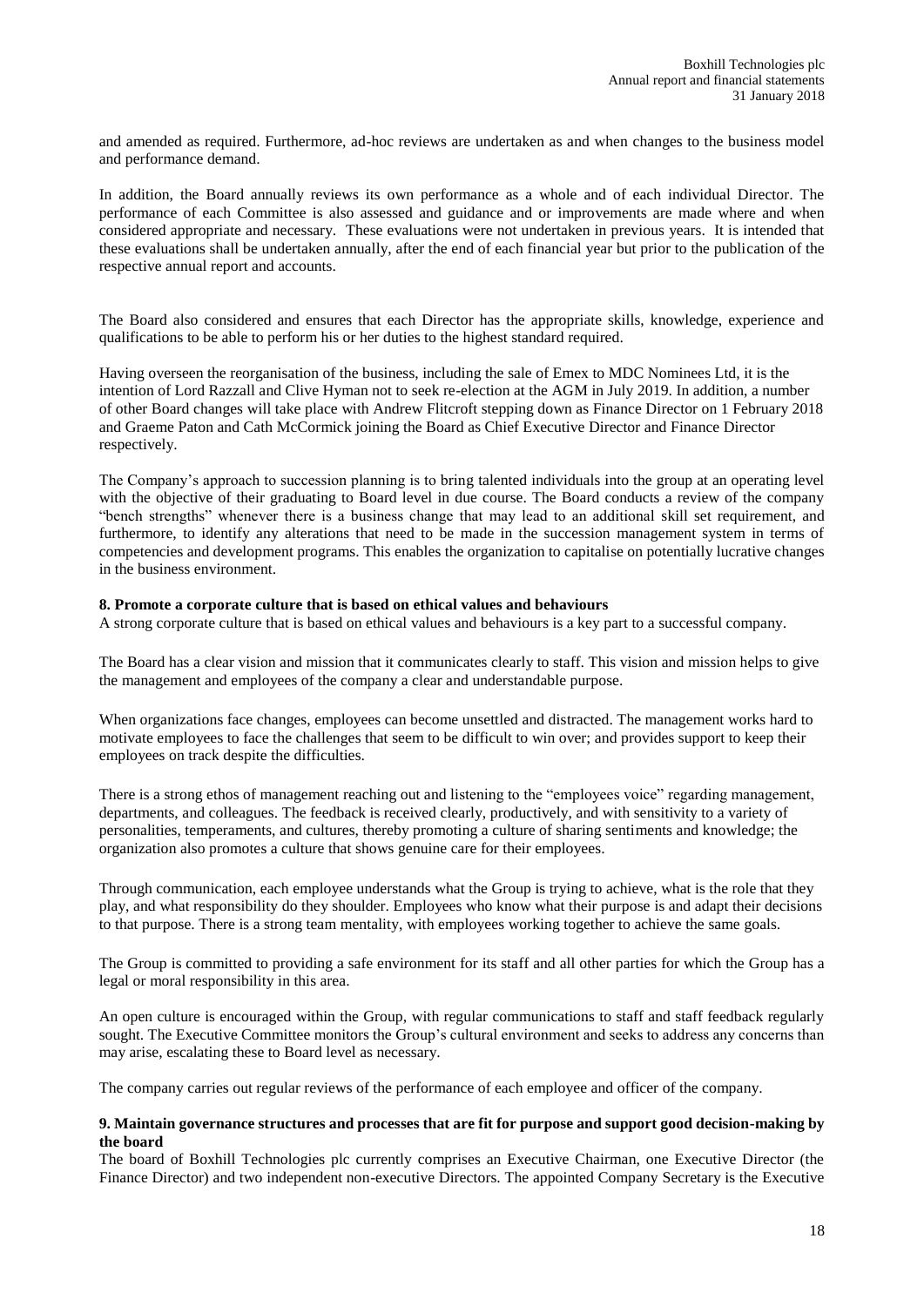and amended as required. Furthermore, ad-hoc reviews are undertaken as and when changes to the business model and performance demand.

In addition, the Board annually reviews its own performance as a whole and of each individual Director. The performance of each Committee is also assessed and guidance and or improvements are made where and when considered appropriate and necessary. These evaluations were not undertaken in previous years. It is intended that these evaluations shall be undertaken annually, after the end of each financial year but prior to the publication of the respective annual report and accounts.

The Board also considered and ensures that each Director has the appropriate skills, knowledge, experience and qualifications to be able to perform his or her duties to the highest standard required.

Having overseen the reorganisation of the business, including the sale of Emex to MDC Nominees Ltd, it is the intention of Lord Razzall and Clive Hyman not to seek re-election at the AGM in July 2019. In addition, a number of other Board changes will take place with Andrew Flitcroft stepping down as Finance Director on 1 February 2018 and Graeme Paton and Cath McCormick joining the Board as Chief Executive Director and Finance Director respectively.

The Company's approach to succession planning is to bring talented individuals into the group at an operating level with the objective of their graduating to Board level in due course. The Board conducts a review of the company "bench strengths" whenever there is a business change that may lead to an additional skill set requirement, and furthermore, to identify any alterations that need to be made in the succession management system in terms of competencies and development programs. This enables the organization to capitalise on potentially lucrative changes in the business environment.

**8. Promote a corporate culture that is based on ethical values and behaviours**

A strong corporate culture that is based on ethical values and behaviours is a key part to a successful company.

The Board has a clear vision and mission that it communicates clearly to staff. This vision and mission helps to give the management and employees of the company a clear and understandable purpose.

When organizations face changes, employees can become unsettled and distracted. The management works hard to motivate employees to face the challenges that seem to be difficult to win over; and provides support to keep their employees on track despite the difficulties.

There is a strong ethos of management reaching out and listening to the "employees voice" regarding management, departments, and colleagues. The feedback is received clearly, productively, and with sensitivity to a variety of personalities, temperaments, and cultures, thereby promoting a culture of sharing sentiments and knowledge; the organization also promotes a culture that shows genuine care for their employees.

Through communication, each employee understands what the Group is trying to achieve, what is the role that they play, and what responsibility do they shoulder. Employees who know what their purpose is and adapt their decisions to that purpose. There is a strong team mentality, with employees working together to achieve the same goals.

The Group is committed to providing a safe environment for its staff and all other parties for which the Group has a legal or moral responsibility in this area.

An open culture is encouraged within the Group, with regular communications to staff and staff feedback regularly sought. The Executive Committee monitors the Group's cultural environment and seeks to address any concerns than may arise, escalating these to Board level as necessary.

The company carries out regular reviews of the performance of each employee and officer of the company.

**9. Maintain governance structures and processes that are fit for purpose and support good decision-making by the board**

The board of Boxhill Technologies plc currently comprises an Executive Chairman, one Executive Director (the Finance Director) and two independent non-executive Directors. The appointed Company Secretary is the Executive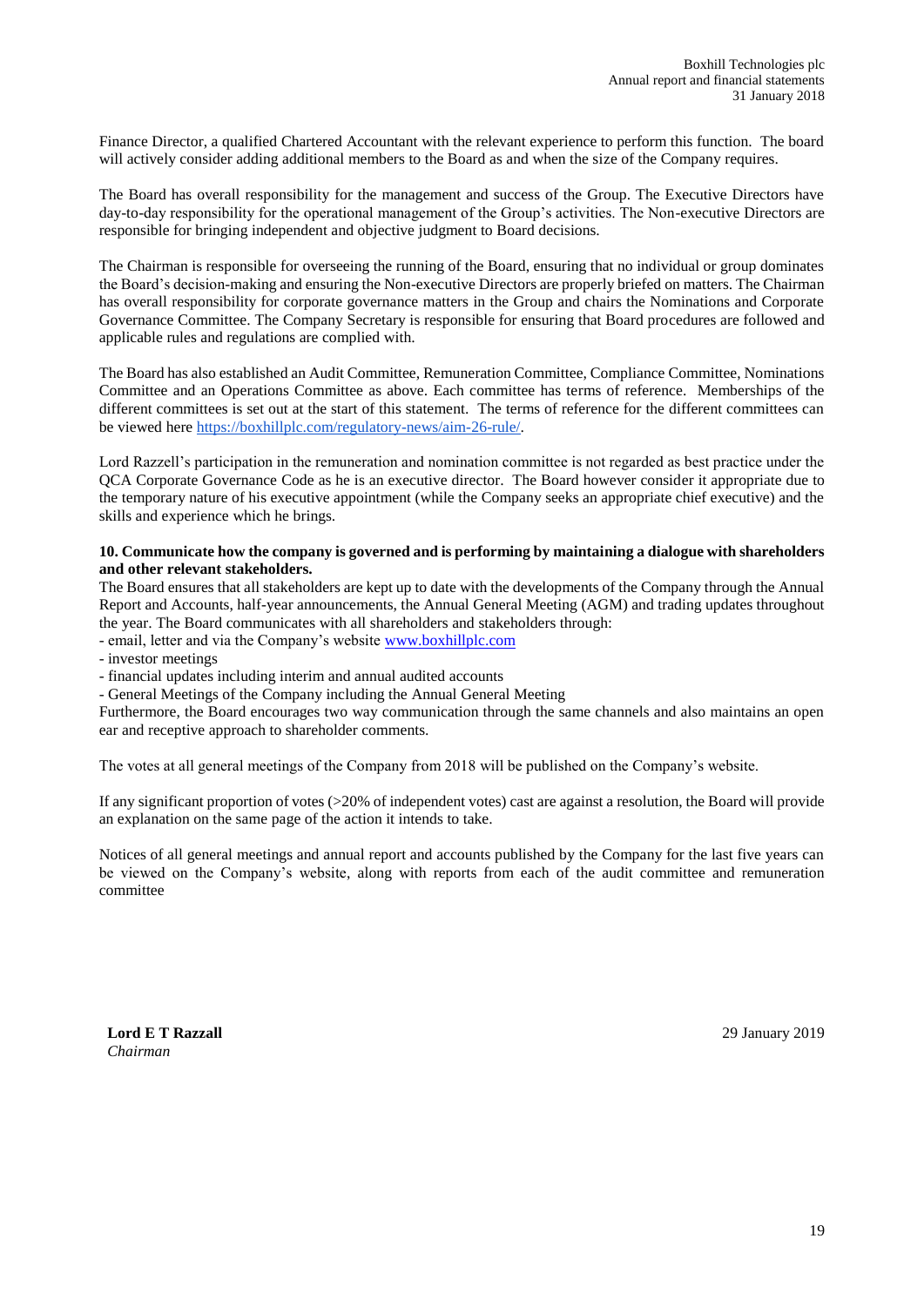Finance Director, a qualified Chartered Accountant with the relevant experience to perform this function. The board will actively consider adding additional members to the Board as and when the size of the Company requires.

The Board has overall responsibility for the management and success of the Group. The Executive Directors have day-to-day responsibility for the operational management of the Group's activities. The Non-executive Directors are responsible for bringing independent and objective judgment to Board decisions.

The Chairman is responsible for overseeing the running of the Board, ensuring that no individual or group dominates the Board's decision-making and ensuring the Non-executive Directors are properly briefed on matters. The Chairman has overall responsibility for corporate governance matters in the Group and chairs the Nominations and Corporate Governance Committee. The Company Secretary is responsible for ensuring that Board procedures are followed and applicable rules and regulations are complied with.

The Board has also established an Audit Committee, Remuneration Committee, Compliance Committee, Nominations Committee and an Operations Committee as above. Each committee has terms of reference. Memberships of the different committees is set out at the start of this statement. The terms of reference for the different committees can be viewed here https://boxhillplc.com/regulatory-news/aim-26-rule/.

Lord Razzell's participation in the remuneration and nomination committee is not regarded as best practice under the QCA Corporate Governance Code as he is an executive director. The Board however consider it appropriate due to the temporary nature of his executive appointment (while the Company seeks an appropriate chief executive) and the skills and experience which he brings.

**10. Communicate how the company is governed and is performing by maintaining a dialogue with shareholders and other relevant stakeholders.**

The Board ensures that all stakeholders are kept up to date with the developments of the Company through the Annual Report and Accounts, half-year announcements, the Annual General Meeting (AGM) and trading updates throughout the year. The Board communicates with all shareholders and stakeholders through:

- email, letter and via the Company's website www.boxhillplc.com
- investor meetings
- financial updates including interim and annual audited accounts
- General Meetings of the Company including the Annual General Meeting

Furthermore, the Board encourages two way communication through the same channels and also maintains an open ear and receptive approach to shareholder comments.

The votes at all general meetings of the Company from 2018 will be published on the Company's website.

If any significant proportion of votes (>20% of independent votes) cast are against a resolution, the Board will provide an explanation on the same page of the action it intends to take.

Notices of all general meetings and annual report and accounts published by the Company for the last five years can be viewed on the Company's website, along with reports from each of the audit committee and remuneration committee

**Lord E T Razzall**
*Chairman*

29 January 2019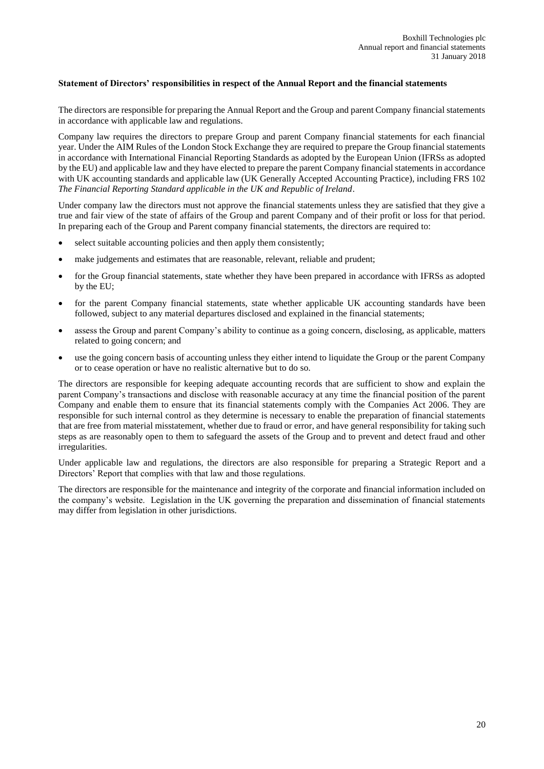**Statement of Directors' responsibilities in respect of the Annual Report and the financial statements**

The directors are responsible for preparing the Annual Report and the Group and parent Company financial statements in accordance with applicable law and regulations.

Company law requires the directors to prepare Group and parent Company financial statements for each financial year. Under the AIM Rules of the London Stock Exchange they are required to prepare the Group financial statements in accordance with International Financial Reporting Standards as adopted by the European Union (IFRSs as adopted by the EU) and applicable law and they have elected to prepare the parent Company financial statements in accordance with UK accounting standards and applicable law (UK Generally Accepted Accounting Practice), including FRS 102 *The Financial Reporting Standard applicable in the UK and Republic of Ireland*.

Under company law the directors must not approve the financial statements unless they are satisfied that they give a true and fair view of the state of affairs of the Group and parent Company and of their profit or loss for that period. In preparing each of the Group and Parent company financial statements, the directors are required to:

- select suitable accounting policies and then apply them consistently;
- make judgements and estimates that are reasonable, relevant, reliable and prudent;
- for the Group financial statements, state whether they have been prepared in accordance with IFRSs as adopted by the EU;
- for the parent Company financial statements, state whether applicable UK accounting standards have been followed, subject to any material departures disclosed and explained in the financial statements;
- assess the Group and parent Company's ability to continue as a going concern, disclosing, as applicable, matters related to going concern; and
- use the going concern basis of accounting unless they either intend to liquidate the Group or the parent Company or to cease operation or have no realistic alternative but to do so.

The directors are responsible for keeping adequate accounting records that are sufficient to show and explain the parent Company's transactions and disclose with reasonable accuracy at any time the financial position of the parent Company and enable them to ensure that its financial statements comply with the Companies Act 2006. They are responsible for such internal control as they determine is necessary to enable the preparation of financial statements that are free from material misstatement, whether due to fraud or error, and have general responsibility for taking such steps as are reasonably open to them to safeguard the assets of the Group and to prevent and detect fraud and other irregularities.

Under applicable law and regulations, the directors are also responsible for preparing a Strategic Report and a Directors' Report that complies with that law and those regulations.

The directors are responsible for the maintenance and integrity of the corporate and financial information included on the company's website. Legislation in the UK governing the preparation and dissemination of financial statements may differ from legislation in other jurisdictions.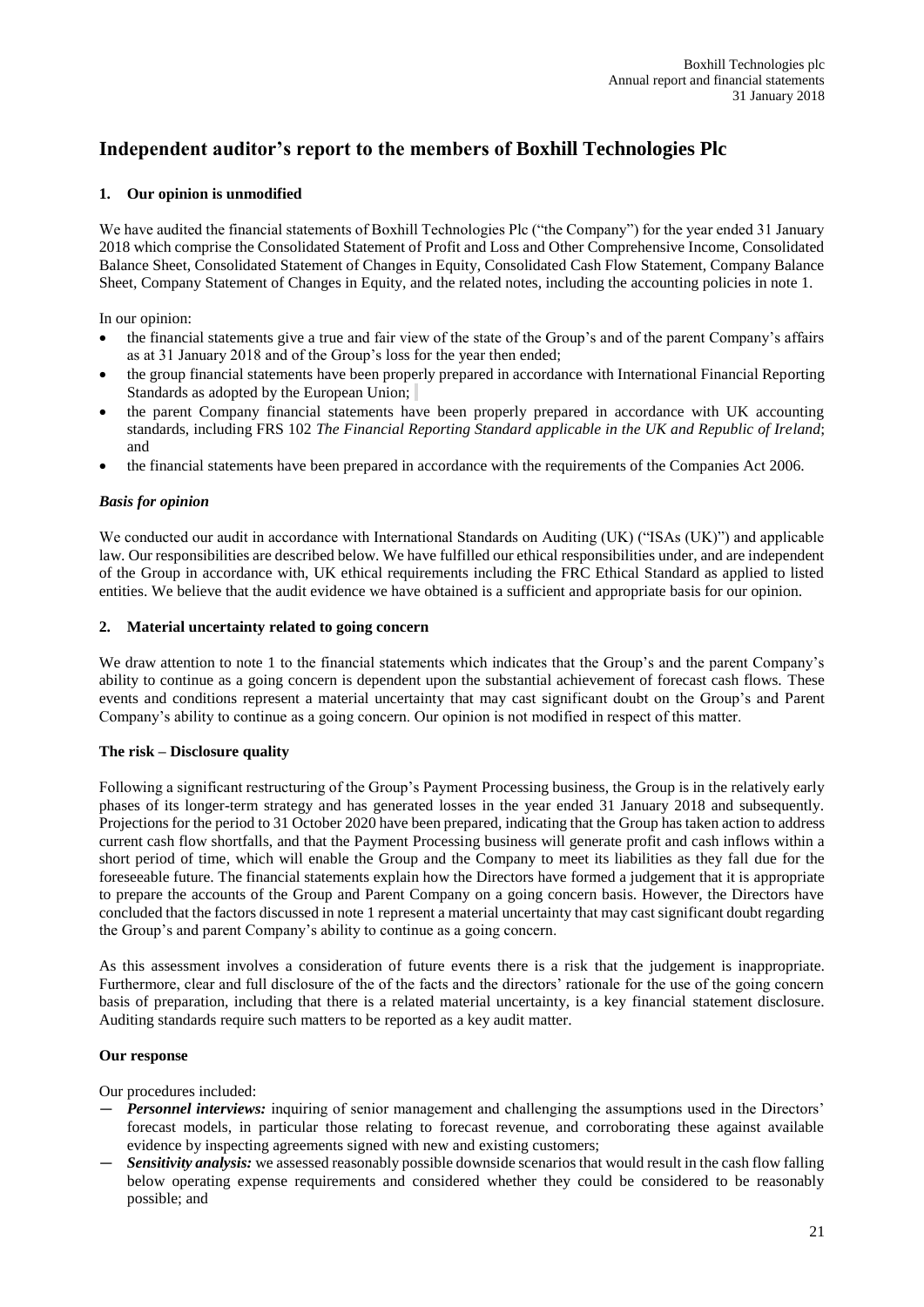# Independent auditor's report to the members of Boxhill Technologies Plc

## 1. Our opinion is unmodified

We have audited the financial statements of Boxhill Technologies Plc ("the Company") for the year ended 31 January 2018 which comprise the Consolidated Statement of Profit and Loss and Other Comprehensive Income, Consolidated Balance Sheet, Consolidated Statement of Changes in Equity, Consolidated Cash Flow Statement, Company Balance Sheet, Company Statement of Changes in Equity, and the related notes, including the accounting policies in note 1.

In our opinion:

- the financial statements give a true and fair view of the state of the Group's and of the parent Company's affairs as at 31 January 2018 and of the Group's loss for the year then ended;
- the group financial statements have been properly prepared in accordance with International Financial Reporting Standards as adopted by the European Union;
- the parent Company financial statements have been properly prepared in accordance with UK accounting standards, including FRS 102 *The Financial Reporting Standard applicable in the UK and Republic of Ireland*; and
- the financial statements have been prepared in accordance with the requirements of the Companies Act 2006.

### *Basis for opinion*

We conducted our audit in accordance with International Standards on Auditing (UK) ("ISAs (UK)") and applicable law. Our responsibilities are described below. We have fulfilled our ethical responsibilities under, and are independent of the Group in accordance with, UK ethical requirements including the FRC Ethical Standard as applied to listed entities. We believe that the audit evidence we have obtained is a sufficient and appropriate basis for our opinion.

## 2. Material uncertainty related to going concern

We draw attention to note 1 to the financial statements which indicates that the Group's and the parent Company's ability to continue as a going concern is dependent upon the substantial achievement of forecast cash flows. These events and conditions represent a material uncertainty that may cast significant doubt on the Group's and Parent Company's ability to continue as a going concern. Our opinion is not modified in respect of this matter.

### The risk – Disclosure quality

Following a significant restructuring of the Group's Payment Processing business, the Group is in the relatively early phases of its longer-term strategy and has generated losses in the year ended 31 January 2018 and subsequently. Projections for the period to 31 October 2020 have been prepared, indicating that the Group has taken action to address current cash flow shortfalls, and that the Payment Processing business will generate profit and cash inflows within a short period of time, which will enable the Group and the Company to meet its liabilities as they fall due for the foreseeable future. The financial statements explain how the Directors have formed a judgement that it is appropriate to prepare the accounts of the Group and Parent Company on a going concern basis. However, the Directors have concluded that the factors discussed in note 1 represent a material uncertainty that may cast significant doubt regarding the Group's and parent Company's ability to continue as a going concern.

As this assessment involves a consideration of future events there is a risk that the judgement is inappropriate. Furthermore, clear and full disclosure of the of the facts and the directors' rationale for the use of the going concern basis of preparation, including that there is a related material uncertainty, is a key financial statement disclosure. Auditing standards require such matters to be reported as a key audit matter.

### Our response

Our procedures included:

- ***Personnel interviews:*** inquiring of senior management and challenging the assumptions used in the Directors' forecast models, in particular those relating to forecast revenue, and corroborating these against available evidence by inspecting agreements signed with new and existing customers;
- ***Sensitivity analysis:*** we assessed reasonably possible downside scenarios that would result in the cash flow falling below operating expense requirements and considered whether they could be considered to be reasonably possible; and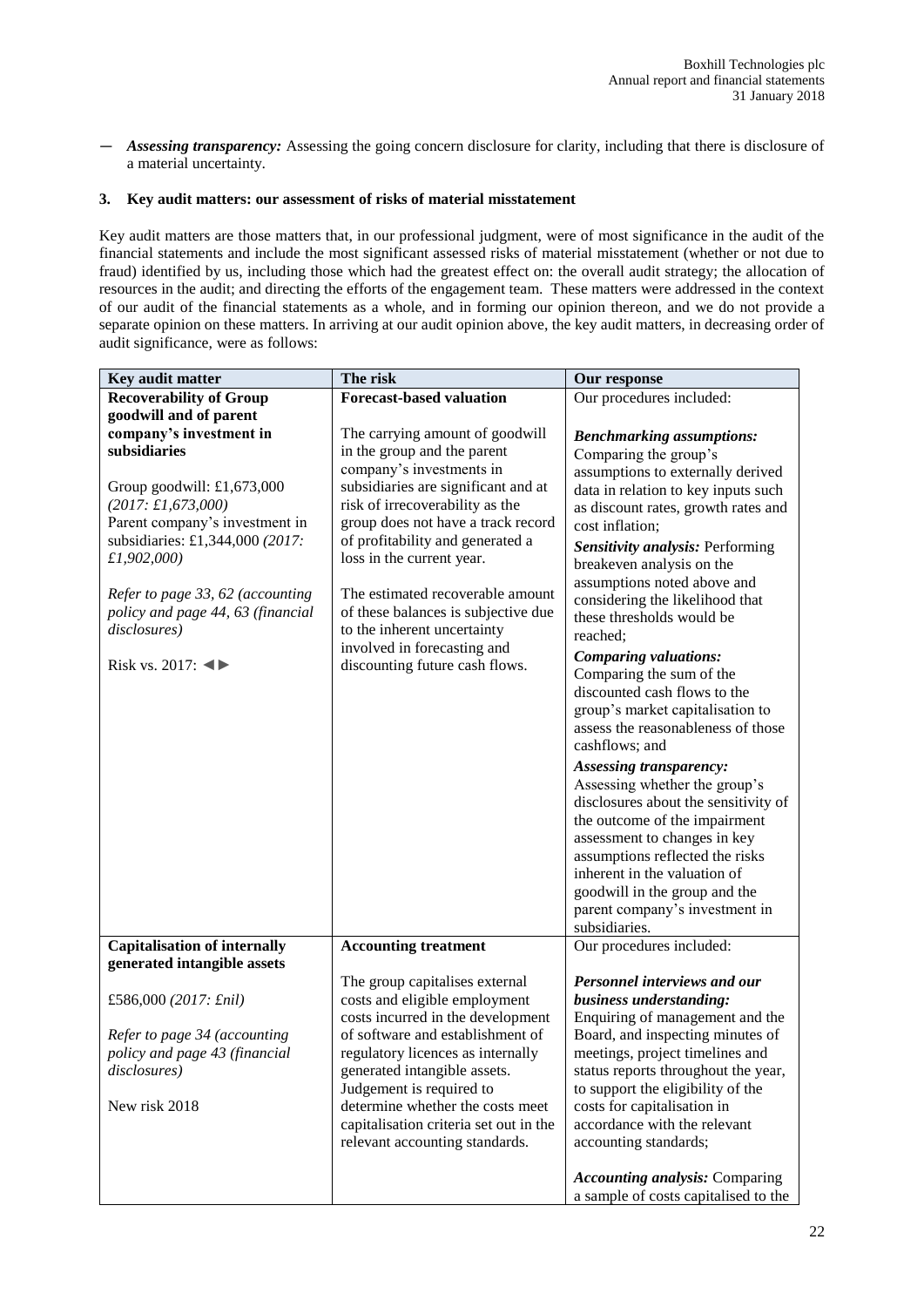— ***Assessing transparency:*** Assessing the going concern disclosure for clarity, including that there is disclosure of a material uncertainty.

## 3. Key audit matters: our assessment of risks of material misstatement

Key audit matters are those matters that, in our professional judgment, were of most significance in the audit of the financial statements and include the most significant assessed risks of material misstatement (whether or not due to fraud) identified by us, including those which had the greatest effect on: the overall audit strategy; the allocation of resources in the audit; and directing the efforts of the engagement team. These matters were addressed in the context of our audit of the financial statements as a whole, and in forming our opinion thereon, and we do not provide a separate opinion on these matters. In arriving at our audit opinion above, the key audit matters, in decreasing order of audit significance, were as follows:

| Key audit matter | The risk | Our response |
|---|---|---|
| **Recoverability of Group goodwill and of parent company's investment in subsidiaries**<br><br>Group goodwill: £1,673,000 *(2017: £1,673,000)*<br>Parent company's investment in subsidiaries: £1,344,000 *(2017: £1,902,000)*<br><br>*Refer to page 33, 62 (accounting policy and page 44, 63 (financial disclosures)*<br><br>Risk vs. 2017: ◄► | **Forecast-based valuation**<br><br>The carrying amount of goodwill in the group and the parent company's investments in subsidiaries are significant and at risk of irrecoverability as the group does not have a track record of profitability and generated a loss in the current year.<br><br>The estimated recoverable amount of these balances is subjective due to the inherent uncertainty involved in forecasting and discounting future cash flows. | Our procedures included:<br><br>***Benchmarking assumptions:*** Comparing the group's assumptions to externally derived data in relation to key inputs such as discount rates, growth rates and cost inflation;<br><br>***Sensitivity analysis:*** Performing breakeven analysis on the assumptions noted above and considering the likelihood that these thresholds would be reached;<br><br>***Comparing valuations:*** Comparing the sum of the discounted cash flows to the group's market capitalisation to assess the reasonableness of those cashflows; and<br><br>***Assessing transparency:*** Assessing whether the group's disclosures about the sensitivity of the outcome of the impairment assessment to changes in key assumptions reflected the risks inherent in the valuation of goodwill in the group and the parent company's investment in subsidiaries. |
| **Capitalisation of internally generated intangible assets**<br><br>£586,000 *(2017: £nil)*<br><br>*Refer to page 34 (accounting policy and page 43 (financial disclosures)*<br><br>New risk 2018 | **Accounting treatment**<br><br>The group capitalises external costs and eligible employment costs incurred in the development of software and establishment of regulatory licences as internally generated intangible assets. Judgement is required to determine whether the costs meet capitalisation criteria set out in the relevant accounting standards. | Our procedures included:<br><br>***Personnel interviews and our business understanding:*** Enquiring of management and the Board, and inspecting minutes of meetings, project timelines and status reports throughout the year, to support the eligibility of the costs for capitalisation in accordance with the relevant accounting standards;<br><br>***Accounting analysis:*** Comparing a sample of costs capitalised to the |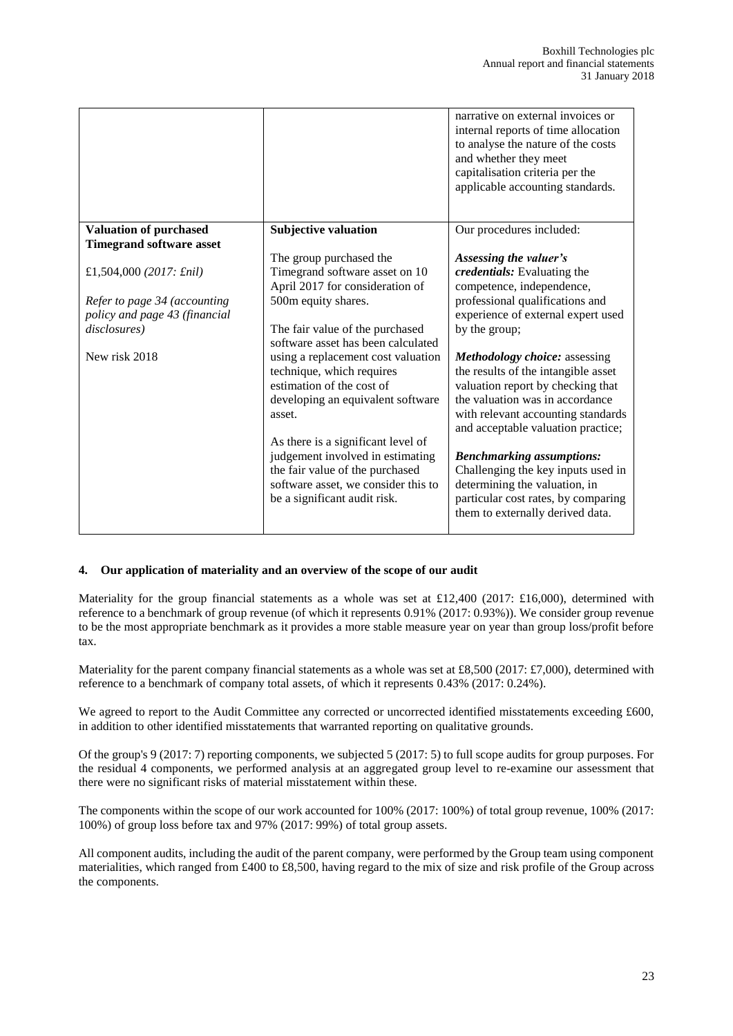| | | narrative on external invoices or internal reports of time allocation to analyse the nature of the costs and whether they meet capitalisation criteria per the applicable accounting standards. |
|---|---|---|
| **Valuation of purchased Timegrand software asset**<br><br>£1,504,000 *(2017: £nil)*<br><br>*Refer to page 34 (accounting policy and page 43 (financial disclosures)*<br><br>New risk 2018 | **Subjective valuation**<br><br>The group purchased the Timegrand software asset on 10 April 2017 for consideration of 500m equity shares.<br><br>The fair value of the purchased software asset has been calculated using a replacement cost valuation technique, which requires estimation of the cost of developing an equivalent software asset.<br><br>As there is a significant level of judgement involved in estimating the fair value of the purchased software asset, we consider this to be a significant audit risk. | Our procedures included:<br><br>***Assessing the valuer's credentials:*** Evaluating the competence, independence, professional qualifications and experience of external expert used by the group;<br><br>***Methodology choice:*** assessing the results of the intangible asset valuation report by checking that the valuation was in accordance with relevant accounting standards and acceptable valuation practice;<br><br>***Benchmarking assumptions:*** Challenging the key inputs used in determining the valuation, in particular cost rates, by comparing them to externally derived data. |

#### 4. Our application of materiality and an overview of the scope of our audit

Materiality for the group financial statements as a whole was set at £12,400 (2017: £16,000), determined with reference to a benchmark of group revenue (of which it represents 0.91% (2017: 0.93%)). We consider group revenue to be the most appropriate benchmark as it provides a more stable measure year on year than group loss/profit before tax.

Materiality for the parent company financial statements as a whole was set at £8,500 (2017: £7,000), determined with reference to a benchmark of company total assets, of which it represents 0.43% (2017: 0.24%).

We agreed to report to the Audit Committee any corrected or uncorrected identified misstatements exceeding £600, in addition to other identified misstatements that warranted reporting on qualitative grounds.

Of the group's 9 (2017: 7) reporting components, we subjected 5 (2017: 5) to full scope audits for group purposes. For the residual 4 components, we performed analysis at an aggregated group level to re-examine our assessment that there were no significant risks of material misstatement within these.

The components within the scope of our work accounted for 100% (2017: 100%) of total group revenue, 100% (2017: 100%) of group loss before tax and 97% (2017: 99%) of total group assets.

All component audits, including the audit of the parent company, were performed by the Group team using component materialities, which ranged from £400 to £8,500, having regard to the mix of size and risk profile of the Group across the components.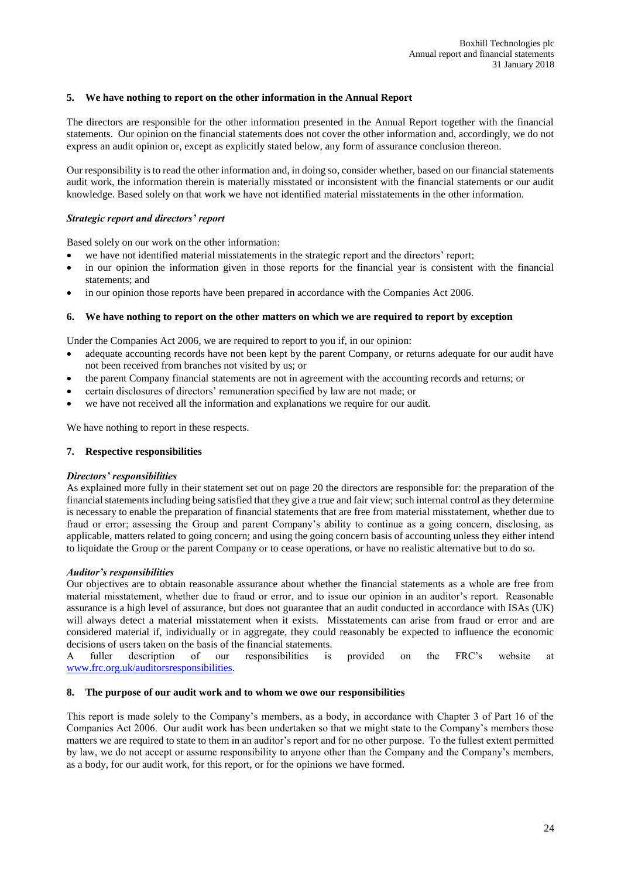## 5. We have nothing to report on the other information in the Annual Report

The directors are responsible for the other information presented in the Annual Report together with the financial statements. Our opinion on the financial statements does not cover the other information and, accordingly, we do not express an audit opinion or, except as explicitly stated below, any form of assurance conclusion thereon.

Our responsibility is to read the other information and, in doing so, consider whether, based on our financial statements audit work, the information therein is materially misstated or inconsistent with the financial statements or our audit knowledge. Based solely on that work we have not identified material misstatements in the other information.

### *Strategic report and directors' report*

Based solely on our work on the other information:

- we have not identified material misstatements in the strategic report and the directors' report;
- in our opinion the information given in those reports for the financial year is consistent with the financial statements; and
- in our opinion those reports have been prepared in accordance with the Companies Act 2006.

## 6. We have nothing to report on the other matters on which we are required to report by exception

Under the Companies Act 2006, we are required to report to you if, in our opinion:

- adequate accounting records have not been kept by the parent Company, or returns adequate for our audit have not been received from branches not visited by us; or
- the parent Company financial statements are not in agreement with the accounting records and returns; or
- certain disclosures of directors' remuneration specified by law are not made; or
- we have not received all the information and explanations we require for our audit.

We have nothing to report in these respects.

## 7. Respective responsibilities

### *Directors' responsibilities*

As explained more fully in their statement set out on page 20 the directors are responsible for: the preparation of the financial statements including being satisfied that they give a true and fair view; such internal control as they determine is necessary to enable the preparation of financial statements that are free from material misstatement, whether due to fraud or error; assessing the Group and parent Company's ability to continue as a going concern, disclosing, as applicable, matters related to going concern; and using the going concern basis of accounting unless they either intend to liquidate the Group or the parent Company or to cease operations, or have no realistic alternative but to do so.

### *Auditor's responsibilities*

Our objectives are to obtain reasonable assurance about whether the financial statements as a whole are free from material misstatement, whether due to fraud or error, and to issue our opinion in an auditor's report. Reasonable assurance is a high level of assurance, but does not guarantee that an audit conducted in accordance with ISAs (UK) will always detect a material misstatement when it exists. Misstatements can arise from fraud or error and are considered material if, individually or in aggregate, they could reasonably be expected to influence the economic decisions of users taken on the basis of the financial statements.

A fuller description of our responsibilities is provided on the FRC's website at [www.frc.org.uk/auditorsresponsibilities](http://www.frc.org.uk/auditorsresponsibilities).

## 8. The purpose of our audit work and to whom we owe our responsibilities

This report is made solely to the Company's members, as a body, in accordance with Chapter 3 of Part 16 of the Companies Act 2006. Our audit work has been undertaken so that we might state to the Company's members those matters we are required to state to them in an auditor's report and for no other purpose. To the fullest extent permitted by law, we do not accept or assume responsibility to anyone other than the Company and the Company's members, as a body, for our audit work, for this report, or for the opinions we have formed.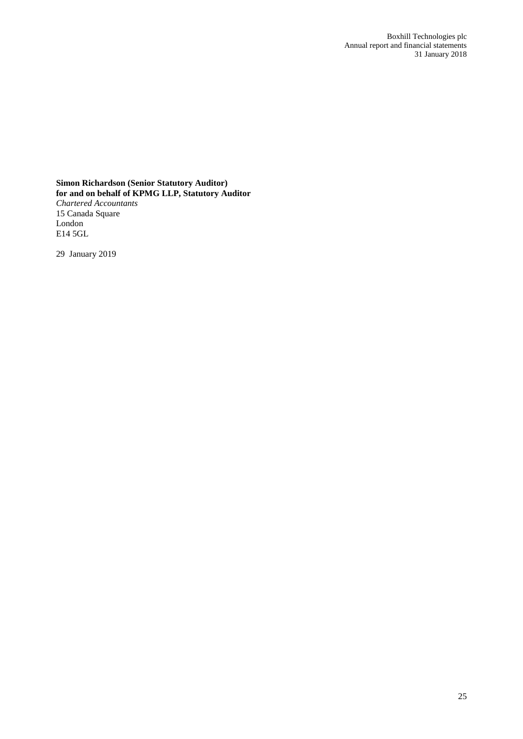**Simon Richardson (Senior Statutory Auditor)**
**for and on behalf of KPMG LLP, Statutory Auditor**
*Chartered Accountants*
15 Canada Square
London
E14 5GL

29 January 2019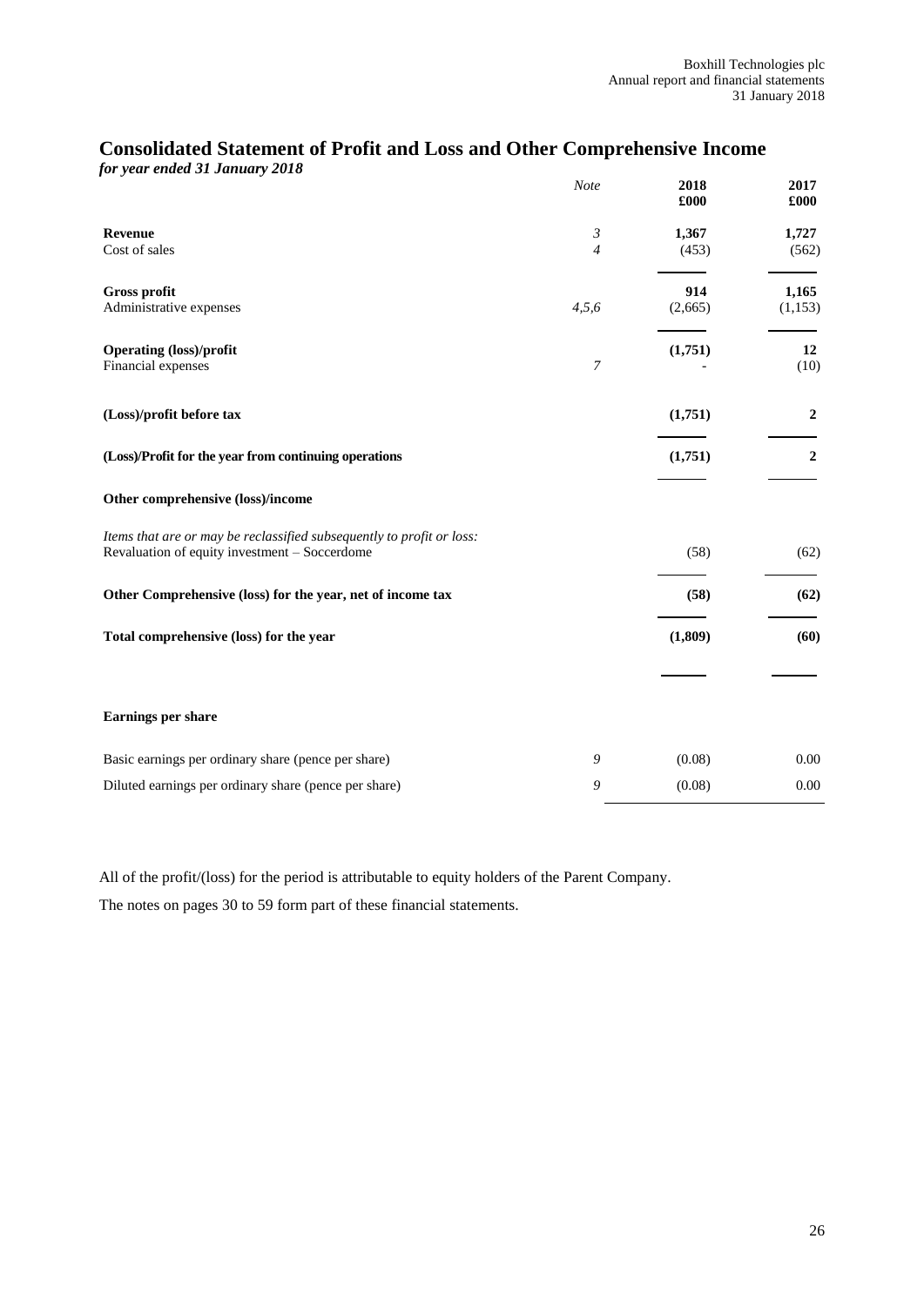# Consolidated Statement of Profit and Loss and Other Comprehensive Income

*for year ended 31 January 2018*

| | *Note* | **2018 £000** | **2017 £000** |
|---|---|---|---|
| **Revenue** | *3* | **1,367** | **1,727** |
| Cost of sales | *4* | (453) | (562) |
| **Gross profit** | | **914** | **1,165** |
| Administrative expenses | *4,5,6* | (2,665) | (1,153) |
| **Operating (loss)/profit** | | **(1,751)** | **12** |
| Financial expenses | *7* | - | (10) |
| **(Loss)/profit before tax** | | **(1,751)** | **2** |
| **(Loss)/Profit for the year from continuing operations** | | **(1,751)** | **2** |
| **Other comprehensive (loss)/income** | | | |
| *Items that are or may be reclassified subsequently to profit or loss:* | | | |
| Revaluation of equity investment – Soccerdome | | (58) | (62) |
| **Other Comprehensive (loss) for the year, net of income tax** | | **(58)** | **(62)** |
| **Total comprehensive (loss) for the year** | | **(1,809)** | **(60)** |
| **Earnings per share** | | | |
| Basic earnings per ordinary share (pence per share) | *9* | (0.08) | 0.00 |
| Diluted earnings per ordinary share (pence per share) | *9* | (0.08) | 0.00 |

All of the profit/(loss) for the period is attributable to equity holders of the Parent Company.

The notes on pages 30 to 59 form part of these financial statements.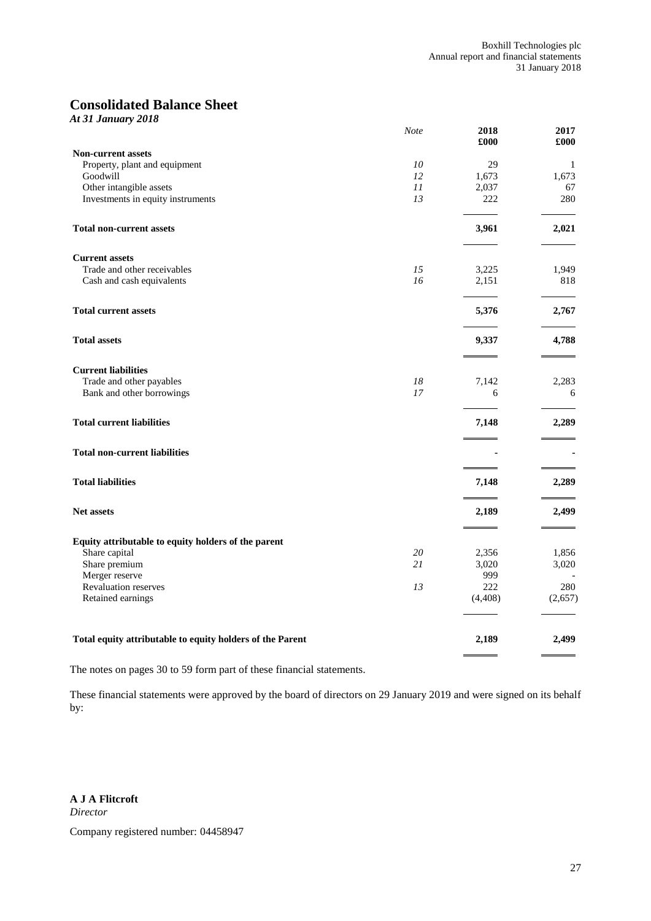# Consolidated Balance Sheet

*At 31 January 2018*

| | *Note* | 2018<br>£000 | 2017<br>£000 |
|---|---|---|---|
| **Non-current assets** | | | |
| Property, plant and equipment | *10* | 29 | 1 |
| Goodwill | *12* | 1,673 | 1,673 |
| Other intangible assets | *11* | 2,037 | 67 |
| Investments in equity instruments | *13* | 222 | 280 |
| **Total non-current assets** | | **3,961** | **2,021** |
| **Current assets** | | | |
| Trade and other receivables | *15* | 3,225 | 1,949 |
| Cash and cash equivalents | *16* | 2,151 | 818 |
| **Total current assets** | | **5,376** | **2,767** |
| **Total assets** | | **9,337** | **4,788** |
| **Current liabilities** | | | |
| Trade and other payables | *18* | 7,142 | 2,283 |
| Bank and other borrowings | *17* | 6 | 6 |
| **Total current liabilities** | | **7,148** | **2,289** |
| **Total non-current liabilities** | | **-** | **-** |
| **Total liabilities** | | **7,148** | **2,289** |
| **Net assets** | | **2,189** | **2,499** |
| **Equity attributable to equity holders of the parent** | | | |
| Share capital | *20* | 2,356 | 1,856 |
| Share premium | *21* | 3,020 | 3,020 |
| Merger reserve | | 999 | - |
| Revaluation reserves | *13* | 222 | 280 |
| Retained earnings | | (4,408) | (2,657) |
| **Total equity attributable to equity holders of the Parent** | | **2,189** | **2,499** |

The notes on pages 30 to 59 form part of these financial statements.

These financial statements were approved by the board of directors on 29 January 2019 and were signed on its behalf by:

**A J A Flitcroft**
*Director*

Company registered number: 04458947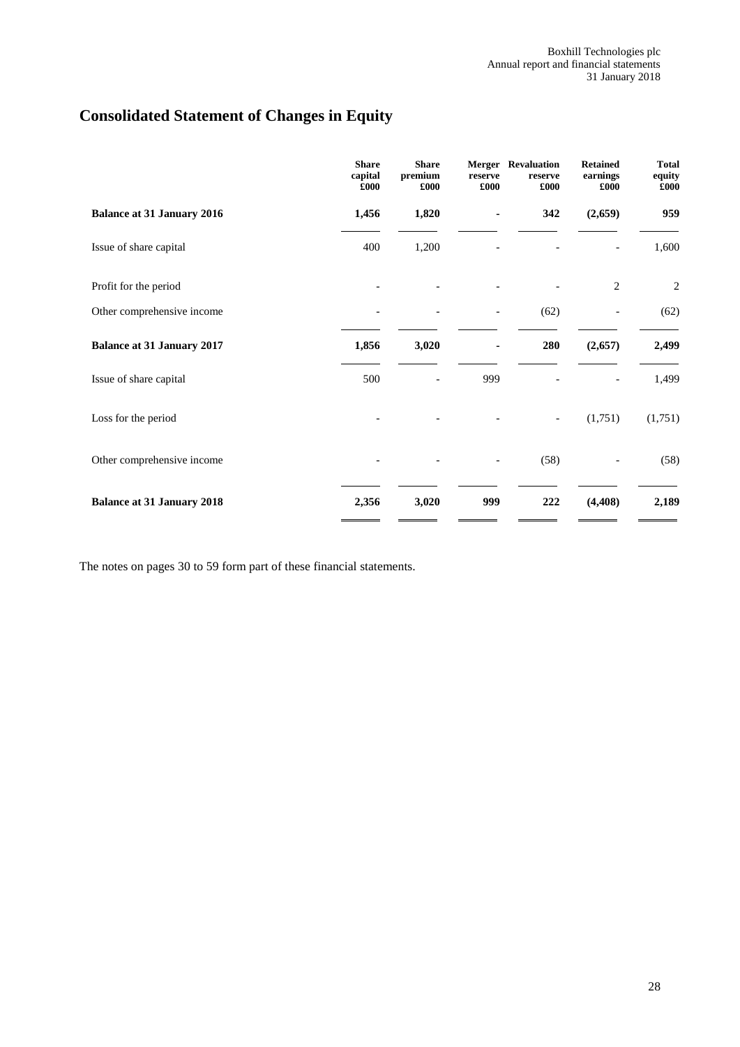# Consolidated Statement of Changes in Equity

| | Share capital £000 | Share premium £000 | Merger reserve £000 | Revaluation reserve £000 | Retained earnings £000 | Total equity £000 |
|---|---|---|---|---|---|---|
| **Balance at 31 January 2016** | **1,456** | **1,820** | **-** | **342** | **(2,659)** | **959** |
| Issue of share capital | 400 | 1,200 | - | - | - | 1,600 |
| Profit for the period | - | - | - | - | 2 | 2 |
| Other comprehensive income | - | - | - | (62) | - | (62) |
| **Balance at 31 January 2017** | **1,856** | **3,020** | **-** | **280** | **(2,657)** | **2,499** |
| Issue of share capital | 500 | - | 999 | - | - | 1,499 |
| Loss for the period | - | - | - | - | (1,751) | (1,751) |
| Other comprehensive income | - | - | - | (58) | - | (58) |
| **Balance at 31 January 2018** | **2,356** | **3,020** | **999** | **222** | **(4,408)** | **2,189** |

The notes on pages 30 to 59 form part of these financial statements.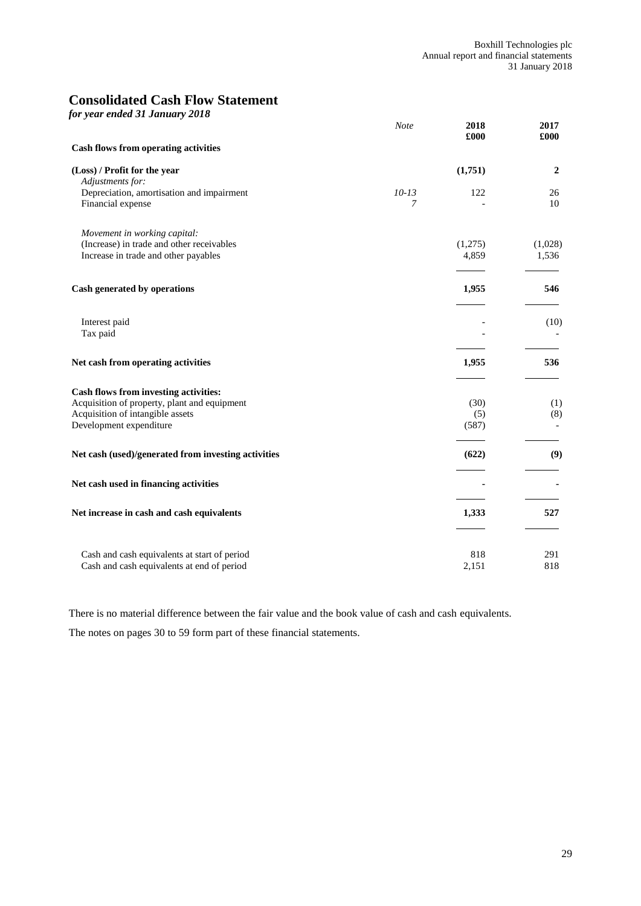# Consolidated Cash Flow Statement

*for year ended 31 January 2018*

| | *Note* | 2018 £000 | 2017 £000 |
|---|---|---|---|
| **Cash flows from operating activities** | | | |
| **(Loss) / Profit for the year** | | **(1,751)** | **2** |
| *Adjustments for:* | | | |
| Depreciation, amortisation and impairment | *10-13* | 122 | 26 |
| Financial expense | *7* | - | 10 |
| *Movement in working capital:* | | | |
| (Increase) in trade and other receivables | | (1,275) | (1,028) |
| Increase in trade and other payables | | 4,859 | 1,536 |
| **Cash generated by operations** | | **1,955** | **546** |
| Interest paid | | - | (10) |
| Tax paid | | - | - |
| **Net cash from operating activities** | | **1,955** | **536** |
| **Cash flows from investing activities:** | | | |
| Acquisition of property, plant and equipment | | (30) | (1) |
| Acquisition of intangible assets | | (5) | (8) |
| Development expenditure | | (587) | - |
| **Net cash (used)/generated from investing activities** | | **(622)** | **(9)** |
| **Net cash used in financing activities** | | **-** | **-** |
| **Net increase in cash and cash equivalents** | | **1,333** | **527** |
| Cash and cash equivalents at start of period | | 818 | 291 |
| Cash and cash equivalents at end of period | | 2,151 | 818 |

There is no material difference between the fair value and the book value of cash and cash equivalents.

The notes on pages 30 to 59 form part of these financial statements.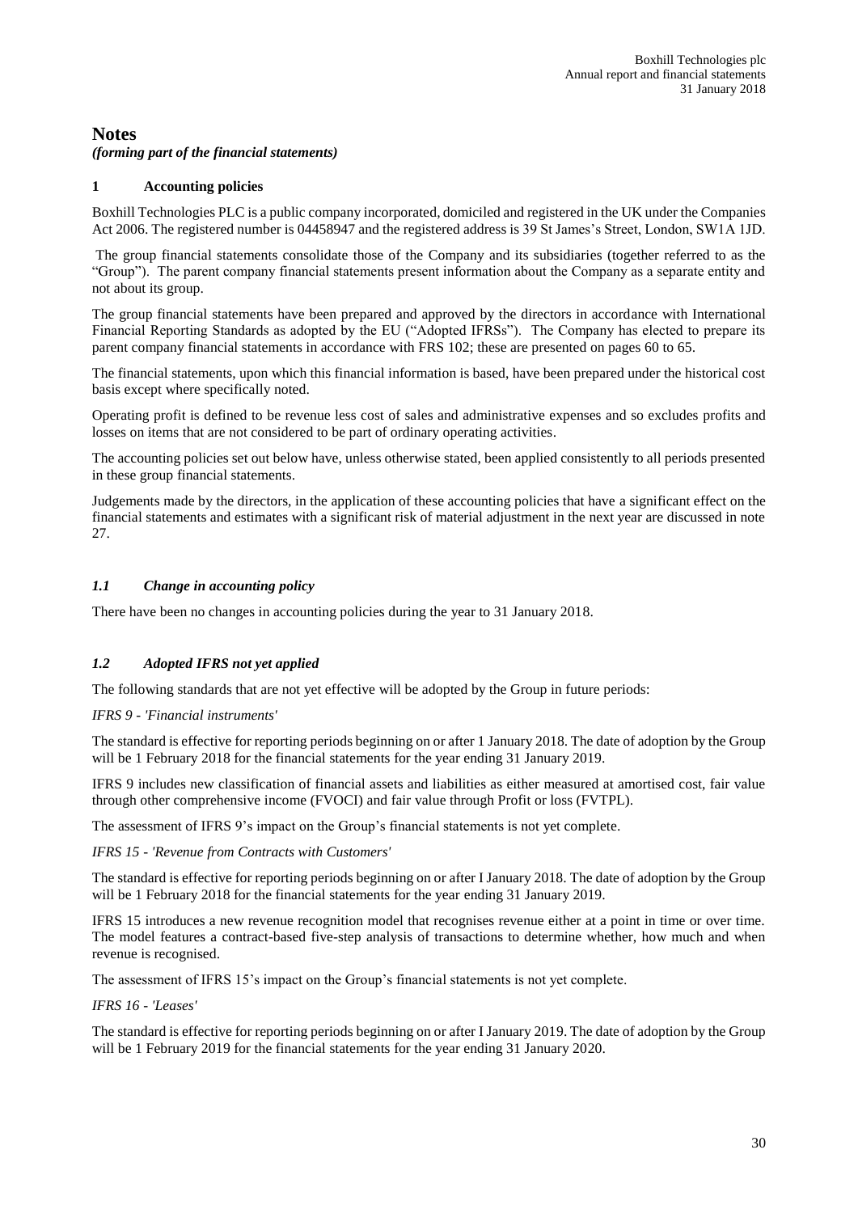# Notes

*(forming part of the financial statements)*

## 1 Accounting policies

Boxhill Technologies PLC is a public company incorporated, domiciled and registered in the UK under the Companies Act 2006. The registered number is 04458947 and the registered address is 39 St James's Street, London, SW1A 1JD.

The group financial statements consolidate those of the Company and its subsidiaries (together referred to as the "Group"). The parent company financial statements present information about the Company as a separate entity and not about its group.

The group financial statements have been prepared and approved by the directors in accordance with International Financial Reporting Standards as adopted by the EU ("Adopted IFRSs"). The Company has elected to prepare its parent company financial statements in accordance with FRS 102; these are presented on pages 60 to 65.

The financial statements, upon which this financial information is based, have been prepared under the historical cost basis except where specifically noted.

Operating profit is defined to be revenue less cost of sales and administrative expenses and so excludes profits and losses on items that are not considered to be part of ordinary operating activities.

The accounting policies set out below have, unless otherwise stated, been applied consistently to all periods presented in these group financial statements.

Judgements made by the directors, in the application of these accounting policies that have a significant effect on the financial statements and estimates with a significant risk of material adjustment in the next year are discussed in note 27.

### *1.1 Change in accounting policy*

There have been no changes in accounting policies during the year to 31 January 2018.

### *1.2 Adopted IFRS not yet applied*

The following standards that are not yet effective will be adopted by the Group in future periods:

*IFRS 9 - 'Financial instruments'*

The standard is effective for reporting periods beginning on or after 1 January 2018. The date of adoption by the Group will be 1 February 2018 for the financial statements for the year ending 31 January 2019.

IFRS 9 includes new classification of financial assets and liabilities as either measured at amortised cost, fair value through other comprehensive income (FVOCI) and fair value through Profit or loss (FVTPL).

The assessment of IFRS 9's impact on the Group's financial statements is not yet complete.

*IFRS 15 - 'Revenue from Contracts with Customers'*

The standard is effective for reporting periods beginning on or after I January 2018. The date of adoption by the Group will be 1 February 2018 for the financial statements for the year ending 31 January 2019.

IFRS 15 introduces a new revenue recognition model that recognises revenue either at a point in time or over time. The model features a contract-based five-step analysis of transactions to determine whether, how much and when revenue is recognised.

The assessment of IFRS 15's impact on the Group's financial statements is not yet complete.

*IFRS 16 - 'Leases'*

The standard is effective for reporting periods beginning on or after I January 2019. The date of adoption by the Group will be 1 February 2019 for the financial statements for the year ending 31 January 2020.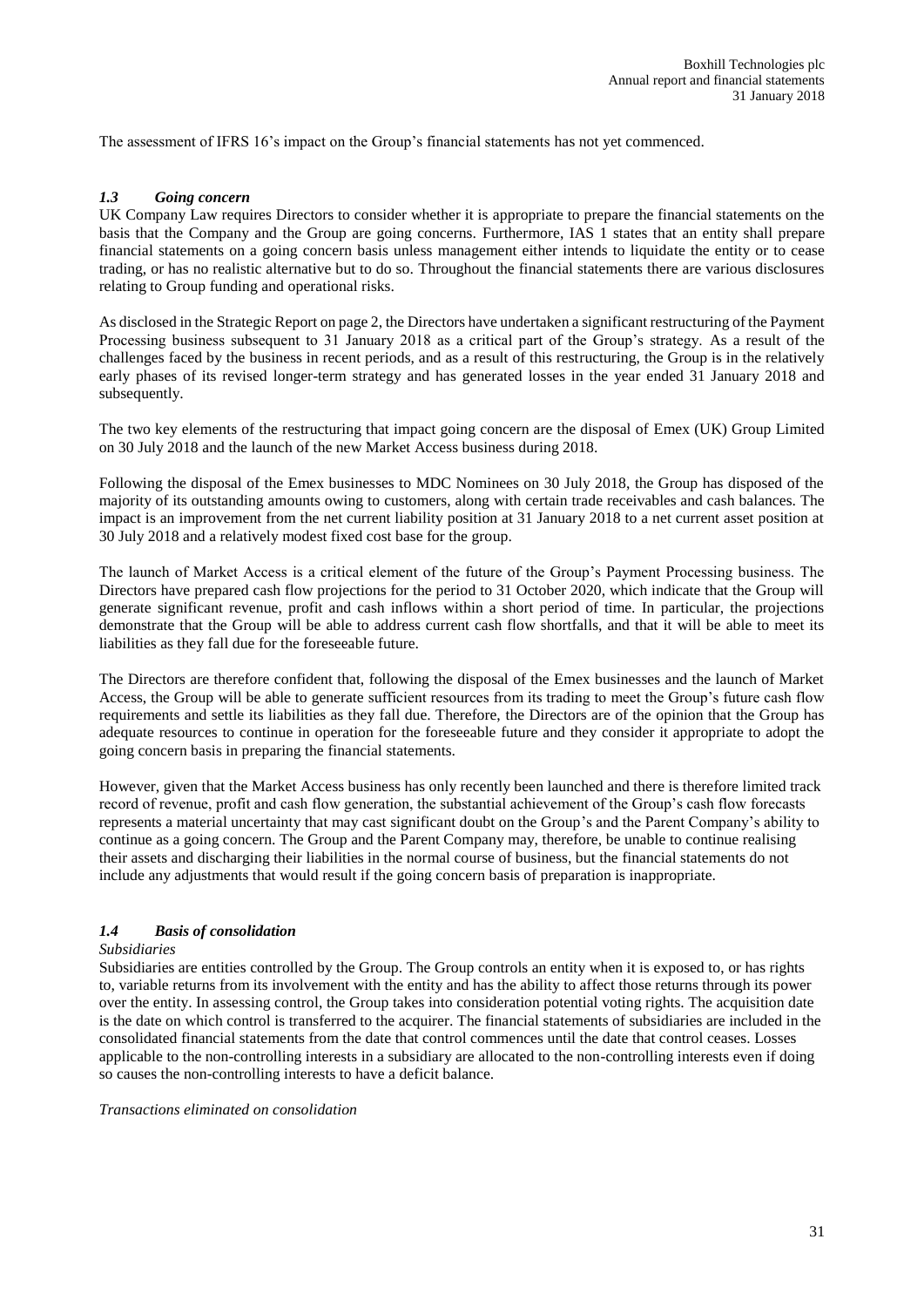The assessment of IFRS 16's impact on the Group's financial statements has not yet commenced.

### *1.3 Going concern*

UK Company Law requires Directors to consider whether it is appropriate to prepare the financial statements on the basis that the Company and the Group are going concerns. Furthermore, IAS 1 states that an entity shall prepare financial statements on a going concern basis unless management either intends to liquidate the entity or to cease trading, or has no realistic alternative but to do so. Throughout the financial statements there are various disclosures relating to Group funding and operational risks.

As disclosed in the Strategic Report on page 2, the Directors have undertaken a significant restructuring of the Payment Processing business subsequent to 31 January 2018 as a critical part of the Group's strategy. As a result of the challenges faced by the business in recent periods, and as a result of this restructuring, the Group is in the relatively early phases of its revised longer-term strategy and has generated losses in the year ended 31 January 2018 and subsequently.

The two key elements of the restructuring that impact going concern are the disposal of Emex (UK) Group Limited on 30 July 2018 and the launch of the new Market Access business during 2018.

Following the disposal of the Emex businesses to MDC Nominees on 30 July 2018, the Group has disposed of the majority of its outstanding amounts owing to customers, along with certain trade receivables and cash balances. The impact is an improvement from the net current liability position at 31 January 2018 to a net current asset position at 30 July 2018 and a relatively modest fixed cost base for the group.

The launch of Market Access is a critical element of the future of the Group's Payment Processing business. The Directors have prepared cash flow projections for the period to 31 October 2020, which indicate that the Group will generate significant revenue, profit and cash inflows within a short period of time. In particular, the projections demonstrate that the Group will be able to address current cash flow shortfalls, and that it will be able to meet its liabilities as they fall due for the foreseeable future.

The Directors are therefore confident that, following the disposal of the Emex businesses and the launch of Market Access, the Group will be able to generate sufficient resources from its trading to meet the Group's future cash flow requirements and settle its liabilities as they fall due. Therefore, the Directors are of the opinion that the Group has adequate resources to continue in operation for the foreseeable future and they consider it appropriate to adopt the going concern basis in preparing the financial statements.

However, given that the Market Access business has only recently been launched and there is therefore limited track record of revenue, profit and cash flow generation, the substantial achievement of the Group's cash flow forecasts represents a material uncertainty that may cast significant doubt on the Group's and the Parent Company's ability to continue as a going concern. The Group and the Parent Company may, therefore, be unable to continue realising their assets and discharging their liabilities in the normal course of business, but the financial statements do not include any adjustments that would result if the going concern basis of preparation is inappropriate.

### *1.4 Basis of consolidation*

*Subsidiaries*

Subsidiaries are entities controlled by the Group. The Group controls an entity when it is exposed to, or has rights to, variable returns from its involvement with the entity and has the ability to affect those returns through its power over the entity. In assessing control, the Group takes into consideration potential voting rights. The acquisition date is the date on which control is transferred to the acquirer. The financial statements of subsidiaries are included in the consolidated financial statements from the date that control commences until the date that control ceases. Losses applicable to the non-controlling interests in a subsidiary are allocated to the non-controlling interests even if doing so causes the non-controlling interests to have a deficit balance.

*Transactions eliminated on consolidation*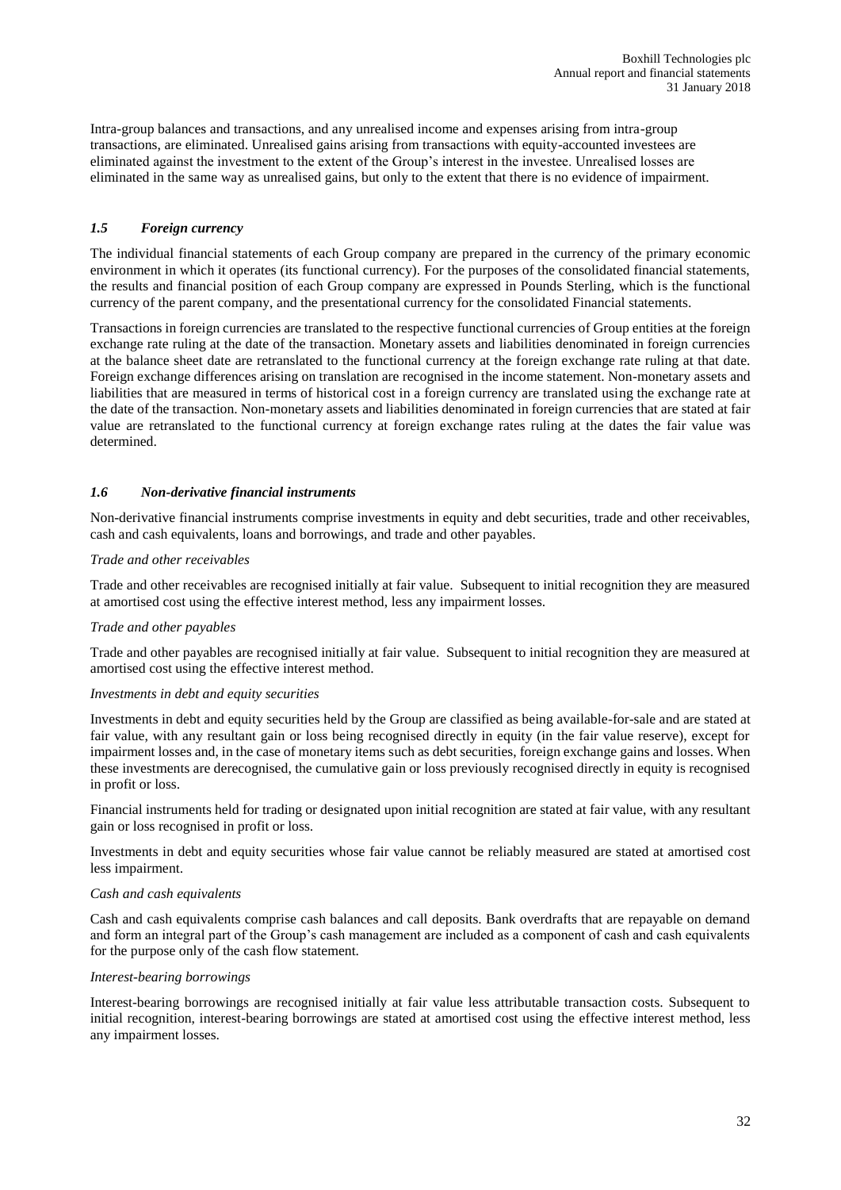Intra-group balances and transactions, and any unrealised income and expenses arising from intra-group transactions, are eliminated. Unrealised gains arising from transactions with equity-accounted investees are eliminated against the investment to the extent of the Group's interest in the investee. Unrealised losses are eliminated in the same way as unrealised gains, but only to the extent that there is no evidence of impairment.

### *1.5 Foreign currency*

The individual financial statements of each Group company are prepared in the currency of the primary economic environment in which it operates (its functional currency). For the purposes of the consolidated financial statements, the results and financial position of each Group company are expressed in Pounds Sterling, which is the functional currency of the parent company, and the presentational currency for the consolidated Financial statements.

Transactions in foreign currencies are translated to the respective functional currencies of Group entities at the foreign exchange rate ruling at the date of the transaction. Monetary assets and liabilities denominated in foreign currencies at the balance sheet date are retranslated to the functional currency at the foreign exchange rate ruling at that date. Foreign exchange differences arising on translation are recognised in the income statement. Non-monetary assets and liabilities that are measured in terms of historical cost in a foreign currency are translated using the exchange rate at the date of the transaction. Non-monetary assets and liabilities denominated in foreign currencies that are stated at fair value are retranslated to the functional currency at foreign exchange rates ruling at the dates the fair value was determined.

### *1.6 Non-derivative financial instruments*

Non-derivative financial instruments comprise investments in equity and debt securities, trade and other receivables, cash and cash equivalents, loans and borrowings, and trade and other payables.

*Trade and other receivables*

Trade and other receivables are recognised initially at fair value. Subsequent to initial recognition they are measured at amortised cost using the effective interest method, less any impairment losses.

*Trade and other payables*

Trade and other payables are recognised initially at fair value. Subsequent to initial recognition they are measured at amortised cost using the effective interest method.

*Investments in debt and equity securities*

Investments in debt and equity securities held by the Group are classified as being available-for-sale and are stated at fair value, with any resultant gain or loss being recognised directly in equity (in the fair value reserve), except for impairment losses and, in the case of monetary items such as debt securities, foreign exchange gains and losses. When these investments are derecognised, the cumulative gain or loss previously recognised directly in equity is recognised in profit or loss.

Financial instruments held for trading or designated upon initial recognition are stated at fair value, with any resultant gain or loss recognised in profit or loss.

Investments in debt and equity securities whose fair value cannot be reliably measured are stated at amortised cost less impairment.

*Cash and cash equivalents*

Cash and cash equivalents comprise cash balances and call deposits. Bank overdrafts that are repayable on demand and form an integral part of the Group's cash management are included as a component of cash and cash equivalents for the purpose only of the cash flow statement.

*Interest-bearing borrowings*

Interest-bearing borrowings are recognised initially at fair value less attributable transaction costs. Subsequent to initial recognition, interest-bearing borrowings are stated at amortised cost using the effective interest method, less any impairment losses.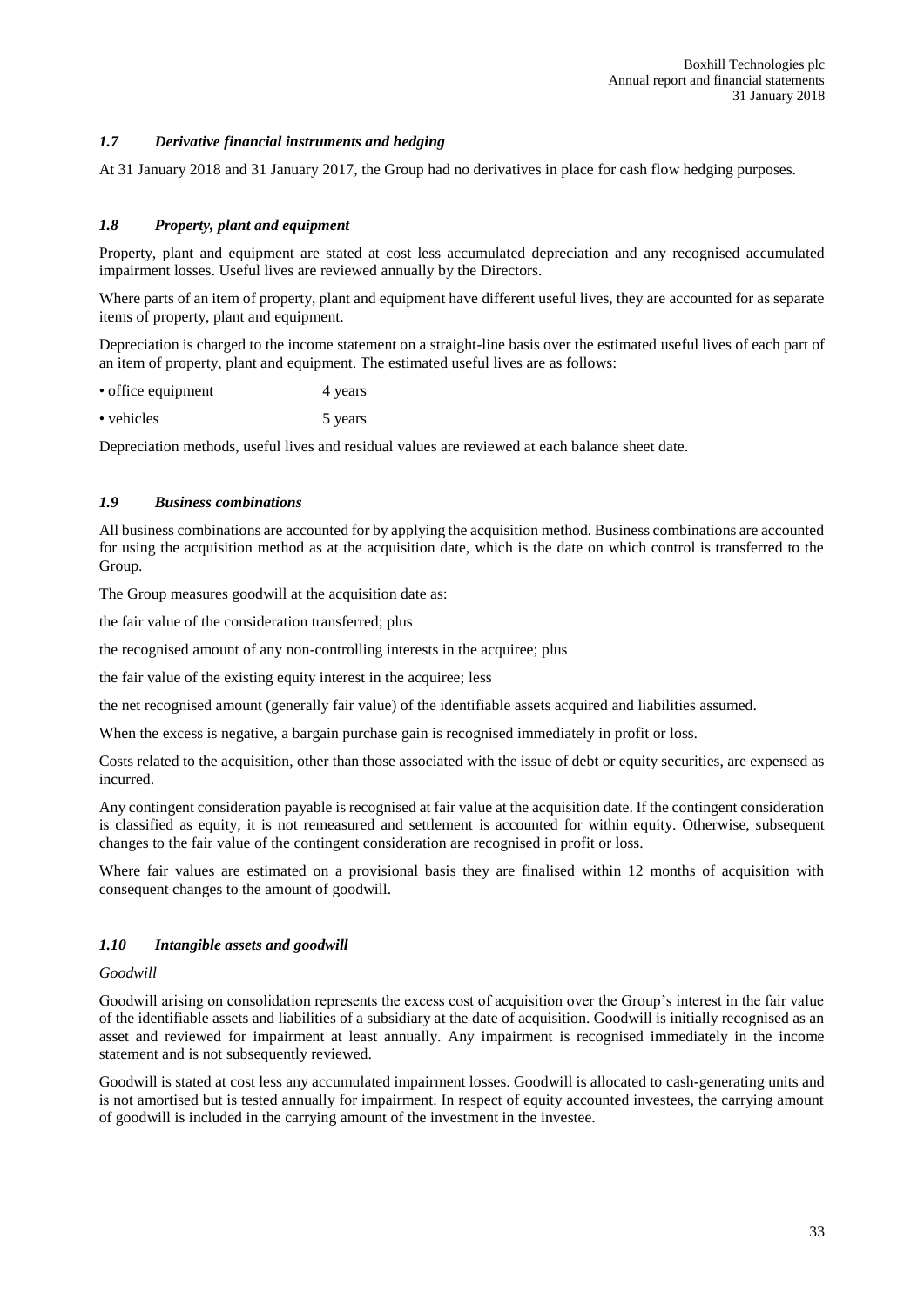### *1.7 Derivative financial instruments and hedging*

At 31 January 2018 and 31 January 2017, the Group had no derivatives in place for cash flow hedging purposes.

### *1.8 Property, plant and equipment*

Property, plant and equipment are stated at cost less accumulated depreciation and any recognised accumulated impairment losses. Useful lives are reviewed annually by the Directors.

Where parts of an item of property, plant and equipment have different useful lives, they are accounted for as separate items of property, plant and equipment.

Depreciation is charged to the income statement on a straight-line basis over the estimated useful lives of each part of an item of property, plant and equipment. The estimated useful lives are as follows:

- office equipment 4 years
- vehicles 5 years

Depreciation methods, useful lives and residual values are reviewed at each balance sheet date.

### *1.9 Business combinations*

All business combinations are accounted for by applying the acquisition method. Business combinations are accounted for using the acquisition method as at the acquisition date, which is the date on which control is transferred to the Group.

The Group measures goodwill at the acquisition date as:

the fair value of the consideration transferred; plus

the recognised amount of any non-controlling interests in the acquiree; plus

the fair value of the existing equity interest in the acquiree; less

the net recognised amount (generally fair value) of the identifiable assets acquired and liabilities assumed.

When the excess is negative, a bargain purchase gain is recognised immediately in profit or loss.

Costs related to the acquisition, other than those associated with the issue of debt or equity securities, are expensed as incurred.

Any contingent consideration payable is recognised at fair value at the acquisition date. If the contingent consideration is classified as equity, it is not remeasured and settlement is accounted for within equity. Otherwise, subsequent changes to the fair value of the contingent consideration are recognised in profit or loss.

Where fair values are estimated on a provisional basis they are finalised within 12 months of acquisition with consequent changes to the amount of goodwill.

### *1.10 Intangible assets and goodwill*

*Goodwill*

Goodwill arising on consolidation represents the excess cost of acquisition over the Group's interest in the fair value of the identifiable assets and liabilities of a subsidiary at the date of acquisition. Goodwill is initially recognised as an asset and reviewed for impairment at least annually. Any impairment is recognised immediately in the income statement and is not subsequently reviewed.

Goodwill is stated at cost less any accumulated impairment losses. Goodwill is allocated to cash-generating units and is not amortised but is tested annually for impairment. In respect of equity accounted investees, the carrying amount of goodwill is included in the carrying amount of the investment in the investee.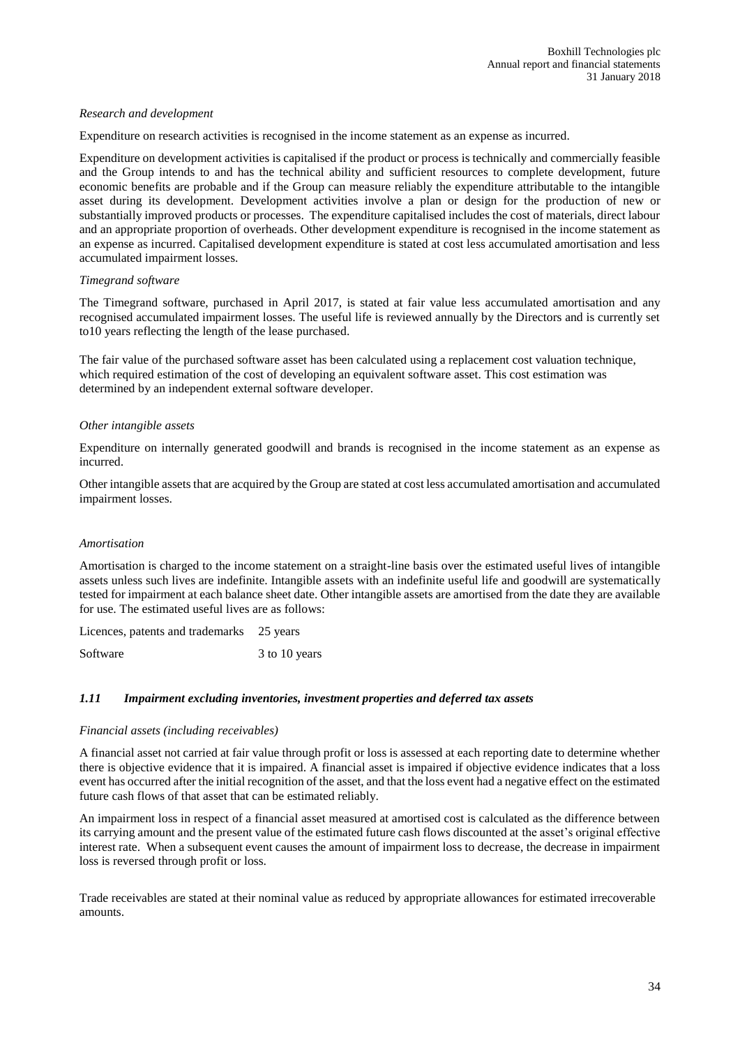*Research and development*

Expenditure on research activities is recognised in the income statement as an expense as incurred.

Expenditure on development activities is capitalised if the product or process is technically and commercially feasible and the Group intends to and has the technical ability and sufficient resources to complete development, future economic benefits are probable and if the Group can measure reliably the expenditure attributable to the intangible asset during its development. Development activities involve a plan or design for the production of new or substantially improved products or processes. The expenditure capitalised includes the cost of materials, direct labour and an appropriate proportion of overheads. Other development expenditure is recognised in the income statement as an expense as incurred. Capitalised development expenditure is stated at cost less accumulated amortisation and less accumulated impairment losses.

*Timegrand software*

The Timegrand software, purchased in April 2017, is stated at fair value less accumulated amortisation and any recognised accumulated impairment losses. The useful life is reviewed annually by the Directors and is currently set to10 years reflecting the length of the lease purchased.

The fair value of the purchased software asset has been calculated using a replacement cost valuation technique, which required estimation of the cost of developing an equivalent software asset. This cost estimation was determined by an independent external software developer.

*Other intangible assets*

Expenditure on internally generated goodwill and brands is recognised in the income statement as an expense as incurred.

Other intangible assets that are acquired by the Group are stated at cost less accumulated amortisation and accumulated impairment losses.

*Amortisation*

Amortisation is charged to the income statement on a straight-line basis over the estimated useful lives of intangible assets unless such lives are indefinite. Intangible assets with an indefinite useful life and goodwill are systematically tested for impairment at each balance sheet date. Other intangible assets are amortised from the date they are available for use. The estimated useful lives are as follows:

| | |
|---|---|
| Licences, patents and trademarks | 25 years |
| Software | 3 to 10 years |

### *1.11 Impairment excluding inventories, investment properties and deferred tax assets*

*Financial assets (including receivables)*

A financial asset not carried at fair value through profit or loss is assessed at each reporting date to determine whether there is objective evidence that it is impaired. A financial asset is impaired if objective evidence indicates that a loss event has occurred after the initial recognition of the asset, and that the loss event had a negative effect on the estimated future cash flows of that asset that can be estimated reliably.

An impairment loss in respect of a financial asset measured at amortised cost is calculated as the difference between its carrying amount and the present value of the estimated future cash flows discounted at the asset's original effective interest rate. When a subsequent event causes the amount of impairment loss to decrease, the decrease in impairment loss is reversed through profit or loss.

Trade receivables are stated at their nominal value as reduced by appropriate allowances for estimated irrecoverable amounts.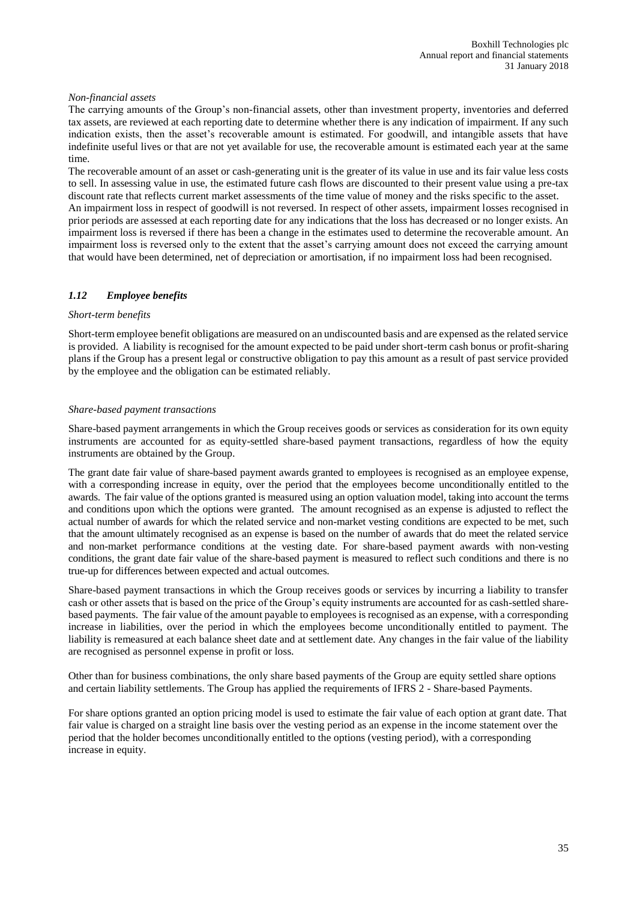*Non-financial assets*

The carrying amounts of the Group's non-financial assets, other than investment property, inventories and deferred tax assets, are reviewed at each reporting date to determine whether there is any indication of impairment. If any such indication exists, then the asset's recoverable amount is estimated. For goodwill, and intangible assets that have indefinite useful lives or that are not yet available for use, the recoverable amount is estimated each year at the same time.

The recoverable amount of an asset or cash-generating unit is the greater of its value in use and its fair value less costs to sell. In assessing value in use, the estimated future cash flows are discounted to their present value using a pre-tax discount rate that reflects current market assessments of the time value of money and the risks specific to the asset.

An impairment loss in respect of goodwill is not reversed. In respect of other assets, impairment losses recognised in prior periods are assessed at each reporting date for any indications that the loss has decreased or no longer exists. An impairment loss is reversed if there has been a change in the estimates used to determine the recoverable amount. An impairment loss is reversed only to the extent that the asset's carrying amount does not exceed the carrying amount that would have been determined, net of depreciation or amortisation, if no impairment loss had been recognised.

### *1.12 Employee benefits*

*Short-term benefits*

Short-term employee benefit obligations are measured on an undiscounted basis and are expensed as the related service is provided. A liability is recognised for the amount expected to be paid under short-term cash bonus or profit-sharing plans if the Group has a present legal or constructive obligation to pay this amount as a result of past service provided by the employee and the obligation can be estimated reliably.

*Share-based payment transactions*

Share-based payment arrangements in which the Group receives goods or services as consideration for its own equity instruments are accounted for as equity-settled share-based payment transactions, regardless of how the equity instruments are obtained by the Group.

The grant date fair value of share-based payment awards granted to employees is recognised as an employee expense, with a corresponding increase in equity, over the period that the employees become unconditionally entitled to the awards. The fair value of the options granted is measured using an option valuation model, taking into account the terms and conditions upon which the options were granted. The amount recognised as an expense is adjusted to reflect the actual number of awards for which the related service and non-market vesting conditions are expected to be met, such that the amount ultimately recognised as an expense is based on the number of awards that do meet the related service and non-market performance conditions at the vesting date. For share-based payment awards with non-vesting conditions, the grant date fair value of the share-based payment is measured to reflect such conditions and there is no true-up for differences between expected and actual outcomes.

Share-based payment transactions in which the Group receives goods or services by incurring a liability to transfer cash or other assets that is based on the price of the Group's equity instruments are accounted for as cash-settled share-based payments. The fair value of the amount payable to employees is recognised as an expense, with a corresponding increase in liabilities, over the period in which the employees become unconditionally entitled to payment. The liability is remeasured at each balance sheet date and at settlement date. Any changes in the fair value of the liability are recognised as personnel expense in profit or loss.

Other than for business combinations, the only share based payments of the Group are equity settled share options and certain liability settlements. The Group has applied the requirements of IFRS 2 - Share-based Payments.

For share options granted an option pricing model is used to estimate the fair value of each option at grant date. That fair value is charged on a straight line basis over the vesting period as an expense in the income statement over the period that the holder becomes unconditionally entitled to the options (vesting period), with a corresponding increase in equity.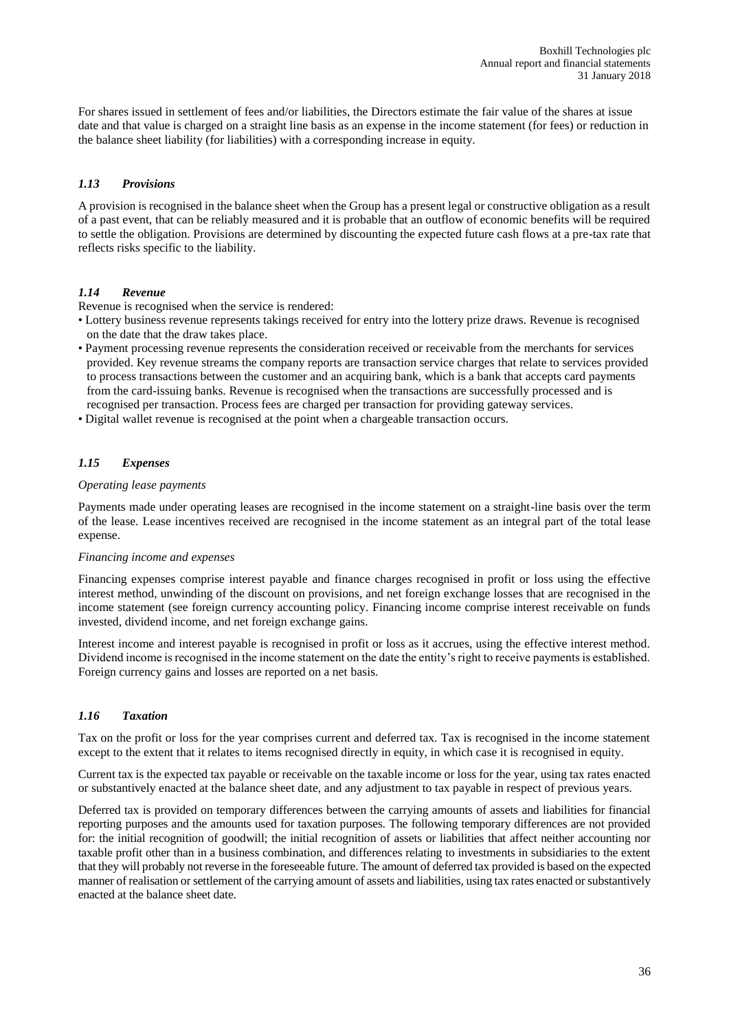For shares issued in settlement of fees and/or liabilities, the Directors estimate the fair value of the shares at issue date and that value is charged on a straight line basis as an expense in the income statement (for fees) or reduction in the balance sheet liability (for liabilities) with a corresponding increase in equity.

### *1.13 Provisions*

A provision is recognised in the balance sheet when the Group has a present legal or constructive obligation as a result of a past event, that can be reliably measured and it is probable that an outflow of economic benefits will be required to settle the obligation. Provisions are determined by discounting the expected future cash flows at a pre-tax rate that reflects risks specific to the liability.

### *1.14 Revenue*

Revenue is recognised when the service is rendered:

- Lottery business revenue represents takings received for entry into the lottery prize draws. Revenue is recognised on the date that the draw takes place.
- Payment processing revenue represents the consideration received or receivable from the merchants for services provided. Key revenue streams the company reports are transaction service charges that relate to services provided to process transactions between the customer and an acquiring bank, which is a bank that accepts card payments from the card-issuing banks. Revenue is recognised when the transactions are successfully processed and is recognised per transaction. Process fees are charged per transaction for providing gateway services.
- Digital wallet revenue is recognised at the point when a chargeable transaction occurs.

### *1.15 Expenses*

*Operating lease payments*

Payments made under operating leases are recognised in the income statement on a straight-line basis over the term of the lease. Lease incentives received are recognised in the income statement as an integral part of the total lease expense.

*Financing income and expenses*

Financing expenses comprise interest payable and finance charges recognised in profit or loss using the effective interest method, unwinding of the discount on provisions, and net foreign exchange losses that are recognised in the income statement (see foreign currency accounting policy. Financing income comprise interest receivable on funds invested, dividend income, and net foreign exchange gains.

Interest income and interest payable is recognised in profit or loss as it accrues, using the effective interest method. Dividend income is recognised in the income statement on the date the entity's right to receive payments is established. Foreign currency gains and losses are reported on a net basis.

### *1.16 Taxation*

Tax on the profit or loss for the year comprises current and deferred tax. Tax is recognised in the income statement except to the extent that it relates to items recognised directly in equity, in which case it is recognised in equity.

Current tax is the expected tax payable or receivable on the taxable income or loss for the year, using tax rates enacted or substantively enacted at the balance sheet date, and any adjustment to tax payable in respect of previous years.

Deferred tax is provided on temporary differences between the carrying amounts of assets and liabilities for financial reporting purposes and the amounts used for taxation purposes. The following temporary differences are not provided for: the initial recognition of goodwill; the initial recognition of assets or liabilities that affect neither accounting nor taxable profit other than in a business combination, and differences relating to investments in subsidiaries to the extent that they will probably not reverse in the foreseeable future. The amount of deferred tax provided is based on the expected manner of realisation or settlement of the carrying amount of assets and liabilities, using tax rates enacted or substantively enacted at the balance sheet date.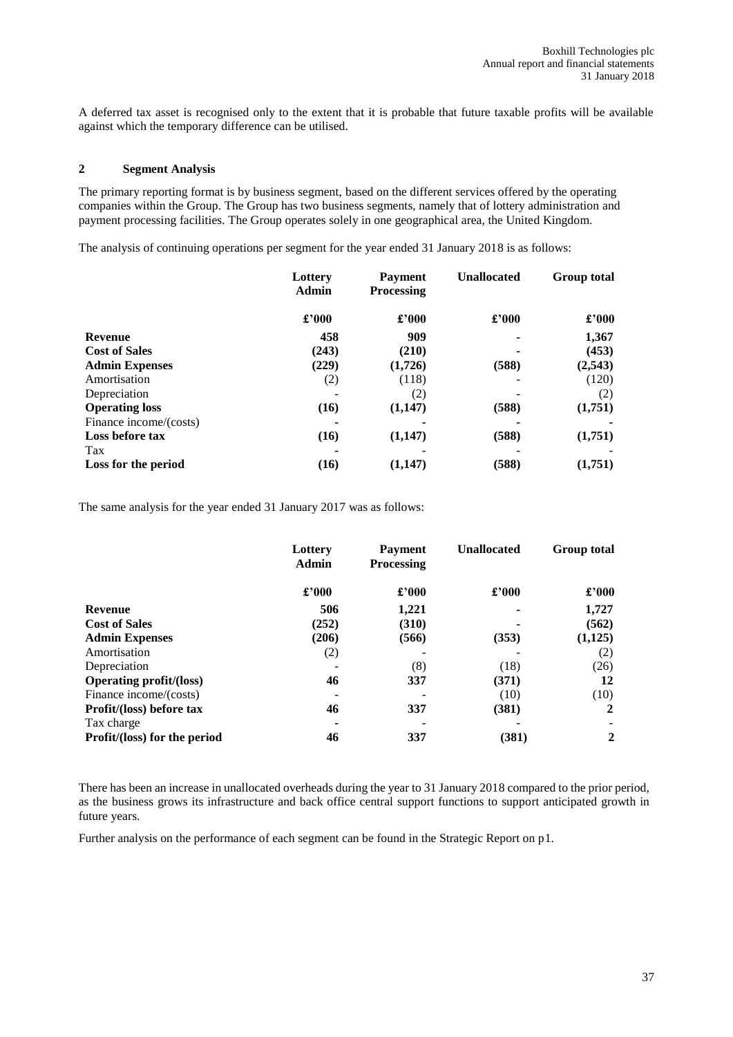A deferred tax asset is recognised only to the extent that it is probable that future taxable profits will be available against which the temporary difference can be utilised.

## 2 Segment Analysis

The primary reporting format is by business segment, based on the different services offered by the operating companies within the Group. The Group has two business segments, namely that of lottery administration and payment processing facilities. The Group operates solely in one geographical area, the United Kingdom.

The analysis of continuing operations per segment for the year ended 31 January 2018 is as follows:

| | Lottery Admin | Payment Processing | Unallocated | Group total |
|---|---|---|---|---|
| | £'000 | £'000 | £'000 | £'000 |
| **Revenue** | **458** | **909** | **-** | **1,367** |
| **Cost of Sales** | **(243)** | **(210)** | **-** | **(453)** |
| **Admin Expenses** | **(229)** | **(1,726)** | **(588)** | **(2,543)** |
| Amortisation | (2) | (118) | - | (120) |
| Depreciation | - | (2) | - | (2) |
| **Operating loss** | **(16)** | **(1,147)** | **(588)** | **(1,751)** |
| Finance income/(costs) | **-** | **-** | **-** | **-** |
| **Loss before tax** | **(16)** | **(1,147)** | **(588)** | **(1,751)** |
| Tax | **-** | - | - | - |
| **Loss for the period** | **(16)** | **(1,147)** | **(588)** | **(1,751)** |

The same analysis for the year ended 31 January 2017 was as follows:

| | Lottery Admin | Payment Processing | Unallocated | Group total |
|---|---|---|---|---|
| | £'000 | £'000 | £'000 | £'000 |
| **Revenue** | **506** | **1,221** | **-** | **1,727** |
| **Cost of Sales** | **(252)** | **(310)** | **-** | **(562)** |
| **Admin Expenses** | **(206)** | **(566)** | **(353)** | **(1,125)** |
| Amortisation | (2) | - | - | (2) |
| Depreciation | - | (8) | (18) | (26) |
| **Operating profit/(loss)** | **46** | **337** | **(371)** | **12** |
| Finance income/(costs) | - | - | (10) | (10) |
| **Profit/(loss) before tax** | **46** | **337** | **(381)** | **2** |
| Tax charge | **-** | - | - | - |
| **Profit/(loss) for the period** | **46** | **337** | **(381)** | **2** |

There has been an increase in unallocated overheads during the year to 31 January 2018 compared to the prior period, as the business grows its infrastructure and back office central support functions to support anticipated growth in future years.

Further analysis on the performance of each segment can be found in the Strategic Report on p1.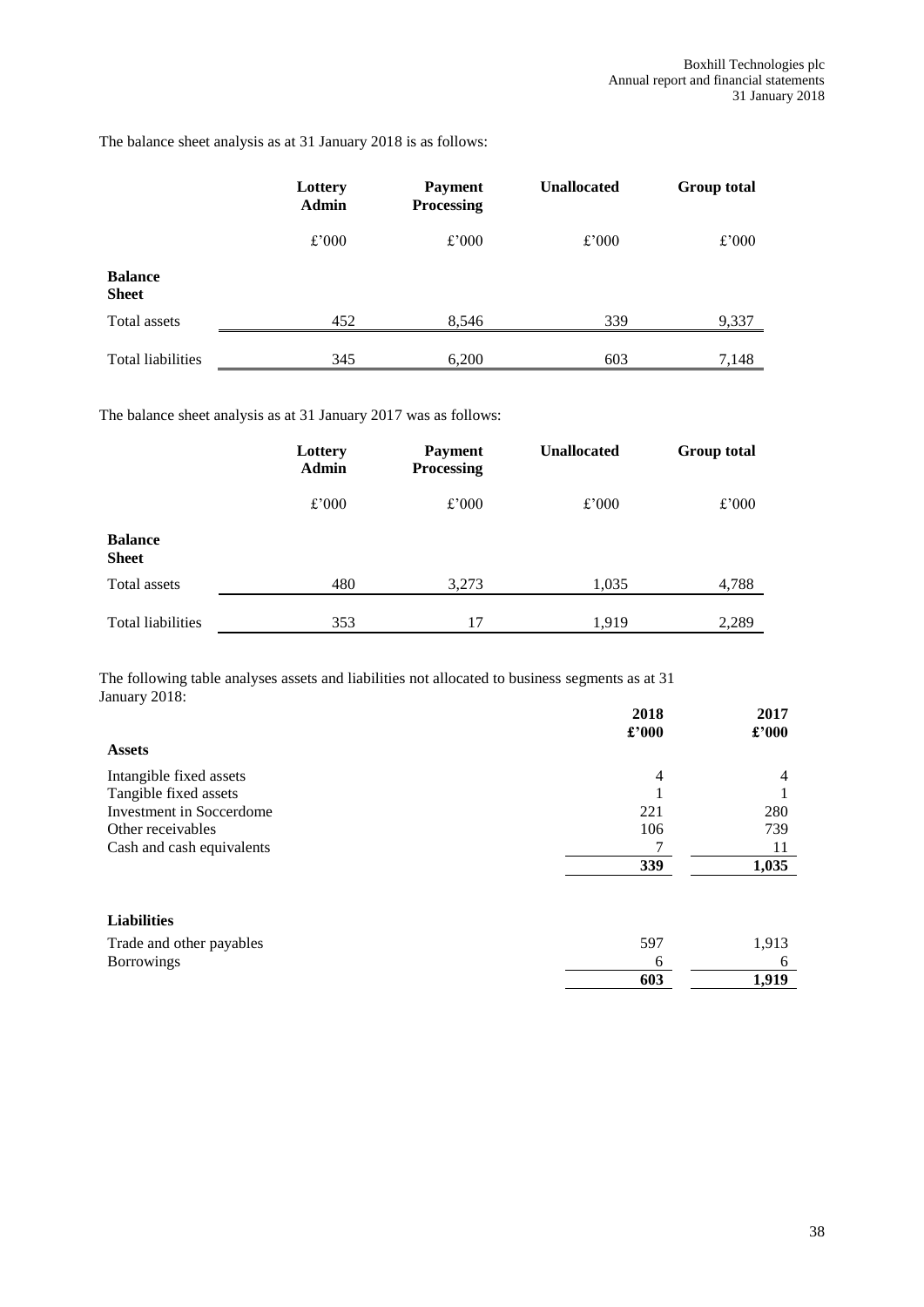The balance sheet analysis as at 31 January 2018 is as follows:

| | Lottery Admin | Payment Processing | Unallocated | Group total |
|---|---|---|---|---|
| | £'000 | £'000 | £'000 | £'000 |
| **Balance Sheet** | | | | |
| Total assets | 452 | 8,546 | 339 | 9,337 |
| Total liabilities | 345 | 6,200 | 603 | 7,148 |

The balance sheet analysis as at 31 January 2017 was as follows:

| | Lottery Admin | Payment Processing | Unallocated | Group total |
|---|---|---|---|---|
| | £'000 | £'000 | £'000 | £'000 |
| **Balance Sheet** | | | | |
| Total assets | 480 | 3,273 | 1,035 | 4,788 |
| Total liabilities | 353 | 17 | 1,919 | 2,289 |

The following table analyses assets and liabilities not allocated to business segments as at 31 January 2018:

| | 2018 | 2017 |
|---|---|---|
| | £'000 | £'000 |
| **Assets** | | |
| Intangible fixed assets | 4 | 4 |
| Tangible fixed assets | 1 | 1 |
| Investment in Soccerdome | 221 | 280 |
| Other receivables | 106 | 739 |
| Cash and cash equivalents | 7 | 11 |
| | **339** | **1,035** |
| **Liabilities** | | |
| Trade and other payables | 597 | 1,913 |
| Borrowings | 6 | 6 |
| | **603** | **1,919** |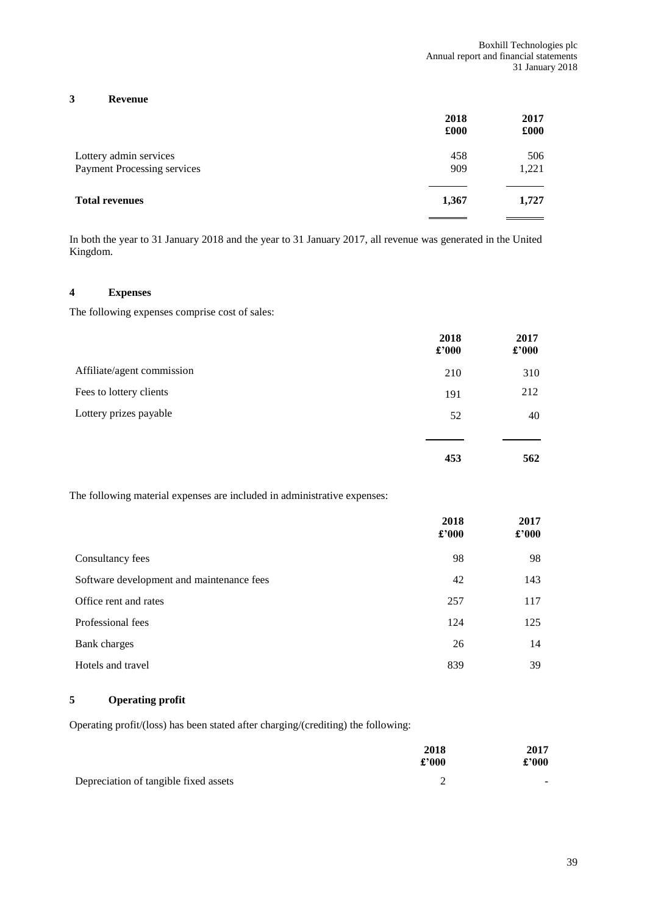## 3 Revenue

| | 2018 £000 | 2017 £000 |
|---|---|---|
| Lottery admin services | 458 | 506 |
| Payment Processing services | 909 | 1,221 |
| **Total revenues** | **1,367** | **1,727** |

In both the year to 31 January 2018 and the year to 31 January 2017, all revenue was generated in the United Kingdom.

## 4 Expenses

The following expenses comprise cost of sales:

| | 2018 £'000 | 2017 £'000 |
|---|---|---|
| Affiliate/agent commission | 210 | 310 |
| Fees to lottery clients | 191 | 212 |
| Lottery prizes payable | 52 | 40 |
| | **453** | **562** |

The following material expenses are included in administrative expenses:

| | 2018 £'000 | 2017 £'000 |
|---|---|---|
| Consultancy fees | 98 | 98 |
| Software development and maintenance fees | 42 | 143 |
| Office rent and rates | 257 | 117 |
| Professional fees | 124 | 125 |
| Bank charges | 26 | 14 |
| Hotels and travel | 839 | 39 |

## 5 Operating profit

Operating profit/(loss) has been stated after charging/(crediting) the following:

| | 2018 £'000 | 2017 £'000 |
|---|---|---|
| Depreciation of tangible fixed assets | 2 | - |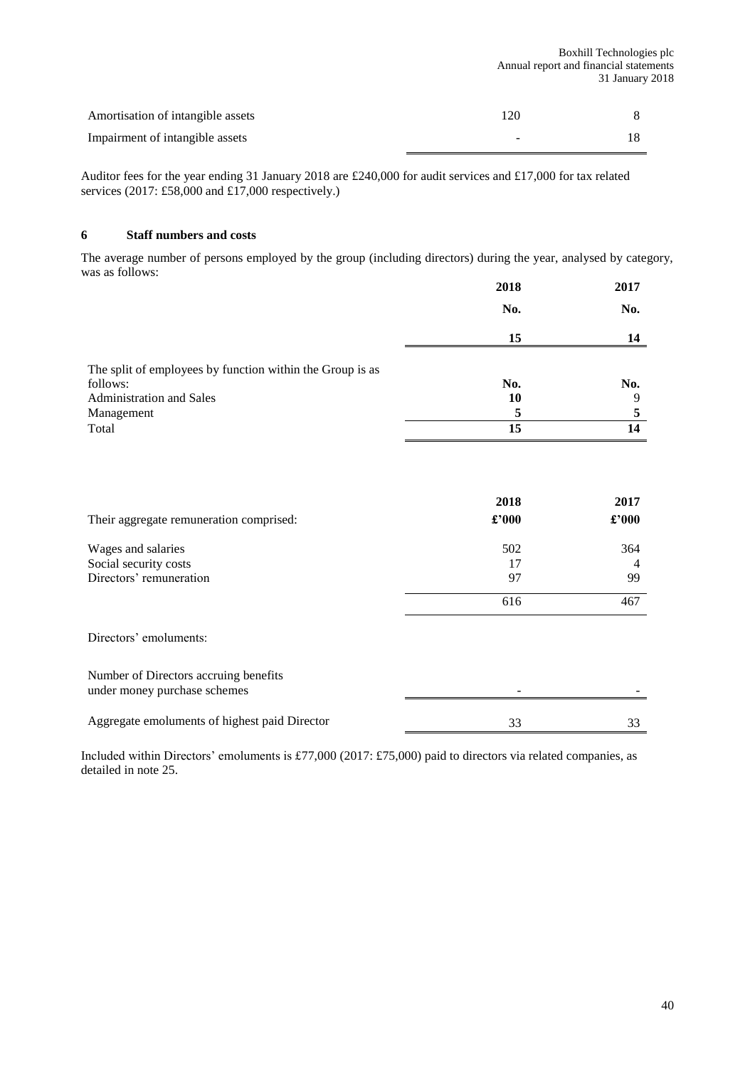| | | |
|---|---|---|
| Amortisation of intangible assets | 120 | 8 |
| Impairment of intangible assets | - | 18 |

Auditor fees for the year ending 31 January 2018 are £240,000 for audit services and £17,000 for tax related services (2017: £58,000 and £17,000 respectively.)

## 6 Staff numbers and costs

The average number of persons employed by the group (including directors) during the year, analysed by category, was as follows:

| | 2018 | 2017 |
|---|---|---|
| | No. | No. |
| | **15** | 14 |

| The split of employees by function within the Group is as follows: | No. | No. |
|---|---|---|
| Administration and Sales | **10** | 9 |
| Management | **5** | 5 |
| Total | **15** | 14 |

| Their aggregate remuneration comprised: | 2018 £'000 | 2017 £'000 |
|---|---|---|
| Wages and salaries | 502 | 364 |
| Social security costs | 17 | 4 |
| Directors' remuneration | 97 | 99 |
| | 616 | 467 |

Directors' emoluments:

| | | |
|---|---|---|
| Number of Directors accruing benefits under money purchase schemes | - | - |
| Aggregate emoluments of highest paid Director | 33 | 33 |

Included within Directors' emoluments is £77,000 (2017: £75,000) paid to directors via related companies, as detailed in note 25.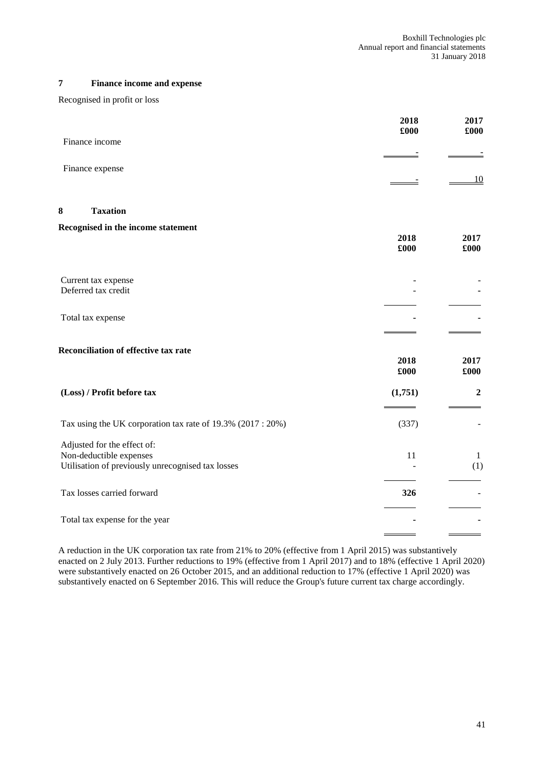## 7 Finance income and expense

Recognised in profit or loss

| | 2018 £000 | 2017 £000 |
|---|---|---|
| Finance income | - | - |
| Finance expense | - | 10 |

## 8 Taxation

**Recognised in the income statement**

| | 2018 £000 | 2017 £000 |
|---|---|---|
| Current tax expense | - | - |
| Deferred tax credit | - | - |
| Total tax expense | - | - |

**Reconciliation of effective tax rate**

| | 2018 £000 | 2017 £000 |
|---|---|---|
| **(Loss) / Profit before tax** | **(1,751)** | **2** |
| Tax using the UK corporation tax rate of 19.3% (2017 : 20%) | (337) | - |
| Adjusted for the effect of: | | |
| Non-deductible expenses | 11 | 1 |
| Utilisation of previously unrecognised tax losses | - | (1) |
| Tax losses carried forward | **326** | - |
| Total tax expense for the year | - | - |

A reduction in the UK corporation tax rate from 21% to 20% (effective from 1 April 2015) was substantively enacted on 2 July 2013. Further reductions to 19% (effective from 1 April 2017) and to 18% (effective 1 April 2020) were substantively enacted on 26 October 2015, and an additional reduction to 17% (effective 1 April 2020) was substantively enacted on 6 September 2016. This will reduce the Group's future current tax charge accordingly.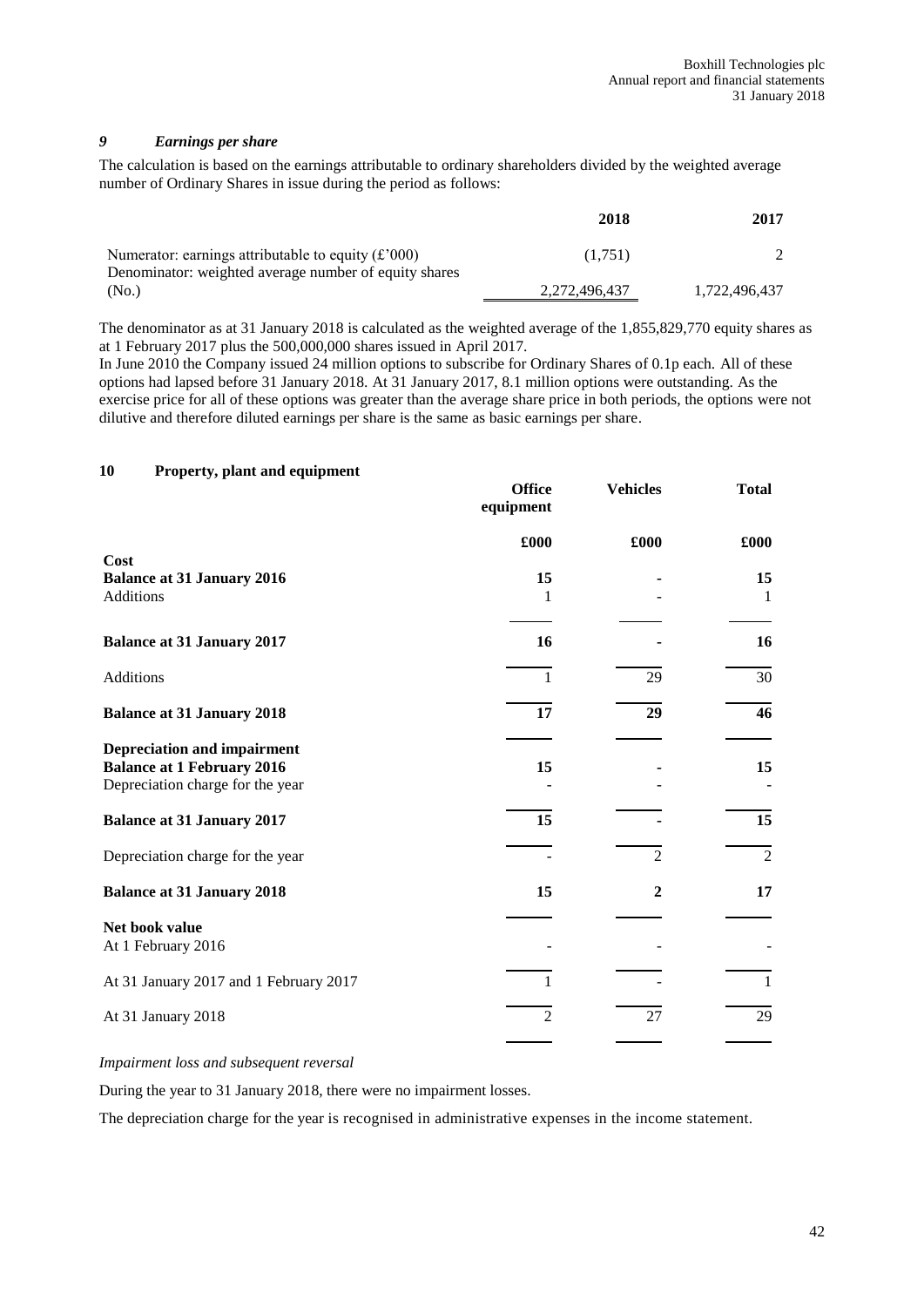### 9 *Earnings per share*

The calculation is based on the earnings attributable to ordinary shareholders divided by the weighted average number of Ordinary Shares in issue during the period as follows:

| | 2018 | 2017 |
|---|---|---|
| Numerator: earnings attributable to equity (£'000) | (1,751) | 2 |
| Denominator: weighted average number of equity shares (No.) | 2,272,496,437 | 1,722,496,437 |

The denominator as at 31 January 2018 is calculated as the weighted average of the 1,855,829,770 equity shares as at 1 February 2017 plus the 500,000,000 shares issued in April 2017.

In June 2010 the Company issued 24 million options to subscribe for Ordinary Shares of 0.1p each. All of these options had lapsed before 31 January 2018. At 31 January 2017, 8.1 million options were outstanding. As the exercise price for all of these options was greater than the average share price in both periods, the options were not dilutive and therefore diluted earnings per share is the same as basic earnings per share.

### 10 Property, plant and equipment

| | Office equipment | Vehicles | Total |
|---|---|---|---|
| | £000 | £000 | £000 |
| **Cost** | | | |
| **Balance at 31 January 2016** | 15 | - | 15 |
| Additions | 1 | - | 1 |
| **Balance at 31 January 2017** | 16 | - | 16 |
| Additions | 1 | 29 | 30 |
| **Balance at 31 January 2018** | 17 | 29 | 46 |
| **Depreciation and impairment** | | | |
| **Balance at 1 February 2016** | 15 | - | 15 |
| Depreciation charge for the year | - | - | - |
| **Balance at 31 January 2017** | 15 | - | 15 |
| Depreciation charge for the year | - | 2 | 2 |
| **Balance at 31 January 2018** | 15 | 2 | 17 |
| **Net book value** | | | |
| At 1 February 2016 | - | - | - |
| At 31 January 2017 and 1 February 2017 | 1 | - | 1 |
| At 31 January 2018 | 2 | 27 | 29 |

*Impairment loss and subsequent reversal*

During the year to 31 January 2018, there were no impairment losses.

The depreciation charge for the year is recognised in administrative expenses in the income statement.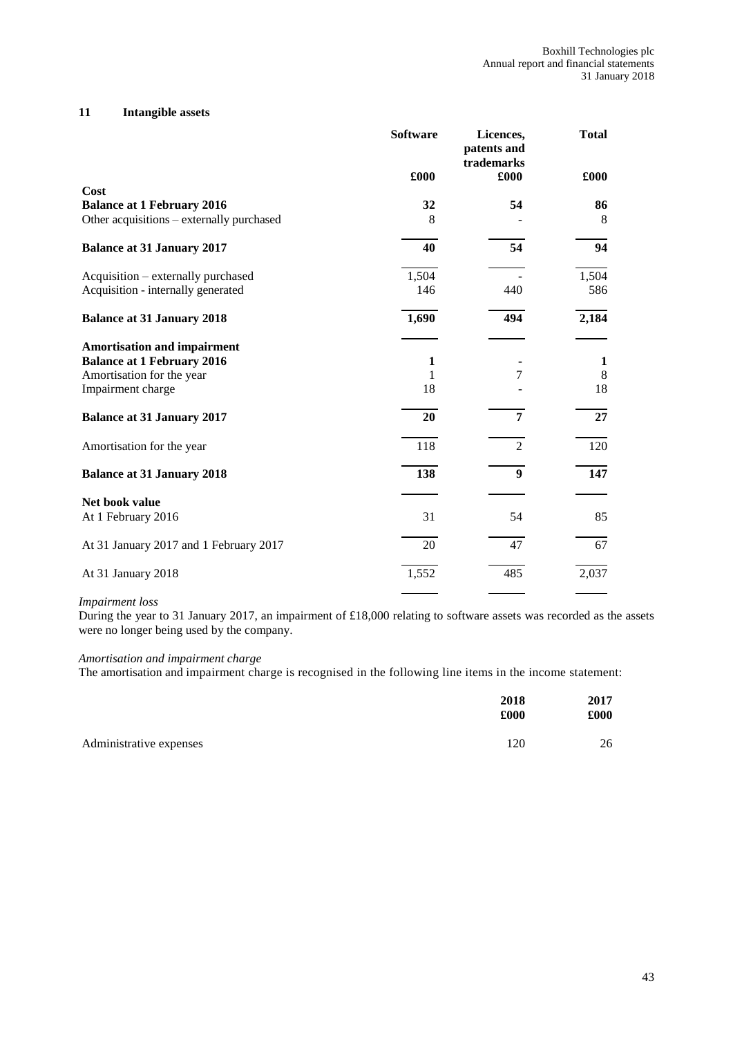## 11 Intangible assets

| | Software | Licences, patents and trademarks | Total |
|---|---|---|---|
| | £000 | £000 | £000 |
| **Cost** | | | |
| **Balance at 1 February 2016** | **32** | **54** | **86** |
| Other acquisitions – externally purchased | 8 | - | 8 |
| **Balance at 31 January 2017** | **40** | **54** | **94** |
| Acquisition – externally purchased | 1,504 | - | 1,504 |
| Acquisition - internally generated | 146 | 440 | 586 |
| **Balance at 31 January 2018** | **1,690** | **494** | **2,184** |
| **Amortisation and impairment** | | | |
| **Balance at 1 February 2016** | **1** | **-** | **1** |
| Amortisation for the year | 1 | 7 | 8 |
| Impairment charge | 18 | - | 18 |
| **Balance at 31 January 2017** | **20** | **7** | **27** |
| Amortisation for the year | 118 | 2 | 120 |
| **Balance at 31 January 2018** | **138** | **9** | **147** |
| **Net book value** | | | |
| At 1 February 2016 | 31 | 54 | 85 |
| At 31 January 2017 and 1 February 2017 | 20 | 47 | 67 |
| At 31 January 2018 | 1,552 | 485 | 2,037 |

*Impairment loss*

During the year to 31 January 2017, an impairment of £18,000 relating to software assets was recorded as the assets were no longer being used by the company.

*Amortisation and impairment charge*

The amortisation and impairment charge is recognised in the following line items in the income statement:

| | 2018 | 2017 |
|---|---|---|
| | £000 | £000 |
| Administrative expenses | 120 | 26 |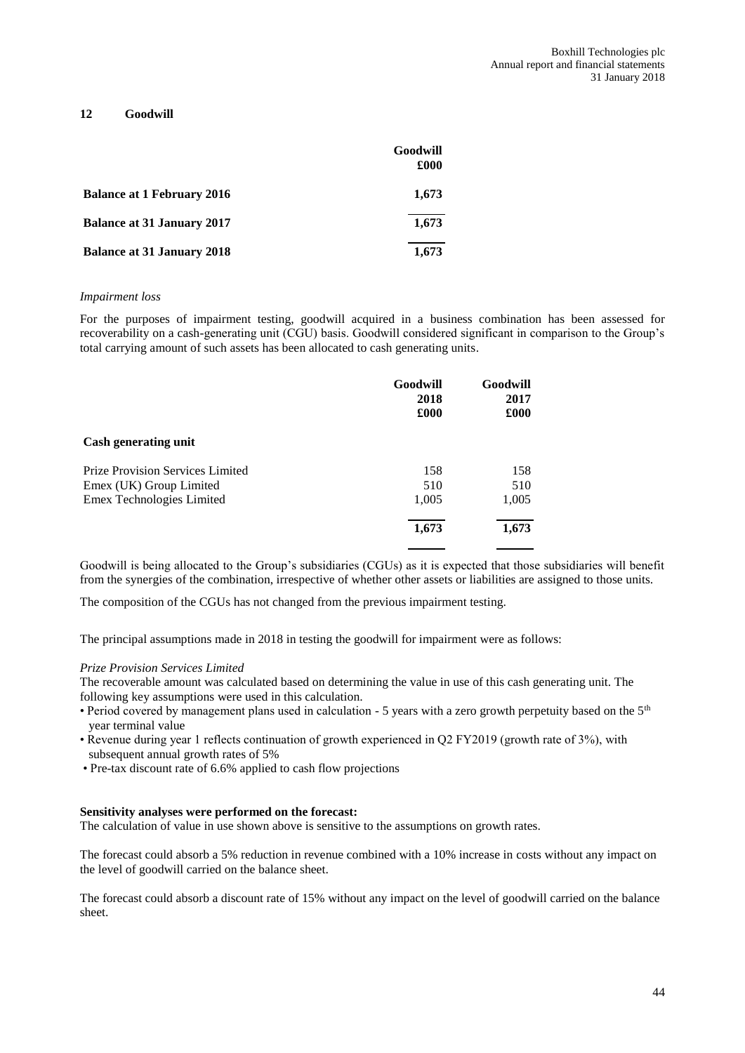## 12 Goodwill

| | Goodwill £000 |
|---|---|
| **Balance at 1 February 2016** | **1,673** |
| **Balance at 31 January 2017** | **1,673** |
| **Balance at 31 January 2018** | **1,673** |

*Impairment loss*

For the purposes of impairment testing, goodwill acquired in a business combination has been assessed for recoverability on a cash-generating unit (CGU) basis. Goodwill considered significant in comparison to the Group's total carrying amount of such assets has been allocated to cash generating units.

| | Goodwill 2018 £000 | Goodwill 2017 £000 |
|---|---|---|
| **Cash generating unit** | | |
| Prize Provision Services Limited | 158 | 158 |
| Emex (UK) Group Limited | 510 | 510 |
| Emex Technologies Limited | 1,005 | 1,005 |
| | **1,673** | **1,673** |

Goodwill is being allocated to the Group's subsidiaries (CGUs) as it is expected that those subsidiaries will benefit from the synergies of the combination, irrespective of whether other assets or liabilities are assigned to those units.

The composition of the CGUs has not changed from the previous impairment testing.

The principal assumptions made in 2018 in testing the goodwill for impairment were as follows:

*Prize Provision Services Limited*

The recoverable amount was calculated based on determining the value in use of this cash generating unit. The following key assumptions were used in this calculation.

- Period covered by management plans used in calculation - 5 years with a zero growth perpetuity based on the 5th year terminal value
- Revenue during year 1 reflects continuation of growth experienced in Q2 FY2019 (growth rate of 3%), with subsequent annual growth rates of 5%
- Pre-tax discount rate of 6.6% applied to cash flow projections

**Sensitivity analyses were performed on the forecast:**

The calculation of value in use shown above is sensitive to the assumptions on growth rates.

The forecast could absorb a 5% reduction in revenue combined with a 10% increase in costs without any impact on the level of goodwill carried on the balance sheet.

The forecast could absorb a discount rate of 15% without any impact on the level of goodwill carried on the balance sheet.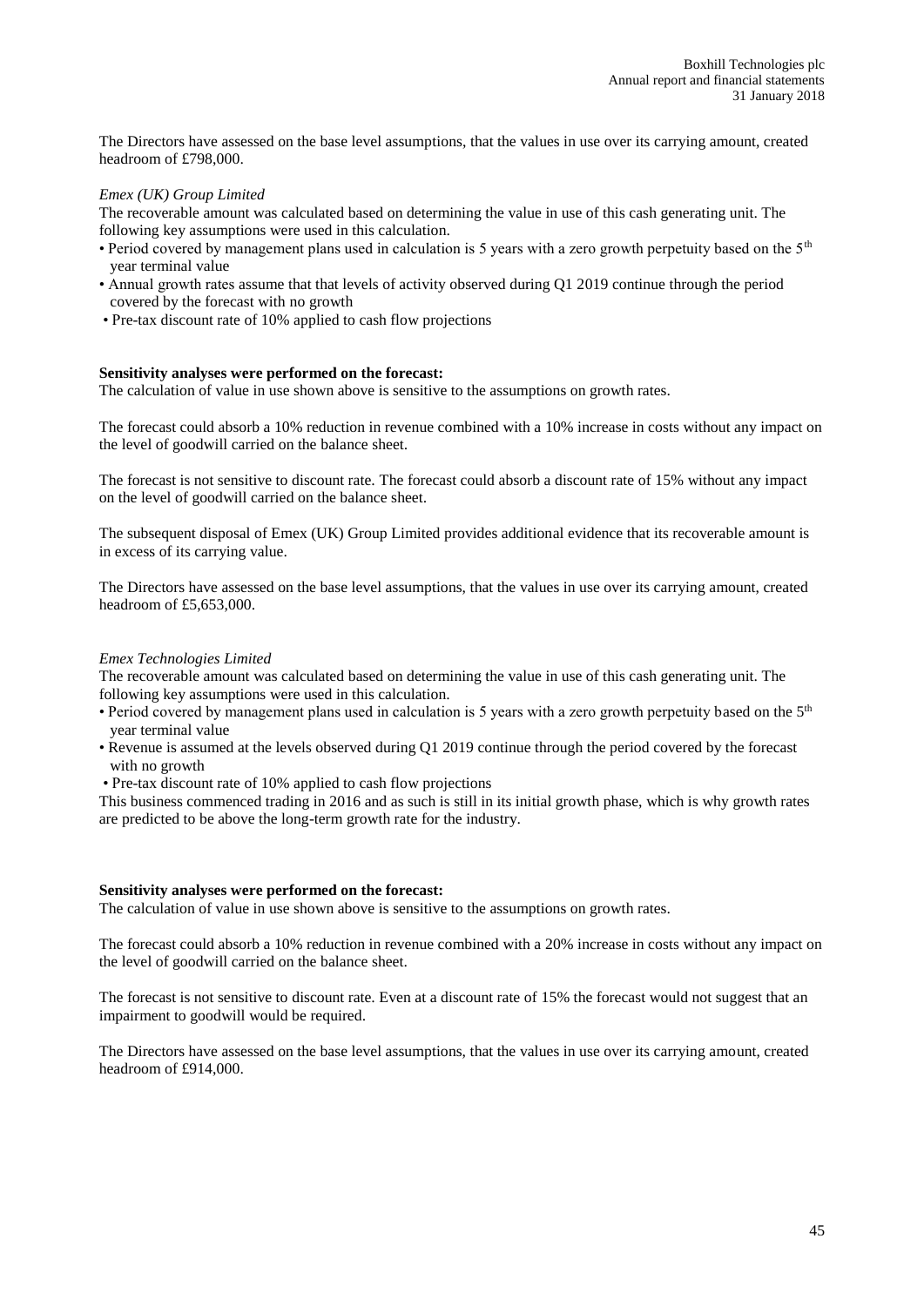The Directors have assessed on the base level assumptions, that the values in use over its carrying amount, created headroom of £798,000.

*Emex (UK) Group Limited*

The recoverable amount was calculated based on determining the value in use of this cash generating unit. The following key assumptions were used in this calculation.

- Period covered by management plans used in calculation is 5 years with a zero growth perpetuity based on the 5th year terminal value
- Annual growth rates assume that that levels of activity observed during Q1 2019 continue through the period covered by the forecast with no growth
- Pre-tax discount rate of 10% applied to cash flow projections

**Sensitivity analyses were performed on the forecast:**

The calculation of value in use shown above is sensitive to the assumptions on growth rates.

The forecast could absorb a 10% reduction in revenue combined with a 10% increase in costs without any impact on the level of goodwill carried on the balance sheet.

The forecast is not sensitive to discount rate. The forecast could absorb a discount rate of 15% without any impact on the level of goodwill carried on the balance sheet.

The subsequent disposal of Emex (UK) Group Limited provides additional evidence that its recoverable amount is in excess of its carrying value.

The Directors have assessed on the base level assumptions, that the values in use over its carrying amount, created headroom of £5,653,000.

*Emex Technologies Limited*

The recoverable amount was calculated based on determining the value in use of this cash generating unit. The following key assumptions were used in this calculation.

- Period covered by management plans used in calculation is 5 years with a zero growth perpetuity based on the 5th year terminal value
- Revenue is assumed at the levels observed during Q1 2019 continue through the period covered by the forecast with no growth
- Pre-tax discount rate of 10% applied to cash flow projections

This business commenced trading in 2016 and as such is still in its initial growth phase, which is why growth rates are predicted to be above the long-term growth rate for the industry.

**Sensitivity analyses were performed on the forecast:**

The calculation of value in use shown above is sensitive to the assumptions on growth rates.

The forecast could absorb a 10% reduction in revenue combined with a 20% increase in costs without any impact on the level of goodwill carried on the balance sheet.

The forecast is not sensitive to discount rate. Even at a discount rate of 15% the forecast would not suggest that an impairment to goodwill would be required.

The Directors have assessed on the base level assumptions, that the values in use over its carrying amount, created headroom of £914,000.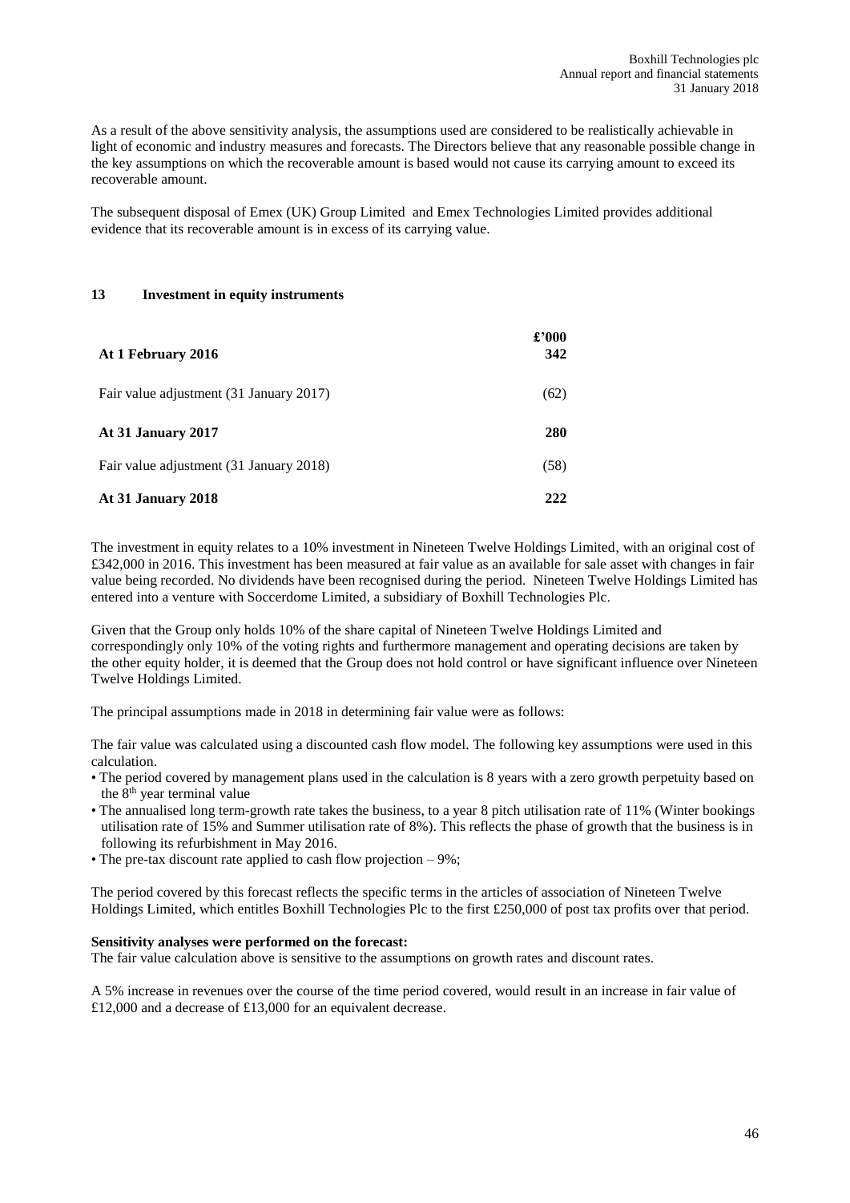As a result of the above sensitivity analysis, the assumptions used are considered to be realistically achievable in light of economic and industry measures and forecasts. The Directors believe that any reasonable possible change in the key assumptions on which the recoverable amount is based would not cause its carrying amount to exceed its recoverable amount.

The subsequent disposal of Emex (UK) Group Limited and Emex Technologies Limited provides additional evidence that its recoverable amount is in excess of its carrying value.

## 13 Investment in equity instruments

| | £'000 |
|---|---|
| **At 1 February 2016** | **342** |
| Fair value adjustment (31 January 2017) | (62) |
| **At 31 January 2017** | **280** |
| Fair value adjustment (31 January 2018) | (58) |
| **At 31 January 2018** | **222** |

The investment in equity relates to a 10% investment in Nineteen Twelve Holdings Limited, with an original cost of £342,000 in 2016. This investment has been measured at fair value as an available for sale asset with changes in fair value being recorded. No dividends have been recognised during the period. Nineteen Twelve Holdings Limited has entered into a venture with Soccerdome Limited, a subsidiary of Boxhill Technologies Plc.

Given that the Group only holds 10% of the share capital of Nineteen Twelve Holdings Limited and correspondingly only 10% of the voting rights and furthermore management and operating decisions are taken by the other equity holder, it is deemed that the Group does not hold control or have significant influence over Nineteen Twelve Holdings Limited.

The principal assumptions made in 2018 in determining fair value were as follows:

The fair value was calculated using a discounted cash flow model. The following key assumptions were used in this calculation.

- The period covered by management plans used in the calculation is 8 years with a zero growth perpetuity based on the 8th year terminal value
- The annualised long term-growth rate takes the business, to a year 8 pitch utilisation rate of 11% (Winter bookings utilisation rate of 15% and Summer utilisation rate of 8%). This reflects the phase of growth that the business is in following its refurbishment in May 2016.
- The pre-tax discount rate applied to cash flow projection – 9%;

The period covered by this forecast reflects the specific terms in the articles of association of Nineteen Twelve Holdings Limited, which entitles Boxhill Technologies Plc to the first £250,000 of post tax profits over that period.

**Sensitivity analyses were performed on the forecast:**

The fair value calculation above is sensitive to the assumptions on growth rates and discount rates.

A 5% increase in revenues over the course of the time period covered, would result in an increase in fair value of £12,000 and a decrease of £13,000 for an equivalent decrease.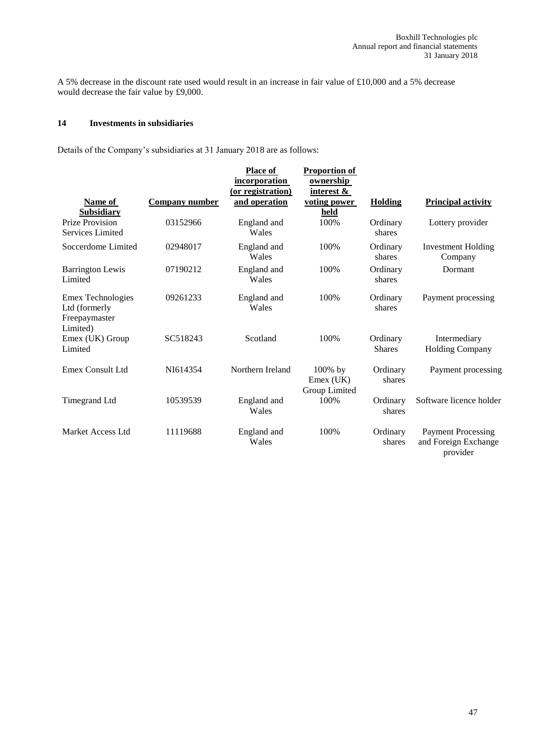A 5% decrease in the discount rate used would result in an increase in fair value of £10,000 and a 5% decrease would decrease the fair value by £9,000.

## 14 Investments in subsidiaries

Details of the Company's subsidiaries at 31 January 2018 are as follows:

| Name of Subsidiary | Company number | Place of incorporation (or registration) and operation | Proportion of ownership interest & voting power held | Holding | Principal activity |
|---|---|---|---|---|---|
| Prize Provision Services Limited | 03152966 | England and Wales | 100% | Ordinary shares | Lottery provider |
| Soccerdome Limited | 02948017 | England and Wales | 100% | Ordinary shares | Investment Holding Company |
| Barrington Lewis Limited | 07190212 | England and Wales | 100% | Ordinary shares | Dormant |
| Emex Technologies Ltd (formerly Freepaymaster Limited) | 09261233 | England and Wales | 100% | Ordinary shares | Payment processing |
| Emex (UK) Group Limited | SC518243 | Scotland | 100% | Ordinary Shares | Intermediary Holding Company |
| Emex Consult Ltd | NI614354 | Northern Ireland | 100% by Emex (UK) Group Limited | Ordinary shares | Payment processing |
| Timegrand Ltd | 10539539 | England and Wales | 100% | Ordinary shares | Software licence holder |
| Market Access Ltd | 11119688 | England and Wales | 100% | Ordinary shares | Payment Processing and Foreign Exchange provider |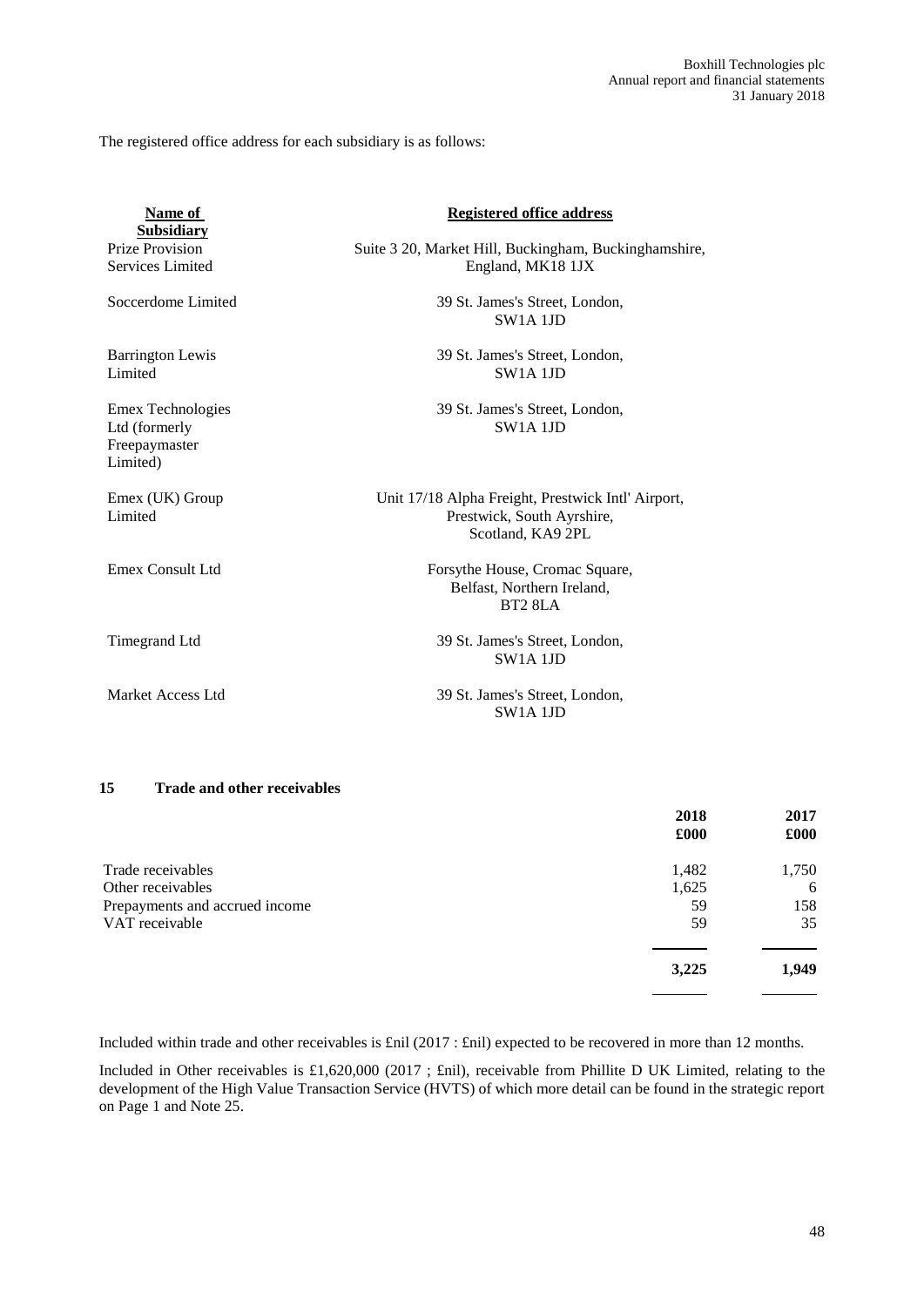The registered office address for each subsidiary is as follows:

| Name of Subsidiary | Registered office address |
|---|---|
| Prize Provision Services Limited | Suite 3 20, Market Hill, Buckingham, Buckinghamshire, England, MK18 1JX |
| Soccerdome Limited | 39 St. James's Street, London, SW1A 1JD |
| Barrington Lewis Limited | 39 St. James's Street, London, SW1A 1JD |
| Emex Technologies Ltd (formerly Freepaymaster Limited) | 39 St. James's Street, London, SW1A 1JD |
| Emex (UK) Group Limited | Unit 17/18 Alpha Freight, Prestwick Intl' Airport, Prestwick, South Ayrshire, Scotland, KA9 2PL |
| Emex Consult Ltd | Forsythe House, Cromac Square, Belfast, Northern Ireland, BT2 8LA |
| Timegrand Ltd | 39 St. James's Street, London, SW1A 1JD |
| Market Access Ltd | 39 St. James's Street, London, SW1A 1JD |

## 15 Trade and other receivables

| | 2018 £000 | 2017 £000 |
|---|---|---|
| Trade receivables | 1,482 | 1,750 |
| Other receivables | 1,625 | 6 |
| Prepayments and accrued income | 59 | 158 |
| VAT receivable | 59 | 35 |
| | **3,225** | **1,949** |

Included within trade and other receivables is £nil (2017 : £nil) expected to be recovered in more than 12 months.

Included in Other receivables is £1,620,000 (2017 ; £nil), receivable from Phillite D UK Limited, relating to the development of the High Value Transaction Service (HVTS) of which more detail can be found in the strategic report on Page 1 and Note 25.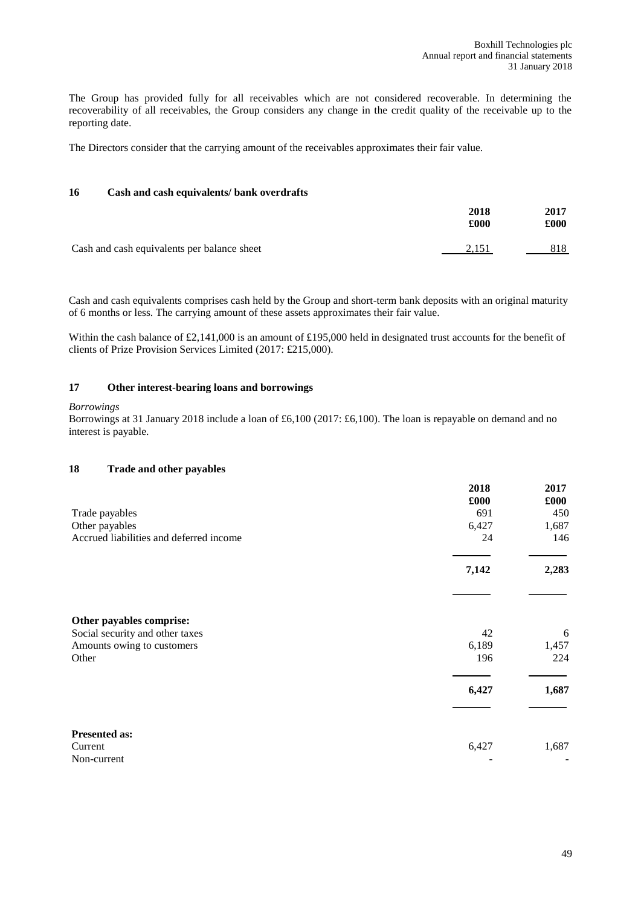The Group has provided fully for all receivables which are not considered recoverable. In determining the recoverability of all receivables, the Group considers any change in the credit quality of the receivable up to the reporting date.

The Directors consider that the carrying amount of the receivables approximates their fair value.

## 16 Cash and cash equivalents/ bank overdrafts

| | 2018 £000 | 2017 £000 |
|---|---|---|
| Cash and cash equivalents per balance sheet | 2,151 | 818 |

Cash and cash equivalents comprises cash held by the Group and short-term bank deposits with an original maturity of 6 months or less. The carrying amount of these assets approximates their fair value.

Within the cash balance of £2,141,000 is an amount of £195,000 held in designated trust accounts for the benefit of clients of Prize Provision Services Limited (2017: £215,000).

## 17 Other interest-bearing loans and borrowings

*Borrowings*

Borrowings at 31 January 2018 include a loan of £6,100 (2017: £6,100). The loan is repayable on demand and no interest is payable.

## 18 Trade and other payables

| | 2018 £000 | 2017 £000 |
|---|---|---|
| Trade payables | 691 | 450 |
| Other payables | 6,427 | 1,687 |
| Accrued liabilities and deferred income | 24 | 146 |
| | **7,142** | **2,283** |
| **Other payables comprise:** | | |
| Social security and other taxes | 42 | 6 |
| Amounts owing to customers | 6,189 | 1,457 |
| Other | 196 | 224 |
| | **6,427** | **1,687** |
| **Presented as:** | | |
| Current | 6,427 | 1,687 |
| Non-current | - | - |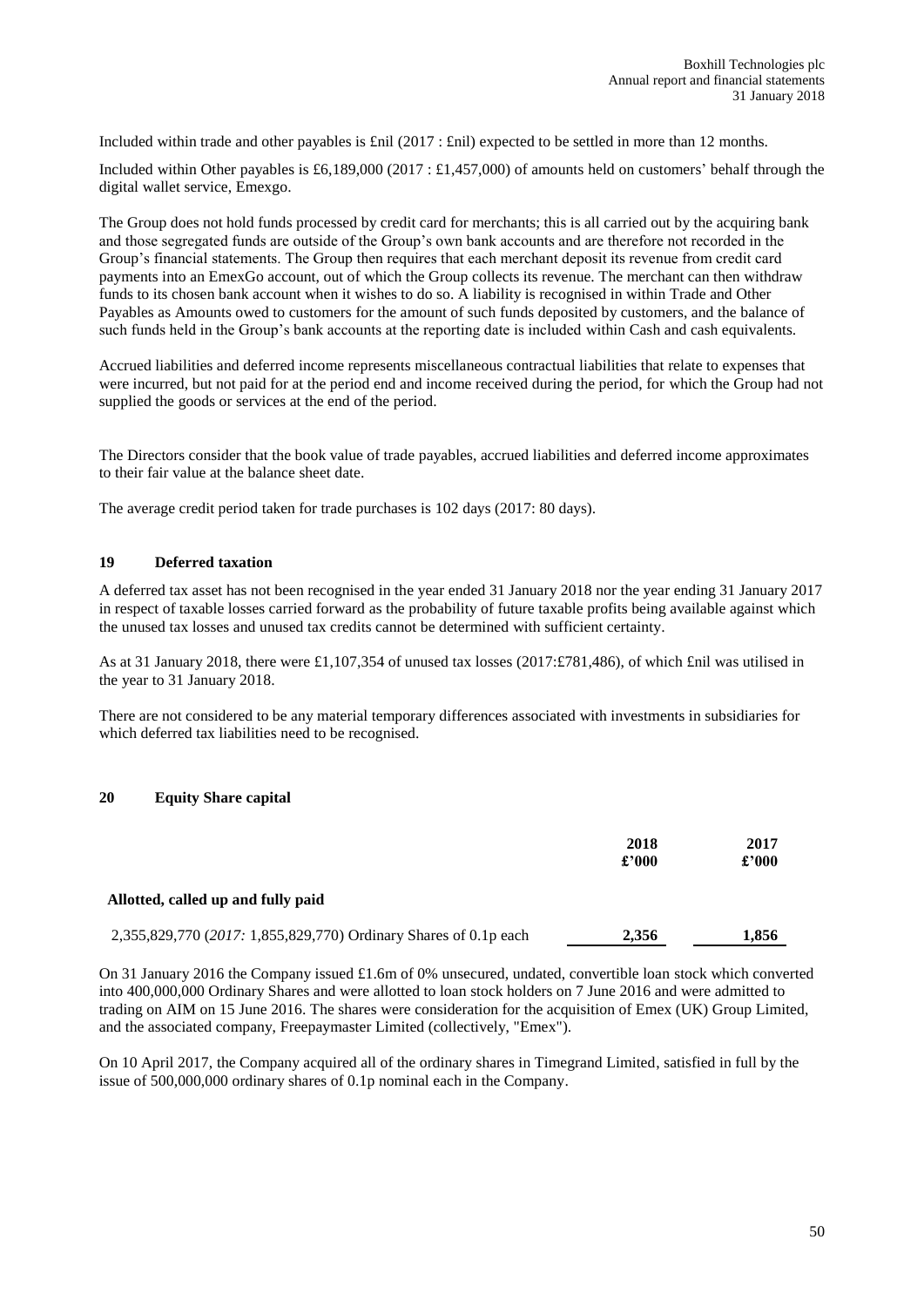Included within trade and other payables is £nil (2017 : £nil) expected to be settled in more than 12 months.

Included within Other payables is £6,189,000 (2017 : £1,457,000) of amounts held on customers' behalf through the digital wallet service, Emexgo.

The Group does not hold funds processed by credit card for merchants; this is all carried out by the acquiring bank and those segregated funds are outside of the Group's own bank accounts and are therefore not recorded in the Group's financial statements. The Group then requires that each merchant deposit its revenue from credit card payments into an EmexGo account, out of which the Group collects its revenue. The merchant can then withdraw funds to its chosen bank account when it wishes to do so. A liability is recognised in within Trade and Other Payables as Amounts owed to customers for the amount of such funds deposited by customers, and the balance of such funds held in the Group's bank accounts at the reporting date is included within Cash and cash equivalents.

Accrued liabilities and deferred income represents miscellaneous contractual liabilities that relate to expenses that were incurred, but not paid for at the period end and income received during the period, for which the Group had not supplied the goods or services at the end of the period.

The Directors consider that the book value of trade payables, accrued liabilities and deferred income approximates to their fair value at the balance sheet date.

The average credit period taken for trade purchases is 102 days (2017: 80 days).

## 19 Deferred taxation

A deferred tax asset has not been recognised in the year ended 31 January 2018 nor the year ending 31 January 2017 in respect of taxable losses carried forward as the probability of future taxable profits being available against which the unused tax losses and unused tax credits cannot be determined with sufficient certainty.

As at 31 January 2018, there were £1,107,354 of unused tax losses (2017:£781,486), of which £nil was utilised in the year to 31 January 2018.

There are not considered to be any material temporary differences associated with investments in subsidiaries for which deferred tax liabilities need to be recognised.

## 20 Equity Share capital

| | 2018 £'000 | 2017 £'000 |
|---|---|---|
| **Allotted, called up and fully paid** | | |
| 2,355,829,770 (*2017:* 1,855,829,770) Ordinary Shares of 0.1p each | **2,356** | **1,856** |

On 31 January 2016 the Company issued £1.6m of 0% unsecured, undated, convertible loan stock which converted into 400,000,000 Ordinary Shares and were allotted to loan stock holders on 7 June 2016 and were admitted to trading on AIM on 15 June 2016. The shares were consideration for the acquisition of Emex (UK) Group Limited, and the associated company, Freepaymaster Limited (collectively, "Emex").

On 10 April 2017, the Company acquired all of the ordinary shares in Timegrand Limited, satisfied in full by the issue of 500,000,000 ordinary shares of 0.1p nominal each in the Company.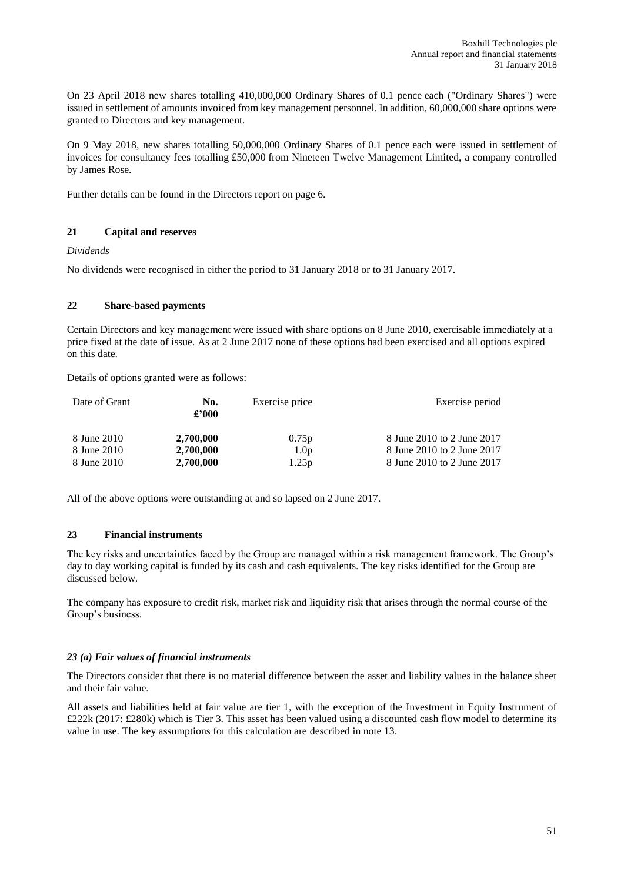On 23 April 2018 new shares totalling 410,000,000 Ordinary Shares of 0.1 pence each ("Ordinary Shares") were issued in settlement of amounts invoiced from key management personnel. In addition, 60,000,000 share options were granted to Directors and key management.

On 9 May 2018, new shares totalling 50,000,000 Ordinary Shares of 0.1 pence each were issued in settlement of invoices for consultancy fees totalling £50,000 from Nineteen Twelve Management Limited, a company controlled by James Rose.

Further details can be found in the Directors report on page 6.

## 21 Capital and reserves

*Dividends*

No dividends were recognised in either the period to 31 January 2018 or to 31 January 2017.

## 22 Share-based payments

Certain Directors and key management were issued with share options on 8 June 2010, exercisable immediately at a price fixed at the date of issue. As at 2 June 2017 none of these options had been exercised and all options expired on this date.

Details of options granted were as follows:

| Date of Grant | No. £'000 | Exercise price | Exercise period |
|---|---|---|---|
| 8 June 2010 | **2,700,000** | 0.75p | 8 June 2010 to 2 June 2017 |
| 8 June 2010 | **2,700,000** | 1.0p | 8 June 2010 to 2 June 2017 |
| 8 June 2010 | **2,700,000** | 1.25p | 8 June 2010 to 2 June 2017 |

All of the above options were outstanding at and so lapsed on 2 June 2017.

## 23 Financial instruments

The key risks and uncertainties faced by the Group are managed within a risk management framework. The Group's day to day working capital is funded by its cash and cash equivalents. The key risks identified for the Group are discussed below.

The company has exposure to credit risk, market risk and liquidity risk that arises through the normal course of the Group's business.

### *23 (a) Fair values of financial instruments*

The Directors consider that there is no material difference between the asset and liability values in the balance sheet and their fair value.

All assets and liabilities held at fair value are tier 1, with the exception of the Investment in Equity Instrument of £222k (2017: £280k) which is Tier 3. This asset has been valued using a discounted cash flow model to determine its value in use. The key assumptions for this calculation are described in note 13.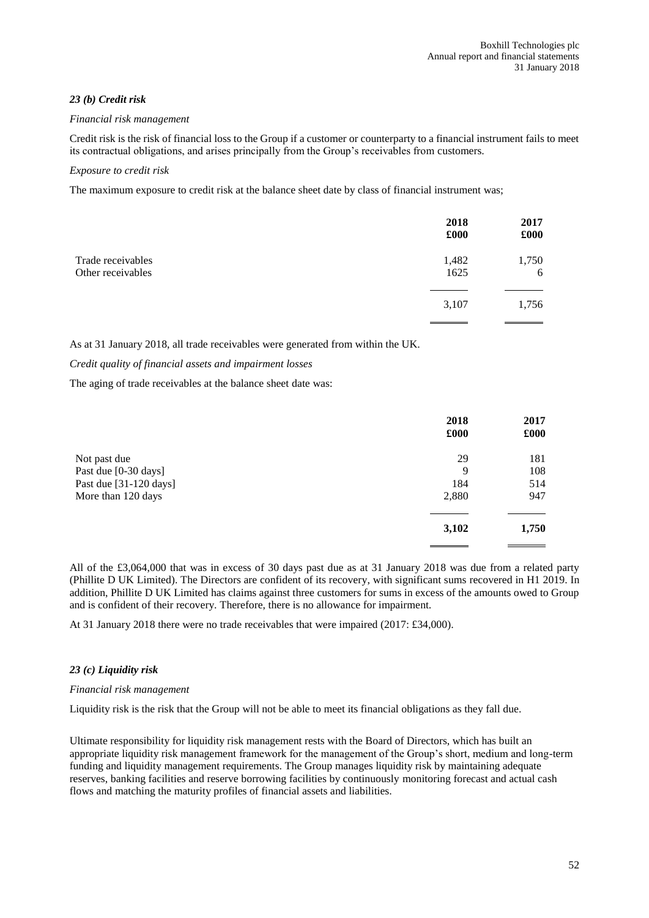### *23 (b) Credit risk*

*Financial risk management*

Credit risk is the risk of financial loss to the Group if a customer or counterparty to a financial instrument fails to meet its contractual obligations, and arises principally from the Group's receivables from customers.

*Exposure to credit risk*

The maximum exposure to credit risk at the balance sheet date by class of financial instrument was;

| | 2018 £000 | 2017 £000 |
|---|---|---|
| Trade receivables | 1,482 | 1,750 |
| Other receivables | 1625 | 6 |
| | 3,107 | 1,756 |

As at 31 January 2018, all trade receivables were generated from within the UK.

*Credit quality of financial assets and impairment losses*

The aging of trade receivables at the balance sheet date was:

| | 2018 £000 | 2017 £000 |
|---|---|---|
| Not past due | 29 | 181 |
| Past due [0-30 days] | 9 | 108 |
| Past due [31-120 days] | 184 | 514 |
| More than 120 days | 2,880 | 947 |
| | **3,102** | **1,750** |

All of the £3,064,000 that was in excess of 30 days past due as at 31 January 2018 was due from a related party (Phillite D UK Limited). The Directors are confident of its recovery, with significant sums recovered in H1 2019. In addition, Phillite D UK Limited has claims against three customers for sums in excess of the amounts owed to Group and is confident of their recovery. Therefore, there is no allowance for impairment.

At 31 January 2018 there were no trade receivables that were impaired (2017: £34,000).

### *23 (c) Liquidity risk*

*Financial risk management*

Liquidity risk is the risk that the Group will not be able to meet its financial obligations as they fall due.

Ultimate responsibility for liquidity risk management rests with the Board of Directors, which has built an appropriate liquidity risk management framework for the management of the Group's short, medium and long-term funding and liquidity management requirements. The Group manages liquidity risk by maintaining adequate reserves, banking facilities and reserve borrowing facilities by continuously monitoring forecast and actual cash flows and matching the maturity profiles of financial assets and liabilities.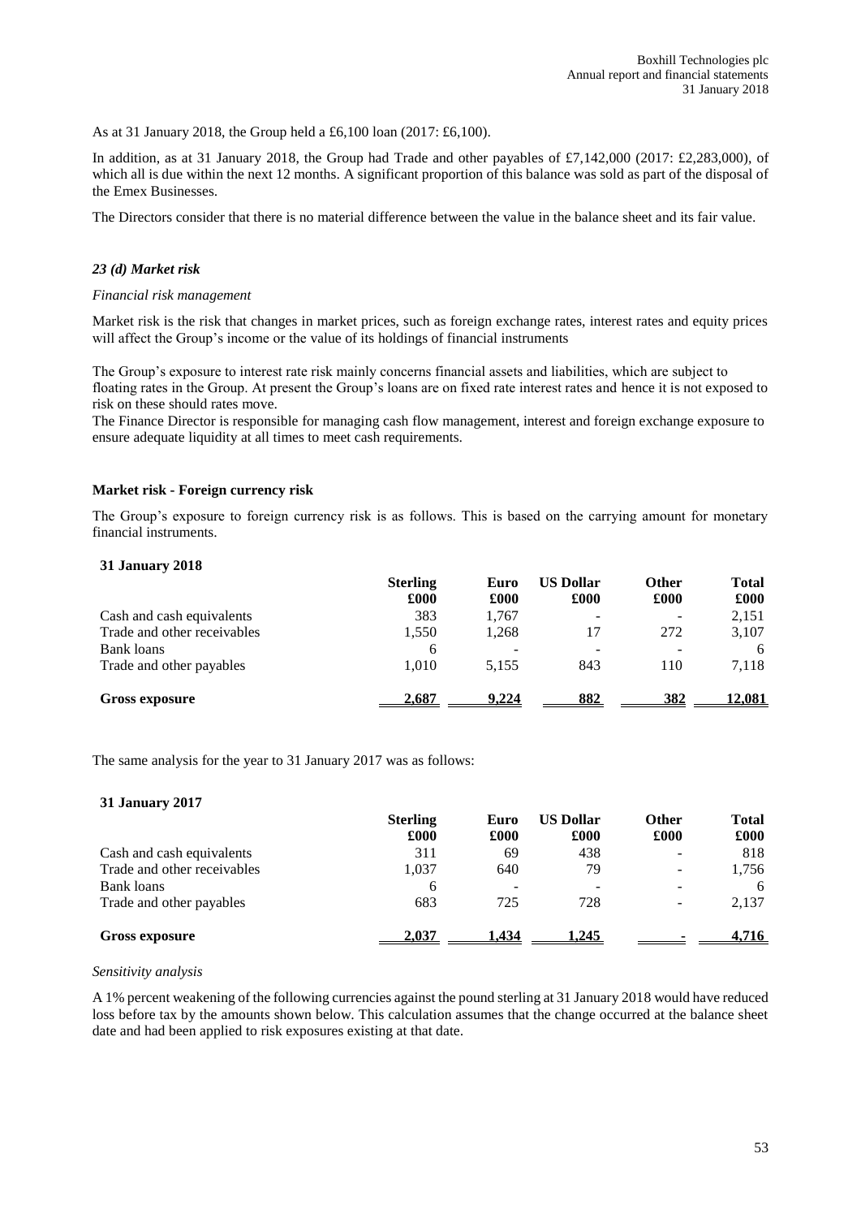As at 31 January 2018, the Group held a £6,100 loan (2017: £6,100).

In addition, as at 31 January 2018, the Group had Trade and other payables of £7,142,000 (2017: £2,283,000), of which all is due within the next 12 months. A significant proportion of this balance was sold as part of the disposal of the Emex Businesses.

The Directors consider that there is no material difference between the value in the balance sheet and its fair value.

### *23 (d) Market risk*

*Financial risk management*

Market risk is the risk that changes in market prices, such as foreign exchange rates, interest rates and equity prices will affect the Group's income or the value of its holdings of financial instruments

The Group's exposure to interest rate risk mainly concerns financial assets and liabilities, which are subject to floating rates in the Group. At present the Group's loans are on fixed rate interest rates and hence it is not exposed to risk on these should rates move.

The Finance Director is responsible for managing cash flow management, interest and foreign exchange exposure to ensure adequate liquidity at all times to meet cash requirements.

**Market risk - Foreign currency risk**

The Group's exposure to foreign currency risk is as follows. This is based on the carrying amount for monetary financial instruments.

**31 January 2018**

| | Sterling £000 | Euro £000 | US Dollar £000 | Other £000 | Total £000 |
|---|---|---|---|---|---|
| Cash and cash equivalents | 383 | 1,767 | - | - | 2,151 |
| Trade and other receivables | 1,550 | 1,268 | 17 | 272 | 3,107 |
| Bank loans | 6 | - | - | - | 6 |
| Trade and other payables | 1,010 | 5,155 | 843 | 110 | 7,118 |
| **Gross exposure** | **2,687** | **9,224** | **882** | **382** | **12,081** |

The same analysis for the year to 31 January 2017 was as follows:

**31 January 2017**

| | Sterling £000 | Euro £000 | US Dollar £000 | Other £000 | Total £000 |
|---|---|---|---|---|---|
| Cash and cash equivalents | 311 | 69 | 438 | - | 818 |
| Trade and other receivables | 1,037 | 640 | 79 | - | 1,756 |
| Bank loans | 6 | - | - | - | 6 |
| Trade and other payables | 683 | 725 | 728 | - | 2,137 |
| **Gross exposure** | **2,037** | **1,434** | **1,245** | **-** | **4,716** |

*Sensitivity analysis*

A 1% percent weakening of the following currencies against the pound sterling at 31 January 2018 would have reduced loss before tax by the amounts shown below. This calculation assumes that the change occurred at the balance sheet date and had been applied to risk exposures existing at that date.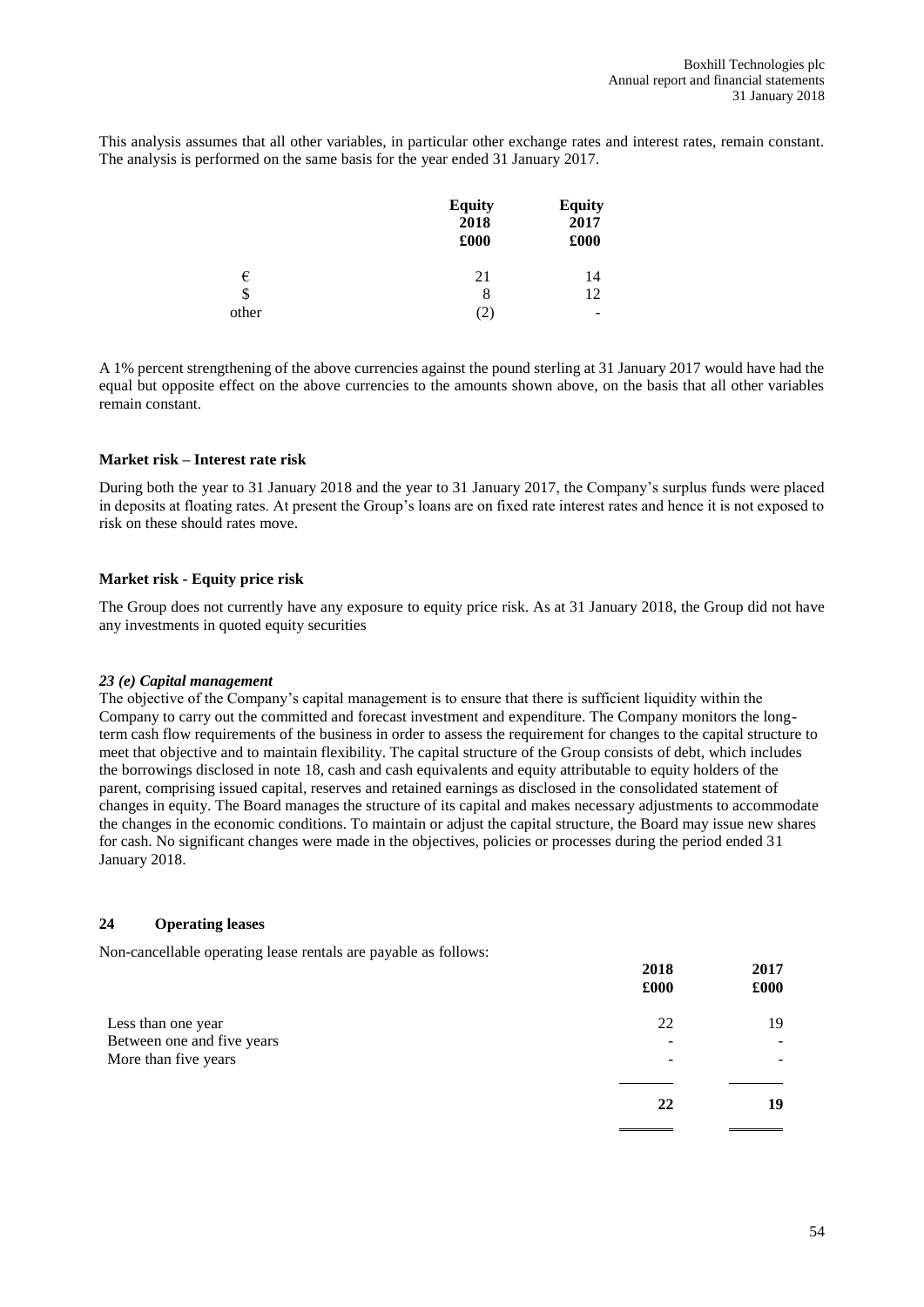This analysis assumes that all other variables, in particular other exchange rates and interest rates, remain constant. The analysis is performed on the same basis for the year ended 31 January 2017.

| | Equity 2018 £000 | Equity 2017 £000 |
|---|---|---|
| € | 21 | 14 |
| $ | 8 | 12 |
| other | (2) | - |

A 1% percent strengthening of the above currencies against the pound sterling at 31 January 2017 would have had the equal but opposite effect on the above currencies to the amounts shown above, on the basis that all other variables remain constant.

**Market risk – Interest rate risk**

During both the year to 31 January 2018 and the year to 31 January 2017, the Company's surplus funds were placed in deposits at floating rates. At present the Group's loans are on fixed rate interest rates and hence it is not exposed to risk on these should rates move.

**Market risk - Equity price risk**

The Group does not currently have any exposure to equity price risk. As at 31 January 2018, the Group did not have any investments in quoted equity securities

***23 (e) Capital management***

The objective of the Company's capital management is to ensure that there is sufficient liquidity within the Company to carry out the committed and forecast investment and expenditure. The Company monitors the long-term cash flow requirements of the business in order to assess the requirement for changes to the capital structure to meet that objective and to maintain flexibility. The capital structure of the Group consists of debt, which includes the borrowings disclosed in note 18, cash and cash equivalents and equity attributable to equity holders of the parent, comprising issued capital, reserves and retained earnings as disclosed in the consolidated statement of changes in equity. The Board manages the structure of its capital and makes necessary adjustments to accommodate the changes in the economic conditions. To maintain or adjust the capital structure, the Board may issue new shares for cash. No significant changes were made in the objectives, policies or processes during the period ended 31 January 2018.

## 24 Operating leases

Non-cancellable operating lease rentals are payable as follows:

| | 2018 £000 | 2017 £000 |
|---|---|---|
| Less than one year | 22 | 19 |
| Between one and five years | - | - |
| More than five years | - | - |
| | **22** | **19** |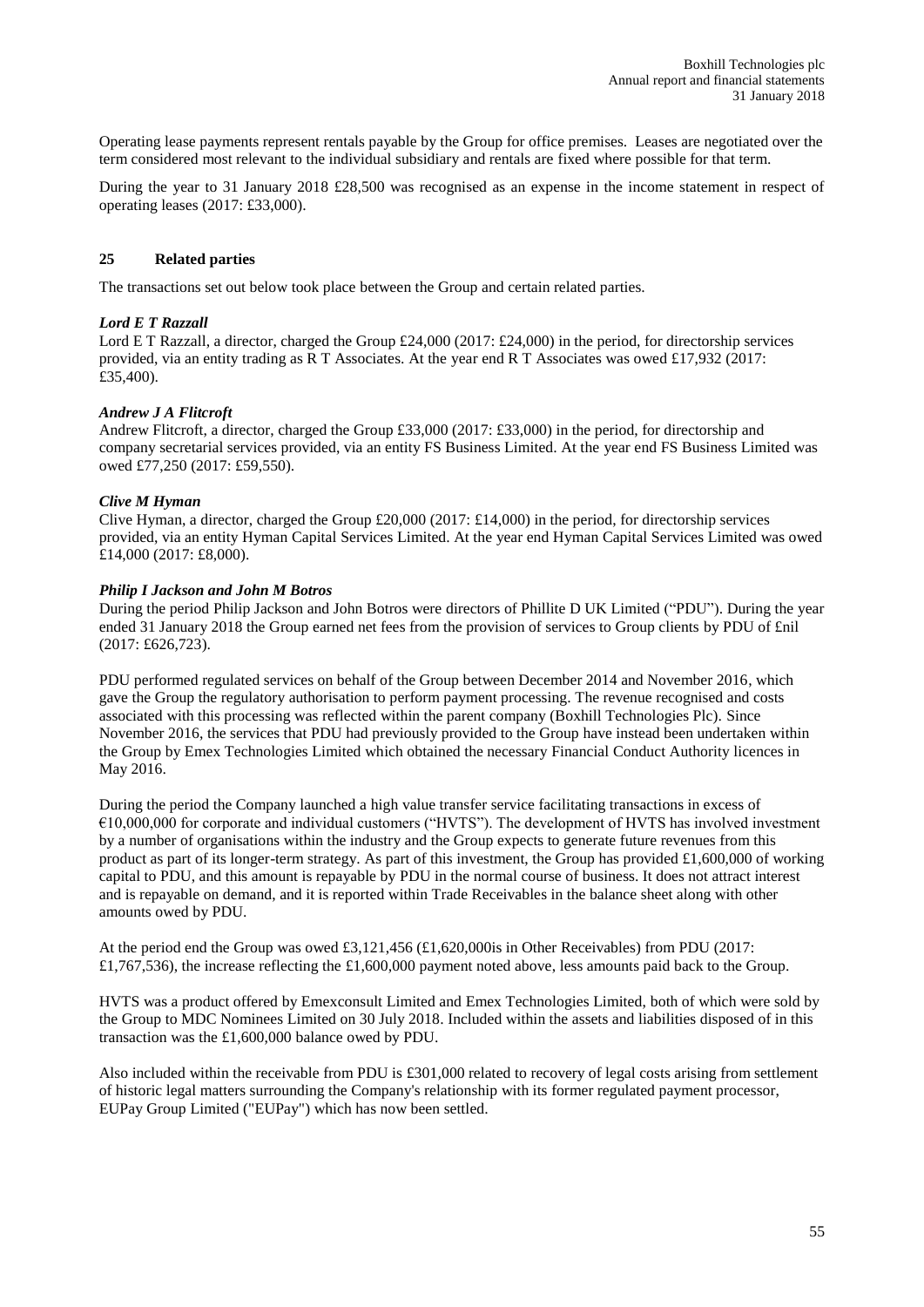Operating lease payments represent rentals payable by the Group for office premises. Leases are negotiated over the term considered most relevant to the individual subsidiary and rentals are fixed where possible for that term.

During the year to 31 January 2018 £28,500 was recognised as an expense in the income statement in respect of operating leases (2017: £33,000).

## 25 Related parties

The transactions set out below took place between the Group and certain related parties.

***Lord E T Razzall***

Lord E T Razzall, a director, charged the Group £24,000 (2017: £24,000) in the period, for directorship services provided, via an entity trading as R T Associates. At the year end R T Associates was owed £17,932 (2017: £35,400).

***Andrew J A Flitcroft***

Andrew Flitcroft, a director, charged the Group £33,000 (2017: £33,000) in the period, for directorship and company secretarial services provided, via an entity FS Business Limited. At the year end FS Business Limited was owed £77,250 (2017: £59,550).

***Clive M Hyman***

Clive Hyman, a director, charged the Group £20,000 (2017: £14,000) in the period, for directorship services provided, via an entity Hyman Capital Services Limited. At the year end Hyman Capital Services Limited was owed £14,000 (2017: £8,000).

***Philip I Jackson and John M Botros***

During the period Philip Jackson and John Botros were directors of Phillite D UK Limited ("PDU"). During the year ended 31 January 2018 the Group earned net fees from the provision of services to Group clients by PDU of £nil (2017: £626,723).

PDU performed regulated services on behalf of the Group between December 2014 and November 2016, which gave the Group the regulatory authorisation to perform payment processing. The revenue recognised and costs associated with this processing was reflected within the parent company (Boxhill Technologies Plc). Since November 2016, the services that PDU had previously provided to the Group have instead been undertaken within the Group by Emex Technologies Limited which obtained the necessary Financial Conduct Authority licences in May 2016.

During the period the Company launched a high value transfer service facilitating transactions in excess of €10,000,000 for corporate and individual customers ("HVTS"). The development of HVTS has involved investment by a number of organisations within the industry and the Group expects to generate future revenues from this product as part of its longer-term strategy. As part of this investment, the Group has provided £1,600,000 of working capital to PDU, and this amount is repayable by PDU in the normal course of business. It does not attract interest and is repayable on demand, and it is reported within Trade Receivables in the balance sheet along with other amounts owed by PDU.

At the period end the Group was owed £3,121,456 (£1,620,000is in Other Receivables) from PDU (2017: £1,767,536), the increase reflecting the £1,600,000 payment noted above, less amounts paid back to the Group.

HVTS was a product offered by Emexconsult Limited and Emex Technologies Limited, both of which were sold by the Group to MDC Nominees Limited on 30 July 2018. Included within the assets and liabilities disposed of in this transaction was the £1,600,000 balance owed by PDU.

Also included within the receivable from PDU is £301,000 related to recovery of legal costs arising from settlement of historic legal matters surrounding the Company's relationship with its former regulated payment processor, EUPay Group Limited ("EUPay") which has now been settled.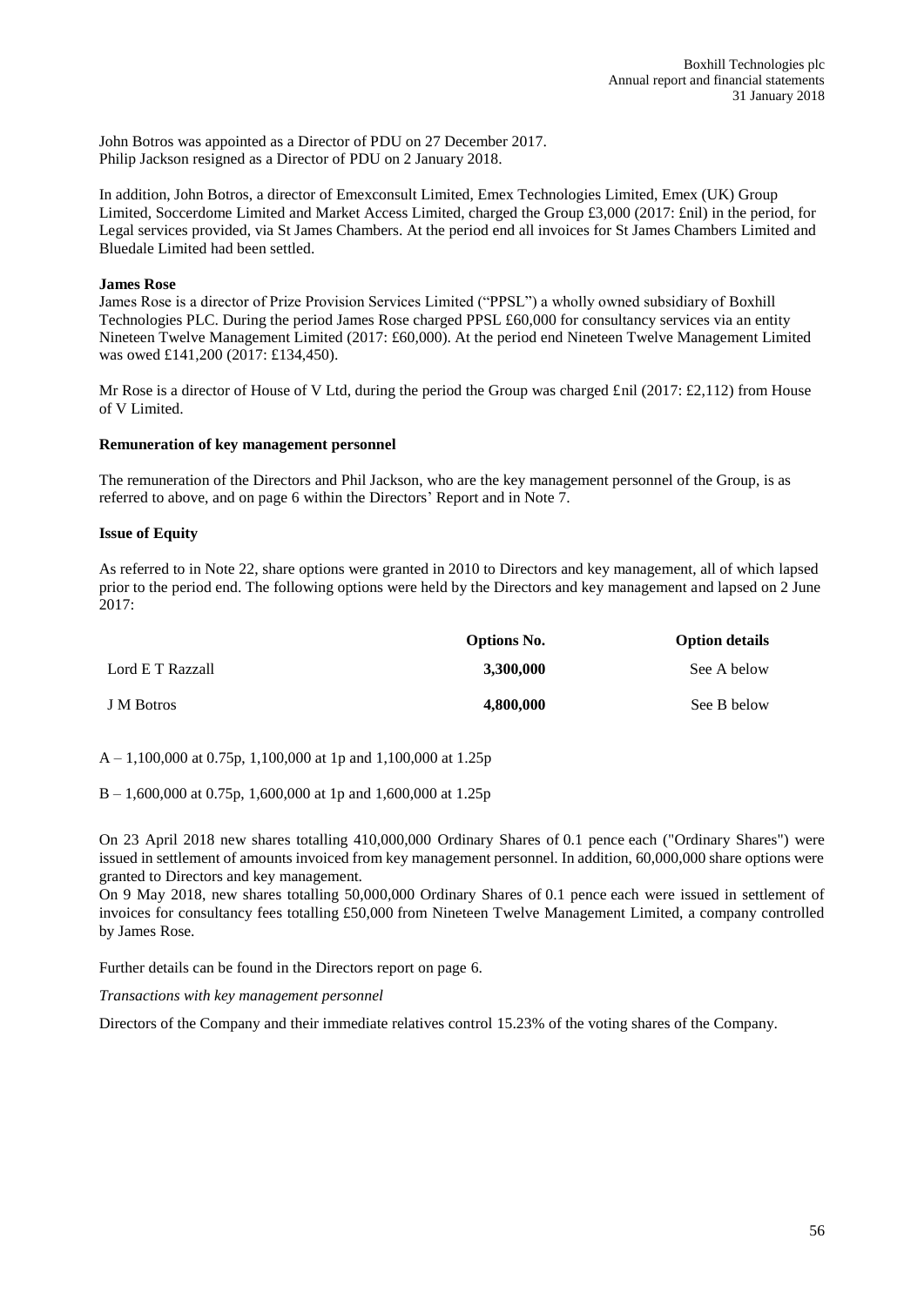John Botros was appointed as a Director of PDU on 27 December 2017.
Philip Jackson resigned as a Director of PDU on 2 January 2018.

In addition, John Botros, a director of Emexconsult Limited, Emex Technologies Limited, Emex (UK) Group Limited, Soccerdome Limited and Market Access Limited, charged the Group £3,000 (2017: £nil) in the period, for Legal services provided, via St James Chambers. At the period end all invoices for St James Chambers Limited and Bluedale Limited had been settled.

**James Rose**

James Rose is a director of Prize Provision Services Limited ("PPSL") a wholly owned subsidiary of Boxhill Technologies PLC. During the period James Rose charged PPSL £60,000 for consultancy services via an entity Nineteen Twelve Management Limited (2017: £60,000). At the period end Nineteen Twelve Management Limited was owed £141,200 (2017: £134,450).

Mr Rose is a director of House of V Ltd, during the period the Group was charged £nil (2017: £2,112) from House of V Limited.

**Remuneration of key management personnel**

The remuneration of the Directors and Phil Jackson, who are the key management personnel of the Group, is as referred to above, and on page 6 within the Directors' Report and in Note 7.

**Issue of Equity**

As referred to in Note 22, share options were granted in 2010 to Directors and key management, all of which lapsed prior to the period end. The following options were held by the Directors and key management and lapsed on 2 June 2017:

| | **Options No.** | **Option details** |
|---|---|---|
| Lord E T Razzall | **3,300,000** | See A below |
| J M Botros | **4,800,000** | See B below |

A – 1,100,000 at 0.75p, 1,100,000 at 1p and 1,100,000 at 1.25p

B – 1,600,000 at 0.75p, 1,600,000 at 1p and 1,600,000 at 1.25p

On 23 April 2018 new shares totalling 410,000,000 Ordinary Shares of 0.1 pence each ("Ordinary Shares") were issued in settlement of amounts invoiced from key management personnel. In addition, 60,000,000 share options were granted to Directors and key management.

On 9 May 2018, new shares totalling 50,000,000 Ordinary Shares of 0.1 pence each were issued in settlement of invoices for consultancy fees totalling £50,000 from Nineteen Twelve Management Limited, a company controlled by James Rose.

Further details can be found in the Directors report on page 6.

*Transactions with key management personnel*

Directors of the Company and their immediate relatives control 15.23% of the voting shares of the Company.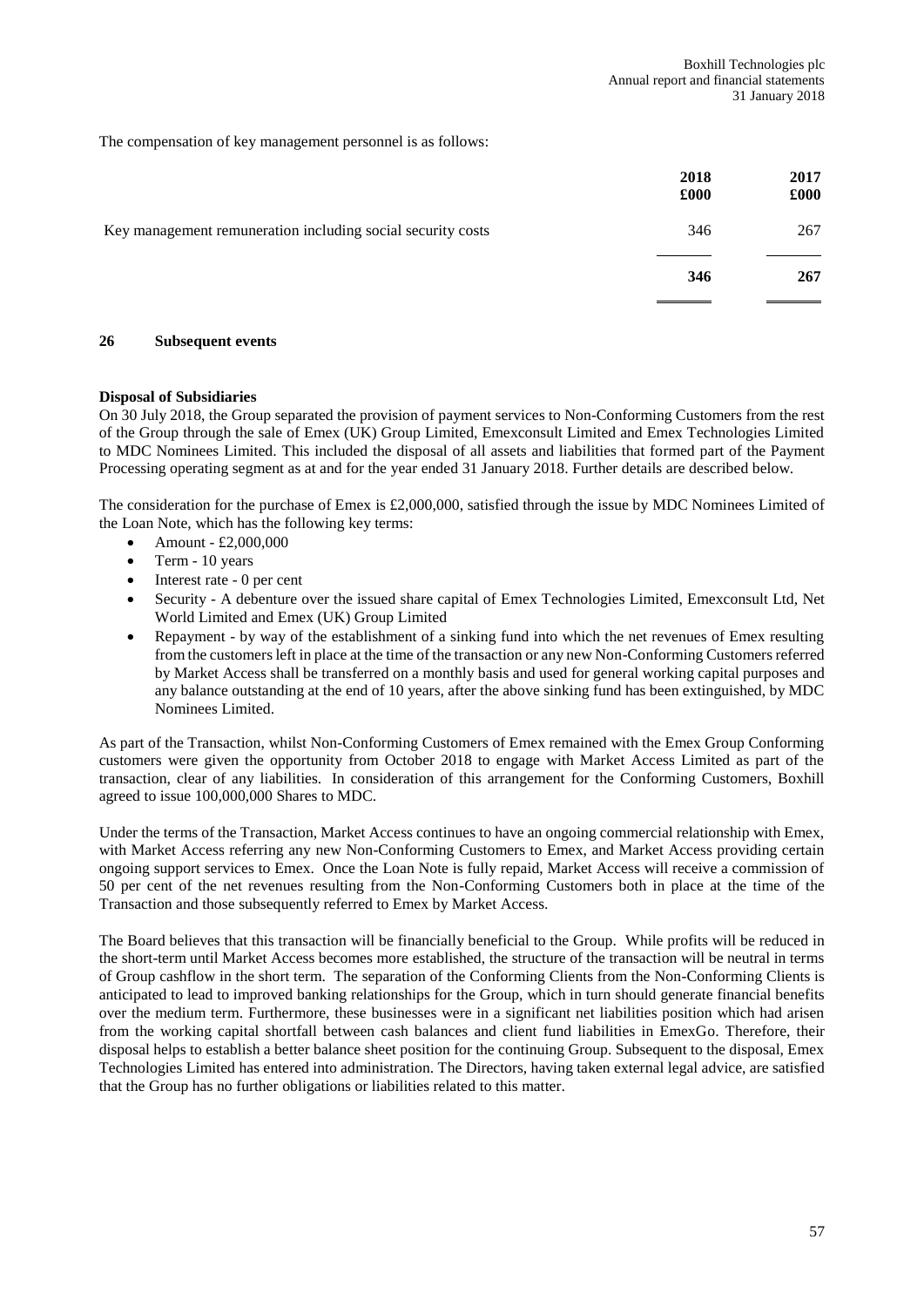The compensation of key management personnel is as follows:

| | 2018 £000 | 2017 £000 |
|---|---|---|
| Key management remuneration including social security costs | 346 | 267 |
| | **346** | **267** |

## 26 Subsequent events

**Disposal of Subsidiaries**

On 30 July 2018, the Group separated the provision of payment services to Non-Conforming Customers from the rest of the Group through the sale of Emex (UK) Group Limited, Emexconsult Limited and Emex Technologies Limited to MDC Nominees Limited. This included the disposal of all assets and liabilities that formed part of the Payment Processing operating segment as at and for the year ended 31 January 2018. Further details are described below.

The consideration for the purchase of Emex is £2,000,000, satisfied through the issue by MDC Nominees Limited of the Loan Note, which has the following key terms:

- Amount - £2,000,000
- Term - 10 years
- Interest rate - 0 per cent
- Security - A debenture over the issued share capital of Emex Technologies Limited, Emexconsult Ltd, Net World Limited and Emex (UK) Group Limited
- Repayment - by way of the establishment of a sinking fund into which the net revenues of Emex resulting from the customers left in place at the time of the transaction or any new Non-Conforming Customers referred by Market Access shall be transferred on a monthly basis and used for general working capital purposes and any balance outstanding at the end of 10 years, after the above sinking fund has been extinguished, by MDC Nominees Limited.

As part of the Transaction, whilst Non-Conforming Customers of Emex remained with the Emex Group Conforming customers were given the opportunity from October 2018 to engage with Market Access Limited as part of the transaction, clear of any liabilities. In consideration of this arrangement for the Conforming Customers, Boxhill agreed to issue 100,000,000 Shares to MDC.

Under the terms of the Transaction, Market Access continues to have an ongoing commercial relationship with Emex, with Market Access referring any new Non-Conforming Customers to Emex, and Market Access providing certain ongoing support services to Emex. Once the Loan Note is fully repaid, Market Access will receive a commission of 50 per cent of the net revenues resulting from the Non-Conforming Customers both in place at the time of the Transaction and those subsequently referred to Emex by Market Access.

The Board believes that this transaction will be financially beneficial to the Group. While profits will be reduced in the short-term until Market Access becomes more established, the structure of the transaction will be neutral in terms of Group cashflow in the short term. The separation of the Conforming Clients from the Non-Conforming Clients is anticipated to lead to improved banking relationships for the Group, which in turn should generate financial benefits over the medium term. Furthermore, these businesses were in a significant net liabilities position which had arisen from the working capital shortfall between cash balances and client fund liabilities in EmexGo. Therefore, their disposal helps to establish a better balance sheet position for the continuing Group. Subsequent to the disposal, Emex Technologies Limited has entered into administration. The Directors, having taken external legal advice, are satisfied that the Group has no further obligations or liabilities related to this matter.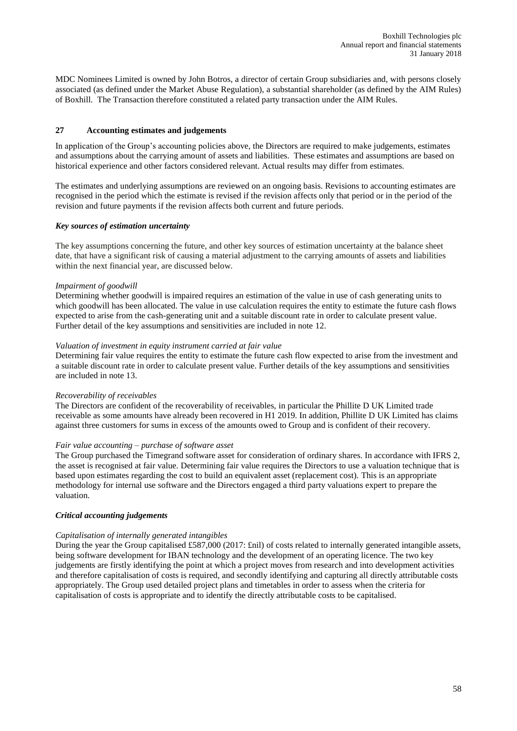MDC Nominees Limited is owned by John Botros, a director of certain Group subsidiaries and, with persons closely associated (as defined under the Market Abuse Regulation), a substantial shareholder (as defined by the AIM Rules) of Boxhill. The Transaction therefore constituted a related party transaction under the AIM Rules.

## 27 Accounting estimates and judgements

In application of the Group's accounting policies above, the Directors are required to make judgements, estimates and assumptions about the carrying amount of assets and liabilities. These estimates and assumptions are based on historical experience and other factors considered relevant. Actual results may differ from estimates.

The estimates and underlying assumptions are reviewed on an ongoing basis. Revisions to accounting estimates are recognised in the period which the estimate is revised if the revision affects only that period or in the period of the revision and future payments if the revision affects both current and future periods.

### *Key sources of estimation uncertainty*

The key assumptions concerning the future, and other key sources of estimation uncertainty at the balance sheet date, that have a significant risk of causing a material adjustment to the carrying amounts of assets and liabilities within the next financial year, are discussed below.

*Impairment of goodwill*
Determining whether goodwill is impaired requires an estimation of the value in use of cash generating units to which goodwill has been allocated. The value in use calculation requires the entity to estimate the future cash flows expected to arise from the cash-generating unit and a suitable discount rate in order to calculate present value. Further detail of the key assumptions and sensitivities are included in note 12.

*Valuation of investment in equity instrument carried at fair value*
Determining fair value requires the entity to estimate the future cash flow expected to arise from the investment and a suitable discount rate in order to calculate present value. Further details of the key assumptions and sensitivities are included in note 13.

*Recoverability of receivables*
The Directors are confident of the recoverability of receivables, in particular the Phillite D UK Limited trade receivable as some amounts have already been recovered in H1 2019. In addition, Phillite D UK Limited has claims against three customers for sums in excess of the amounts owed to Group and is confident of their recovery.

*Fair value accounting – purchase of software asset*
The Group purchased the Timegrand software asset for consideration of ordinary shares. In accordance with IFRS 2, the asset is recognised at fair value. Determining fair value requires the Directors to use a valuation technique that is based upon estimates regarding the cost to build an equivalent asset (replacement cost). This is an appropriate methodology for internal use software and the Directors engaged a third party valuations expert to prepare the valuation.

### *Critical accounting judgements*

*Capitalisation of internally generated intangibles*
During the year the Group capitalised £587,000 (2017: £nil) of costs related to internally generated intangible assets, being software development for IBAN technology and the development of an operating licence. The two key judgements are firstly identifying the point at which a project moves from research and into development activities and therefore capitalisation of costs is required, and secondly identifying and capturing all directly attributable costs appropriately. The Group used detailed project plans and timetables in order to assess when the criteria for capitalisation of costs is appropriate and to identify the directly attributable costs to be capitalised.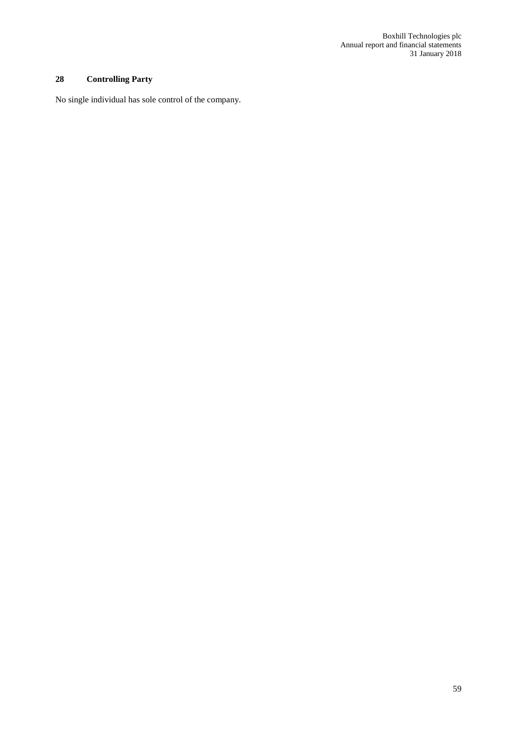## 28 Controlling Party

No single individual has sole control of the company.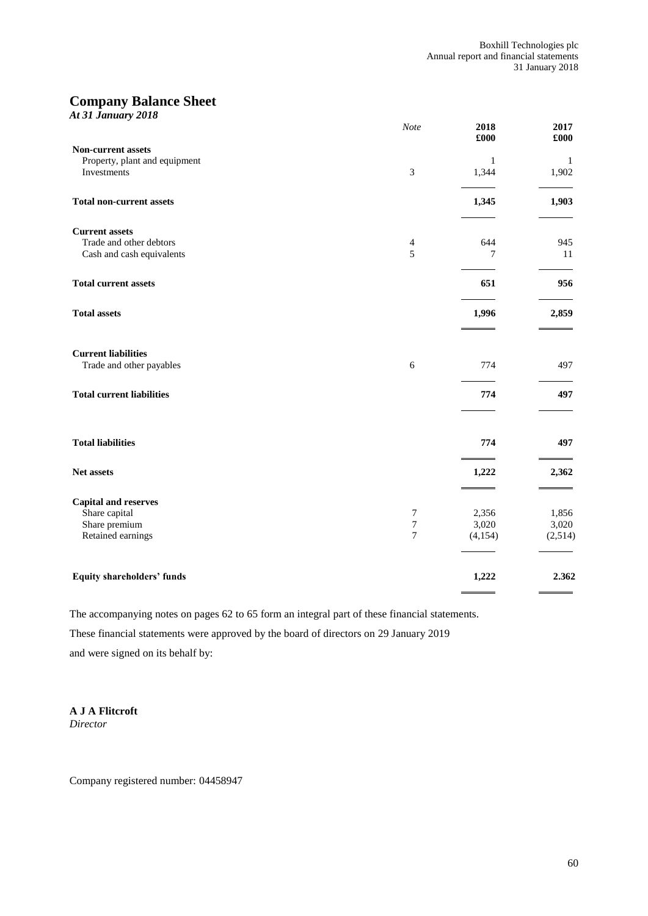# Company Balance Sheet

*At 31 January 2018*

| | *Note* | 2018 £000 | 2017 £000 |
|---|---|---|---|
| **Non-current assets** | | | |
| Property, plant and equipment | | 1 | 1 |
| Investments | 3 | 1,344 | 1,902 |
| **Total non-current assets** | | **1,345** | **1,903** |
| **Current assets** | | | |
| Trade and other debtors | 4 | 644 | 945 |
| Cash and cash equivalents | 5 | 7 | 11 |
| **Total current assets** | | **651** | **956** |
| **Total assets** | | **1,996** | **2,859** |
| **Current liabilities** | | | |
| Trade and other payables | 6 | 774 | 497 |
| **Total current liabilities** | | **774** | **497** |
| **Total liabilities** | | **774** | **497** |
| **Net assets** | | **1,222** | **2,362** |
| **Capital and reserves** | | | |
| Share capital | 7 | 2,356 | 1,856 |
| Share premium | 7 | 3,020 | 3,020 |
| Retained earnings | 7 | (4,154) | (2,514) |
| **Equity shareholders' funds** | | **1,222** | **2.362** |

The accompanying notes on pages 62 to 65 form an integral part of these financial statements.

These financial statements were approved by the board of directors on 29 January 2019

and were signed on its behalf by:

**A J A Flitcroft**
*Director*

Company registered number: 04458947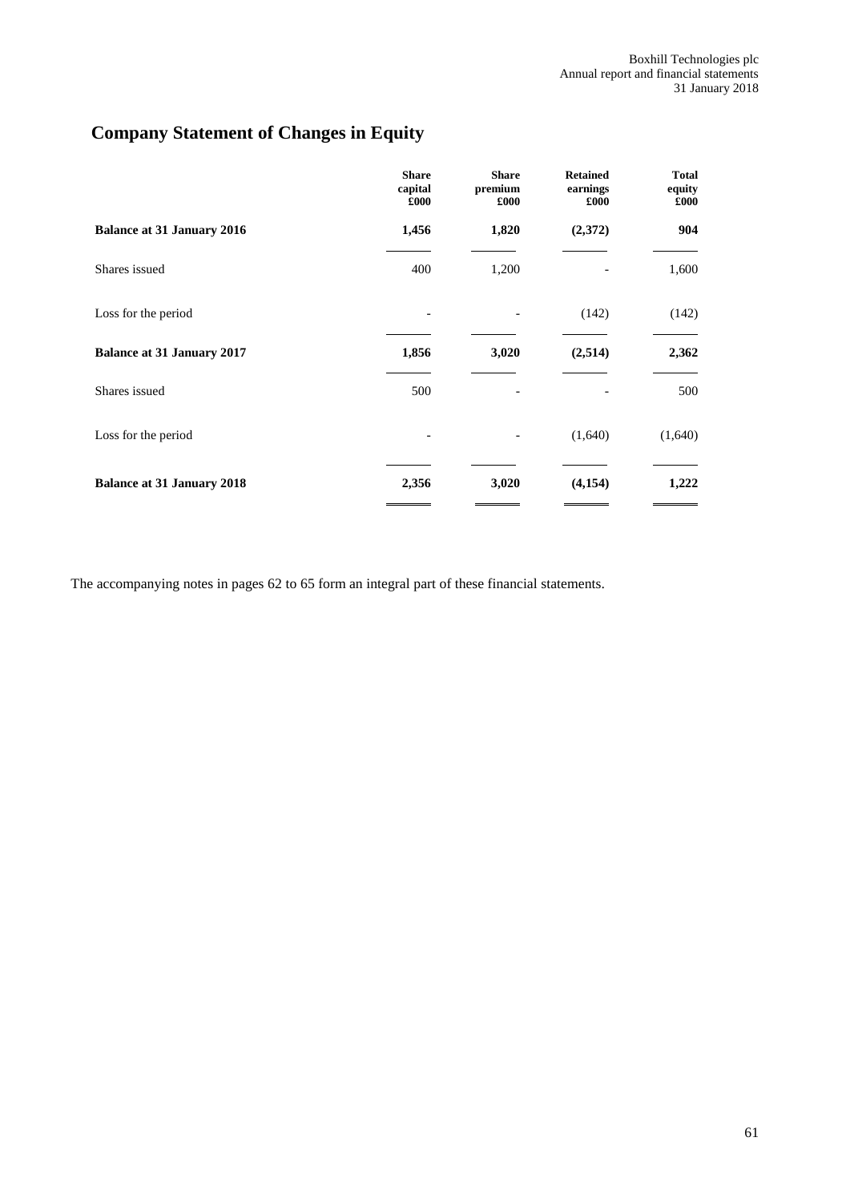# Company Statement of Changes in Equity

| | Share capital £000 | Share premium £000 | Retained earnings £000 | Total equity £000 |
|---|---|---|---|---|
| **Balance at 31 January 2016** | **1,456** | **1,820** | **(2,372)** | **904** |
| Shares issued | 400 | 1,200 | - | 1,600 |
| Loss for the period | - | - | (142) | (142) |
| **Balance at 31 January 2017** | **1,856** | **3,020** | **(2,514)** | **2,362** |
| Shares issued | 500 | - | - | 500 |
| Loss for the period | - | - | (1,640) | (1,640) |
| **Balance at 31 January 2018** | **2,356** | **3,020** | **(4,154)** | **1,222** |

The accompanying notes in pages 62 to 65 form an integral part of these financial statements.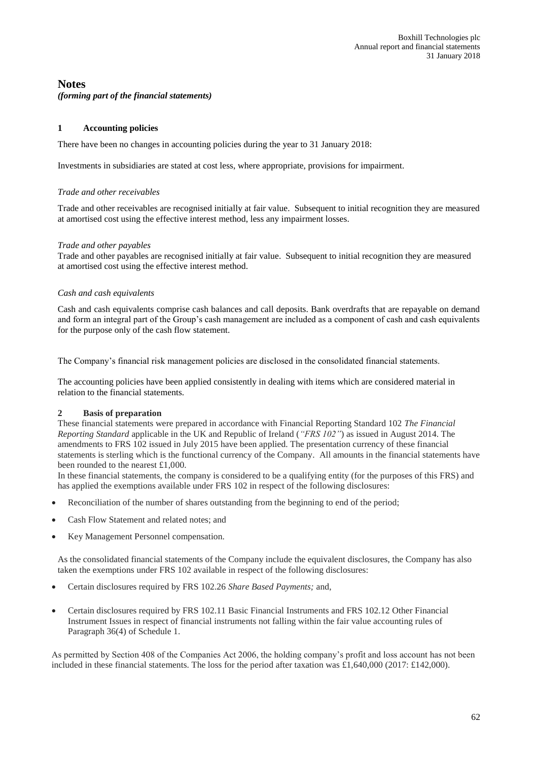# Notes

*(forming part of the financial statements)*

## 1 Accounting policies

There have been no changes in accounting policies during the year to 31 January 2018:

Investments in subsidiaries are stated at cost less, where appropriate, provisions for impairment.

*Trade and other receivables*

Trade and other receivables are recognised initially at fair value. Subsequent to initial recognition they are measured at amortised cost using the effective interest method, less any impairment losses.

*Trade and other payables*

Trade and other payables are recognised initially at fair value. Subsequent to initial recognition they are measured at amortised cost using the effective interest method.

*Cash and cash equivalents*

Cash and cash equivalents comprise cash balances and call deposits. Bank overdrafts that are repayable on demand and form an integral part of the Group's cash management are included as a component of cash and cash equivalents for the purpose only of the cash flow statement.

The Company's financial risk management policies are disclosed in the consolidated financial statements.

The accounting policies have been applied consistently in dealing with items which are considered material in relation to the financial statements.

## 2 Basis of preparation

These financial statements were prepared in accordance with Financial Reporting Standard 102 *The Financial Reporting Standard* applicable in the UK and Republic of Ireland (*"FRS 102"*) as issued in August 2014. The amendments to FRS 102 issued in July 2015 have been applied. The presentation currency of these financial statements is sterling which is the functional currency of the Company. All amounts in the financial statements have been rounded to the nearest £1,000.

In these financial statements, the company is considered to be a qualifying entity (for the purposes of this FRS) and has applied the exemptions available under FRS 102 in respect of the following disclosures:

- Reconciliation of the number of shares outstanding from the beginning to end of the period;
- Cash Flow Statement and related notes; and
- Key Management Personnel compensation.

As the consolidated financial statements of the Company include the equivalent disclosures, the Company has also taken the exemptions under FRS 102 available in respect of the following disclosures:

- Certain disclosures required by FRS 102.26 *Share Based Payments;* and,
- Certain disclosures required by FRS 102.11 Basic Financial Instruments and FRS 102.12 Other Financial Instrument Issues in respect of financial instruments not falling within the fair value accounting rules of Paragraph 36(4) of Schedule 1.

As permitted by Section 408 of the Companies Act 2006, the holding company's profit and loss account has not been included in these financial statements. The loss for the period after taxation was £1,640,000 (2017: £142,000).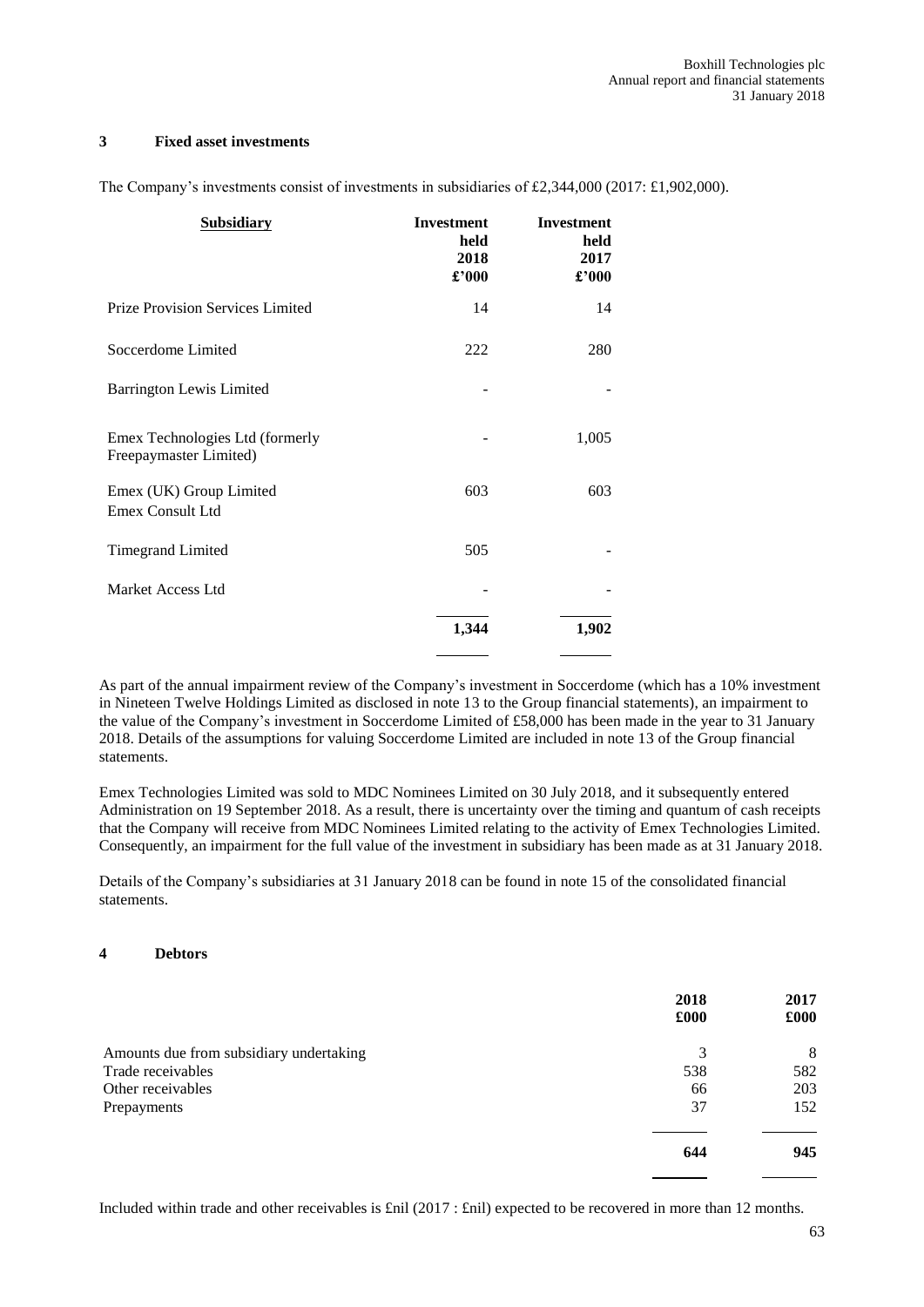## 3 Fixed asset investments

The Company's investments consist of investments in subsidiaries of £2,344,000 (2017: £1,902,000).

| Subsidiary | Investment held 2018 £'000 | Investment held 2017 £'000 |
|---|---|---|
| Prize Provision Services Limited | 14 | 14 |
| Soccerdome Limited | 222 | 280 |
| Barrington Lewis Limited | - | - |
| Emex Technologies Ltd (formerly Freepaymaster Limited) | - | 1,005 |
| Emex (UK) Group Limited<br>Emex Consult Ltd | 603 | 603 |
| Timegrand Limited | 505 | - |
| Market Access Ltd | - | - |
| | **1,344** | **1,902** |

As part of the annual impairment review of the Company's investment in Soccerdome (which has a 10% investment in Nineteen Twelve Holdings Limited as disclosed in note 13 to the Group financial statements), an impairment to the value of the Company's investment in Soccerdome Limited of £58,000 has been made in the year to 31 January 2018. Details of the assumptions for valuing Soccerdome Limited are included in note 13 of the Group financial statements.

Emex Technologies Limited was sold to MDC Nominees Limited on 30 July 2018, and it subsequently entered Administration on 19 September 2018. As a result, there is uncertainty over the timing and quantum of cash receipts that the Company will receive from MDC Nominees Limited relating to the activity of Emex Technologies Limited. Consequently, an impairment for the full value of the investment in subsidiary has been made as at 31 January 2018.

Details of the Company's subsidiaries at 31 January 2018 can be found in note 15 of the consolidated financial statements.

## 4 Debtors

| | 2018 £000 | 2017 £000 |
|---|---|---|
| Amounts due from subsidiary undertaking | 3 | 8 |
| Trade receivables | 538 | 582 |
| Other receivables | 66 | 203 |
| Prepayments | 37 | 152 |
| | **644** | **945** |

Included within trade and other receivables is £nil (2017 : £nil) expected to be recovered in more than 12 months.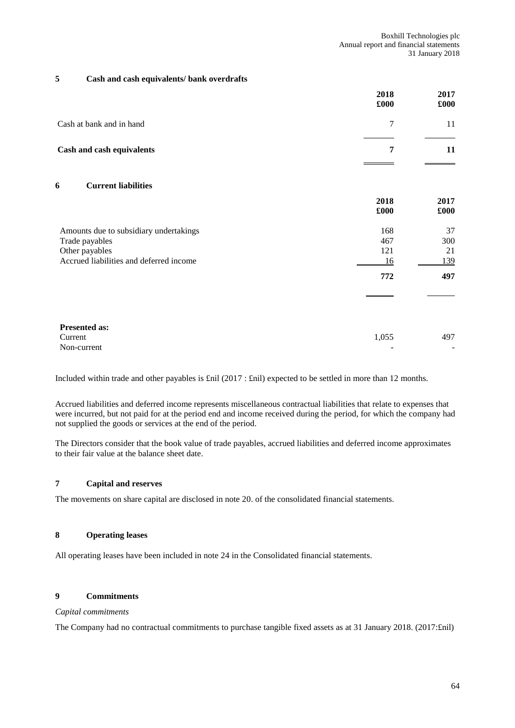## 5 Cash and cash equivalents/ bank overdrafts

| | 2018 £000 | 2017 £000 |
|---|---|---|
| Cash at bank and in hand | 7 | 11 |
| **Cash and cash equivalents** | **7** | **11** |

## 6 Current liabilities

| | 2018 £000 | 2017 £000 |
|---|---|---|
| Amounts due to subsidiary undertakings | 168 | 37 |
| Trade payables | 467 | 300 |
| Other payables | 121 | 21 |
| Accrued liabilities and deferred income | 16 | 139 |
| | **772** | **497** |
| **Presented as:** | | |
| Current | 1,055 | 497 |
| Non-current | - | - |

Included within trade and other payables is £nil (2017 : £nil) expected to be settled in more than 12 months.

Accrued liabilities and deferred income represents miscellaneous contractual liabilities that relate to expenses that were incurred, but not paid for at the period end and income received during the period, for which the company had not supplied the goods or services at the end of the period.

The Directors consider that the book value of trade payables, accrued liabilities and deferred income approximates to their fair value at the balance sheet date.

## 7 Capital and reserves

The movements on share capital are disclosed in note 20. of the consolidated financial statements.

## 8 Operating leases

All operating leases have been included in note 24 in the Consolidated financial statements.

## 9 Commitments

*Capital commitments*

The Company had no contractual commitments to purchase tangible fixed assets as at 31 January 2018. (2017:£nil)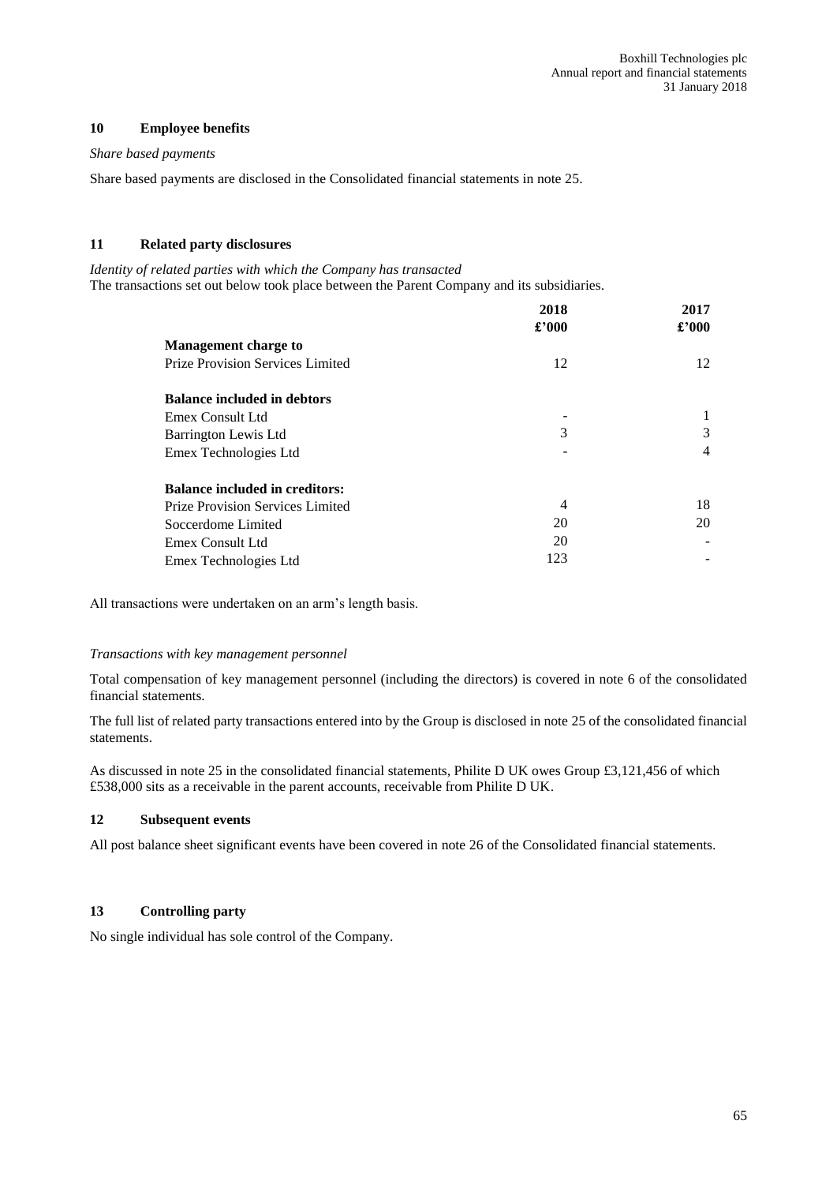## 10 Employee benefits

*Share based payments*

Share based payments are disclosed in the Consolidated financial statements in note 25.

## 11 Related party disclosures

*Identity of related parties with which the Company has transacted*

The transactions set out below took place between the Parent Company and its subsidiaries.

| | 2018 £'000 | 2017 £'000 |
|---|---|---|
| **Management charge to** | | |
| Prize Provision Services Limited | 12 | 12 |
| **Balance included in debtors** | | |
| Emex Consult Ltd | - | 1 |
| Barrington Lewis Ltd | 3 | 3 |
| Emex Technologies Ltd | - | 4 |
| **Balance included in creditors:** | | |
| Prize Provision Services Limited | 4 | 18 |
| Soccerdome Limited | 20 | 20 |
| Emex Consult Ltd | 20 | - |
| Emex Technologies Ltd | 123 | - |

All transactions were undertaken on an arm's length basis.

*Transactions with key management personnel*

Total compensation of key management personnel (including the directors) is covered in note 6 of the consolidated financial statements.

The full list of related party transactions entered into by the Group is disclosed in note 25 of the consolidated financial statements.

As discussed in note 25 in the consolidated financial statements, Philite D UK owes Group £3,121,456 of which £538,000 sits as a receivable in the parent accounts, receivable from Philite D UK.

## 12 Subsequent events

All post balance sheet significant events have been covered in note 26 of the Consolidated financial statements.

## 13 Controlling party

No single individual has sole control of the Company.